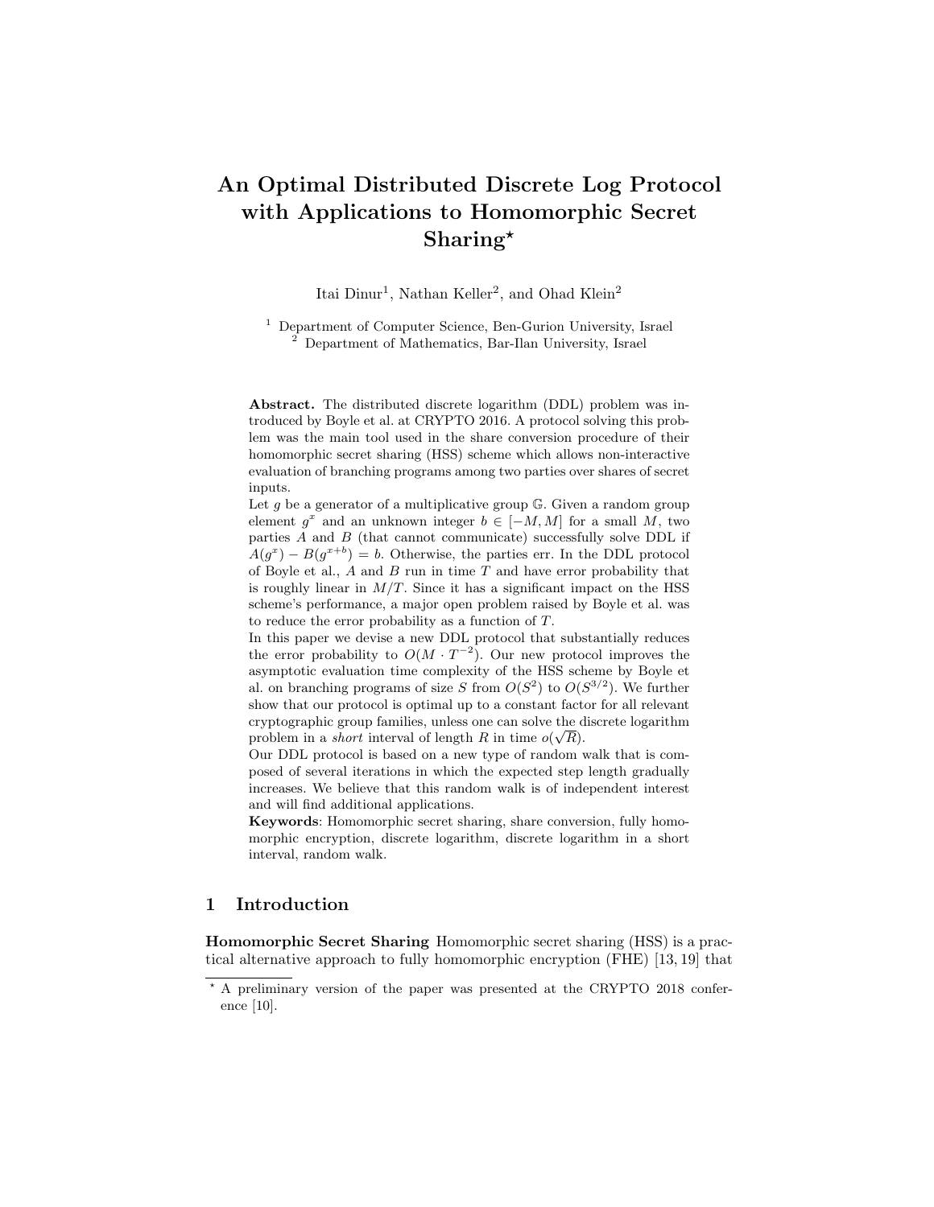# An Optimal Distributed Discrete Log Protocol with Applications to Homomorphic Secret Sharing*

Itai Dinur[1], Nathan Keller[2], and Ohad Klein[2]

[1] Department of Computer Science, Ben-Gurion University, Israel
[2] Department of Mathematics, Bar-Ilan University, Israel

**Abstract.** The distributed discrete logarithm (DDL) problem was introduced by Boyle et al. at CRYPTO 2016. A protocol solving this problem was the main tool used in the share conversion procedure of their homomorphic secret sharing (HSS) scheme which allows non-interactive evaluation of branching programs among two parties over shares of secret inputs.

Let $g$ be a generator of a multiplicative group $\mathbb{G}$. Given a random group element $g^x$ and an unknown integer $b \in [-M, M]$ for a small $M$, two parties $A$ and $B$ (that cannot communicate) successfully solve DDL if $A(g^x) - B(g^{x+b}) = b$. Otherwise, the parties err. In the DDL protocol of Boyle et al., $A$ and $B$ run in time $T$ and have error probability that is roughly linear in $M/T$. Since it has a significant impact on the HSS scheme's performance, a major open problem raised by Boyle et al. was to reduce the error probability as a function of $T$.

In this paper we devise a new DDL protocol that substantially reduces the error probability to $O(M \cdot T^{-2})$. Our new protocol improves the asymptotic evaluation time complexity of the HSS scheme by Boyle et al. on branching programs of size $S$ from $O(S^2)$ to $O(S^{3/2})$. We further show that our protocol is optimal up to a constant factor for all relevant cryptographic group families, unless one can solve the discrete logarithm problem in a *short* interval of length $R$ in time $o(\sqrt{R})$.

Our DDL protocol is based on a new type of random walk that is composed of several iterations in which the expected step length gradually increases. We believe that this random walk is of independent interest and will find additional applications.

**Keywords**: Homomorphic secret sharing, share conversion, fully homomorphic encryption, discrete logarithm, discrete logarithm in a short interval, random walk.

## 1 Introduction

**Homomorphic Secret Sharing** Homomorphic secret sharing (HSS) is a practical alternative approach to fully homomorphic encryption (FHE) [13, 19] that

---

* A preliminary version of the paper was presented at the CRYPTO 2018 conference [10].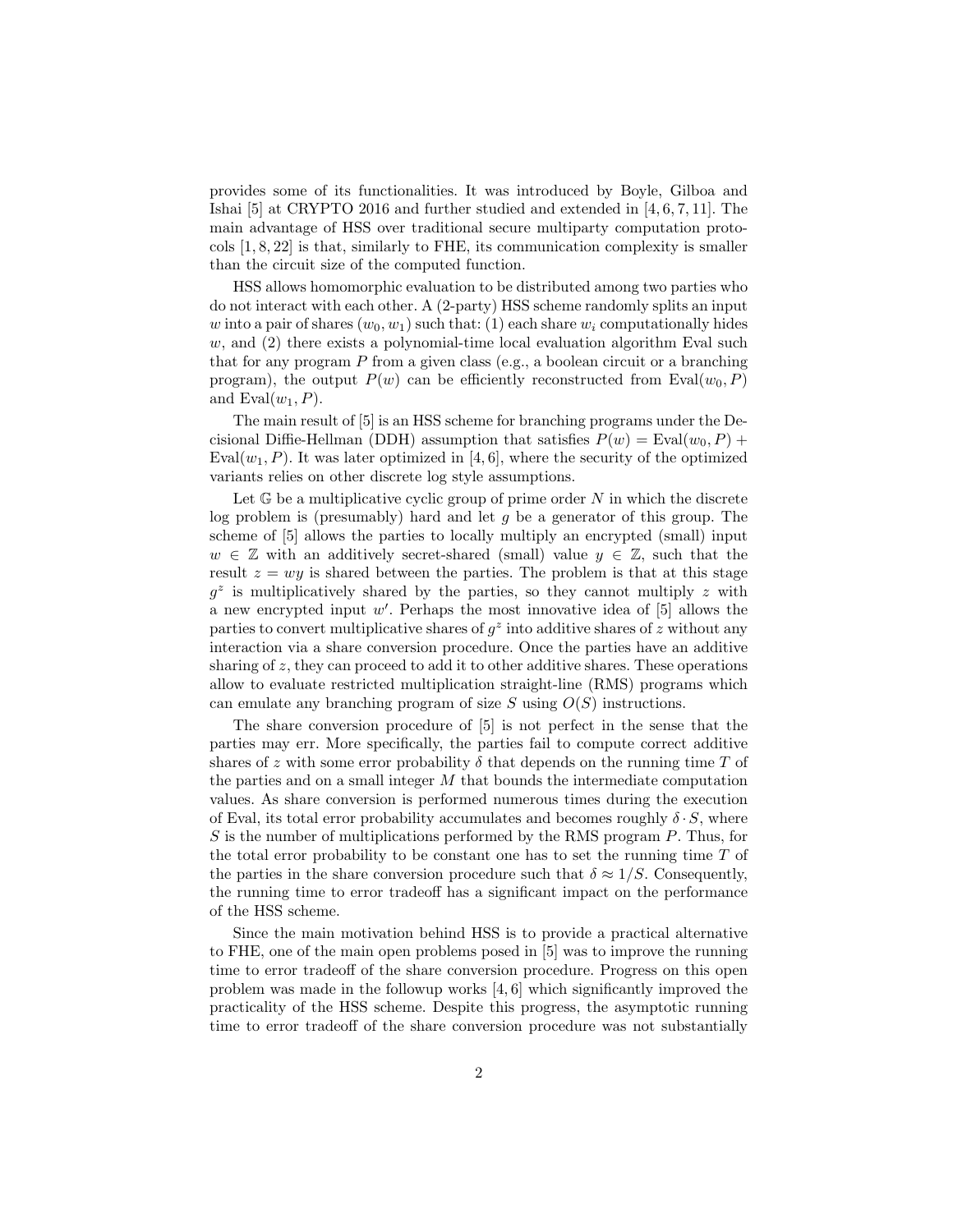provides some of its functionalities. It was introduced by Boyle, Gilboa and Ishai [5] at CRYPTO 2016 and further studied and extended in [4, 6, 7, 11]. The main advantage of HSS over traditional secure multiparty computation protocols [1, 8, 22] is that, similarly to FHE, its communication complexity is smaller than the circuit size of the computed function.

HSS allows homomorphic evaluation to be distributed among two parties who do not interact with each other. A (2-party) HSS scheme randomly splits an input $w$ into a pair of shares $(w_0, w_1)$ such that: (1) each share $w_i$ computationally hides $w$, and (2) there exists a polynomial-time local evaluation algorithm Eval such that for any program $P$ from a given class (e.g., a boolean circuit or a branching program), the output $P(w)$ can be efficiently reconstructed from $\mathrm{Eval}(w_0, P)$ and $\mathrm{Eval}(w_1, P)$.

The main result of [5] is an HSS scheme for branching programs under the Decisional Diffie-Hellman (DDH) assumption that satisfies $P(w) = \mathrm{Eval}(w_0, P) + \mathrm{Eval}(w_1, P)$. It was later optimized in [4, 6], where the security of the optimized variants relies on other discrete log style assumptions.

Let $\mathbb{G}$ be a multiplicative cyclic group of prime order $N$ in which the discrete log problem is (presumably) hard and let $g$ be a generator of this group. The scheme of [5] allows the parties to locally multiply an encrypted (small) input $w \in \mathbb{Z}$ with an additively secret-shared (small) value $y \in \mathbb{Z}$, such that the result $z = wy$ is shared between the parties. The problem is that at this stage $g^z$ is multiplicatively shared by the parties, so they cannot multiply $z$ with a new encrypted input $w'$. Perhaps the most innovative idea of [5] allows the parties to convert multiplicative shares of $g^z$ into additive shares of $z$ without any interaction via a share conversion procedure. Once the parties have an additive sharing of $z$, they can proceed to add it to other additive shares. These operations allow to evaluate restricted multiplication straight-line (RMS) programs which can emulate any branching program of size $S$ using $O(S)$ instructions.

The share conversion procedure of [5] is not perfect in the sense that the parties may err. More specifically, the parties fail to compute correct additive shares of $z$ with some error probability $\delta$ that depends on the running time $T$ of the parties and on a small integer $M$ that bounds the intermediate computation values. As share conversion is performed numerous times during the execution of Eval, its total error probability accumulates and becomes roughly $\delta \cdot S$, where $S$ is the number of multiplications performed by the RMS program $P$. Thus, for the total error probability to be constant one has to set the running time $T$ of the parties in the share conversion procedure such that $\delta \approx 1/S$. Consequently, the running time to error tradeoff has a significant impact on the performance of the HSS scheme.

Since the main motivation behind HSS is to provide a practical alternative to FHE, one of the main open problems posed in [5] was to improve the running time to error tradeoff of the share conversion procedure. Progress on this open problem was made in the followup works [4, 6] which significantly improved the practicality of the HSS scheme. Despite this progress, the asymptotic running time to error tradeoff of the share conversion procedure was not substantially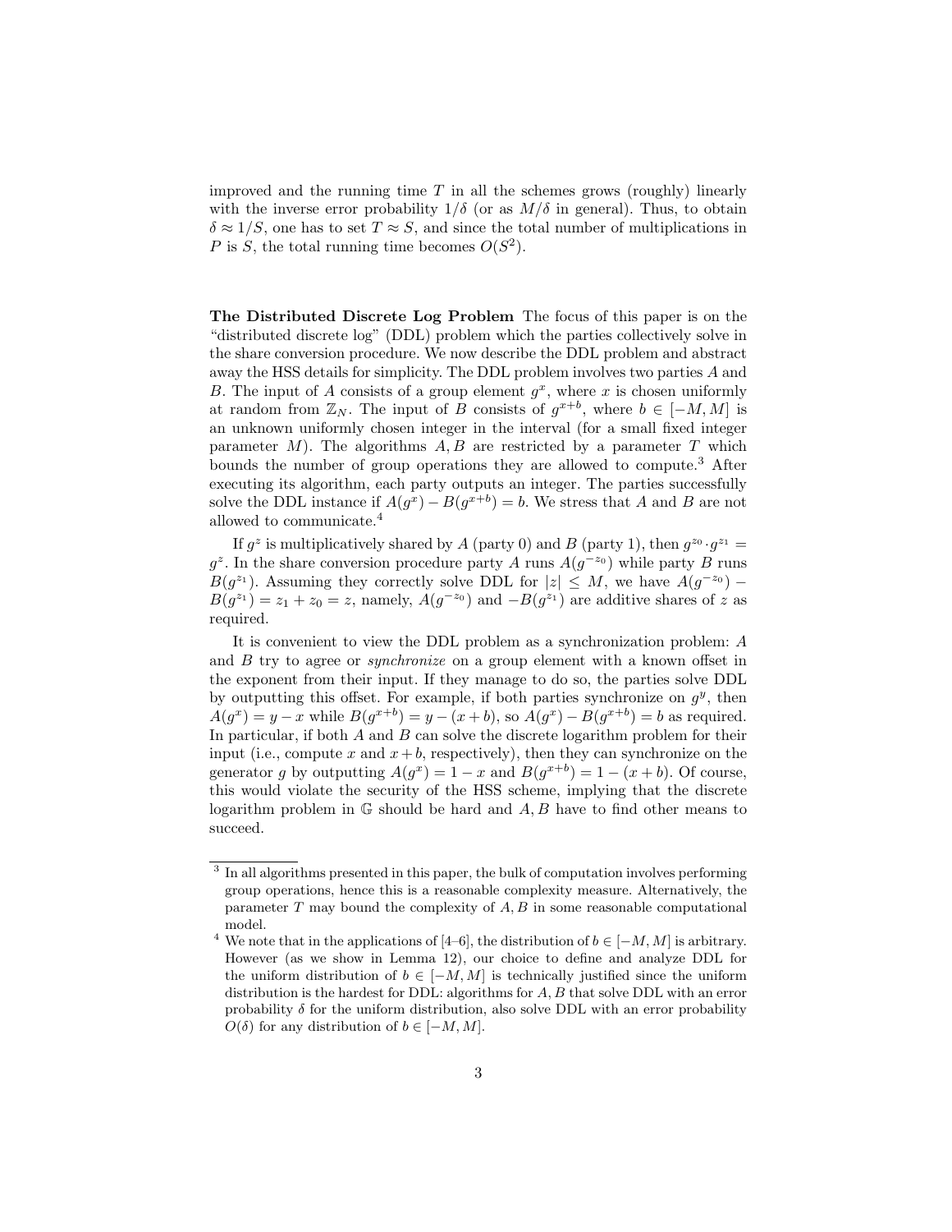improved and the running time $T$ in all the schemes grows (roughly) linearly with the inverse error probability $1/\delta$ (or as $M/\delta$ in general). Thus, to obtain $\delta \approx 1/S$, one has to set $T \approx S$, and since the total number of multiplications in $P$ is $S$, the total running time becomes $O(S^2)$.

**The Distributed Discrete Log Problem** The focus of this paper is on the "distributed discrete log" (DDL) problem which the parties collectively solve in the share conversion procedure. We now describe the DDL problem and abstract away the HSS details for simplicity. The DDL problem involves two parties $A$ and $B$. The input of $A$ consists of a group element $g^x$, where $x$ is chosen uniformly at random from $\mathbb{Z}_N$. The input of $B$ consists of $g^{x+b}$, where $b \in [-M, M]$ is an unknown uniformly chosen integer in the interval (for a small fixed integer parameter $M$). The algorithms $A, B$ are restricted by a parameter $T$ which bounds the number of group operations they are allowed to compute.[3] After executing its algorithm, each party outputs an integer. The parties successfully solve the DDL instance if $A(g^x) - B(g^{x+b}) = b$. We stress that $A$ and $B$ are not allowed to communicate.[4]

If $g^z$ is multiplicatively shared by $A$ (party 0) and $B$ (party 1), then $g^{z_0} \cdot g^{z_1} = g^z$. In the share conversion procedure party $A$ runs $A(g^{-z_0})$ while party $B$ runs $B(g^{z_1})$. Assuming they correctly solve DDL for $|z| \leq M$, we have $A(g^{-z_0}) - B(g^{z_1}) = z_1 + z_0 = z$, namely, $A(g^{-z_0})$ and $-B(g^{z_1})$ are additive shares of $z$ as required.

It is convenient to view the DDL problem as a synchronization problem: $A$ and $B$ try to agree or *synchronize* on a group element with a known offset in the exponent from their input. If they manage to do so, the parties solve DDL by outputting this offset. For example, if both parties synchronize on $g^y$, then $A(g^x) = y - x$ while $B(g^{x+b}) = y - (x + b)$, so $A(g^x) - B(g^{x+b}) = b$ as required. In particular, if both $A$ and $B$ can solve the discrete logarithm problem for their input (i.e., compute $x$ and $x + b$, respectively), then they can synchronize on the generator $g$ by outputting $A(g^x) = 1 - x$ and $B(g^{x+b}) = 1 - (x + b)$. Of course, this would violate the security of the HSS scheme, implying that the discrete logarithm problem in $\mathbb{G}$ should be hard and $A, B$ have to find other means to succeed.

---

[3] In all algorithms presented in this paper, the bulk of computation involves performing group operations, hence this is a reasonable complexity measure. Alternatively, the parameter $T$ may bound the complexity of $A, B$ in some reasonable computational model.

[4] We note that in the applications of [4–6], the distribution of $b \in [-M, M]$ is arbitrary. However (as we show in Lemma 12), our choice to define and analyze DDL for the uniform distribution of $b \in [-M, M]$ is technically justified since the uniform distribution is the hardest for DDL: algorithms for $A, B$ that solve DDL with an error probability $\delta$ for the uniform distribution, also solve DDL with an error probability $O(\delta)$ for any distribution of $b \in [-M, M]$.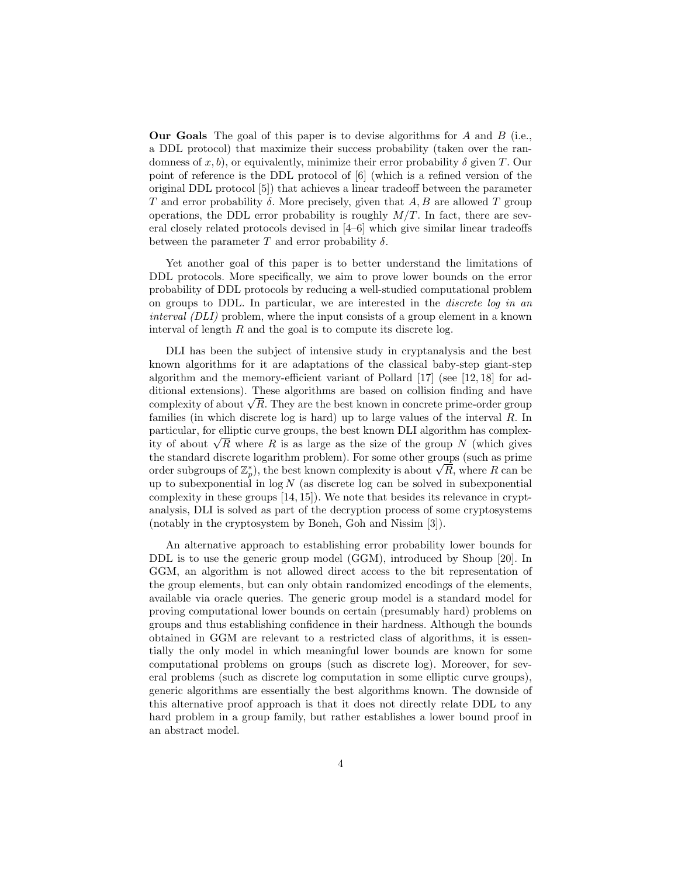**Our Goals** The goal of this paper is to devise algorithms for $A$ and $B$ (i.e., a DDL protocol) that maximize their success probability (taken over the randomness of $x, b$), or equivalently, minimize their error probability $\delta$ given $T$. Our point of reference is the DDL protocol of [6] (which is a refined version of the original DDL protocol [5]) that achieves a linear tradeoff between the parameter $T$ and error probability $\delta$. More precisely, given that $A, B$ are allowed $T$ group operations, the DDL error probability is roughly $M/T$. In fact, there are several closely related protocols devised in [4–6] which give similar linear tradeoffs between the parameter $T$ and error probability $\delta$.

Yet another goal of this paper is to better understand the limitations of DDL protocols. More specifically, we aim to prove lower bounds on the error probability of DDL protocols by reducing a well-studied computational problem on groups to DDL. In particular, we are interested in the *discrete log in an interval (DLI)* problem, where the input consists of a group element in a known interval of length $R$ and the goal is to compute its discrete log.

DLI has been the subject of intensive study in cryptanalysis and the best known algorithms for it are adaptations of the classical baby-step giant-step algorithm and the memory-efficient variant of Pollard [17] (see [12, 18] for additional extensions). These algorithms are based on collision finding and have complexity of about $\sqrt{R}$. They are the best known in concrete prime-order group families (in which discrete log is hard) up to large values of the interval $R$. In particular, for elliptic curve groups, the best known DLI algorithm has complexity of about $\sqrt{R}$ where $R$ is as large as the size of the group $N$ (which gives the standard discrete logarithm problem). For some other groups (such as prime order subgroups of $\mathbb{Z}_p^*$), the best known complexity is about $\sqrt{R}$, where $R$ can be up to subexponential in $\log N$ (as discrete log can be solved in subexponential complexity in these groups [14, 15]). We note that besides its relevance in cryptanalysis, DLI is solved as part of the decryption process of some cryptosystems (notably in the cryptosystem by Boneh, Goh and Nissim [3]).

An alternative approach to establishing error probability lower bounds for DDL is to use the generic group model (GGM), introduced by Shoup [20]. In GGM, an algorithm is not allowed direct access to the bit representation of the group elements, but can only obtain randomized encodings of the elements, available via oracle queries. The generic group model is a standard model for proving computational lower bounds on certain (presumably hard) problems on groups and thus establishing confidence in their hardness. Although the bounds obtained in GGM are relevant to a restricted class of algorithms, it is essentially the only model in which meaningful lower bounds are known for some computational problems on groups (such as discrete log). Moreover, for several problems (such as discrete log computation in some elliptic curve groups), generic algorithms are essentially the best algorithms known. The downside of this alternative proof approach is that it does not directly relate DDL to any hard problem in a group family, but rather establishes a lower bound proof in an abstract model.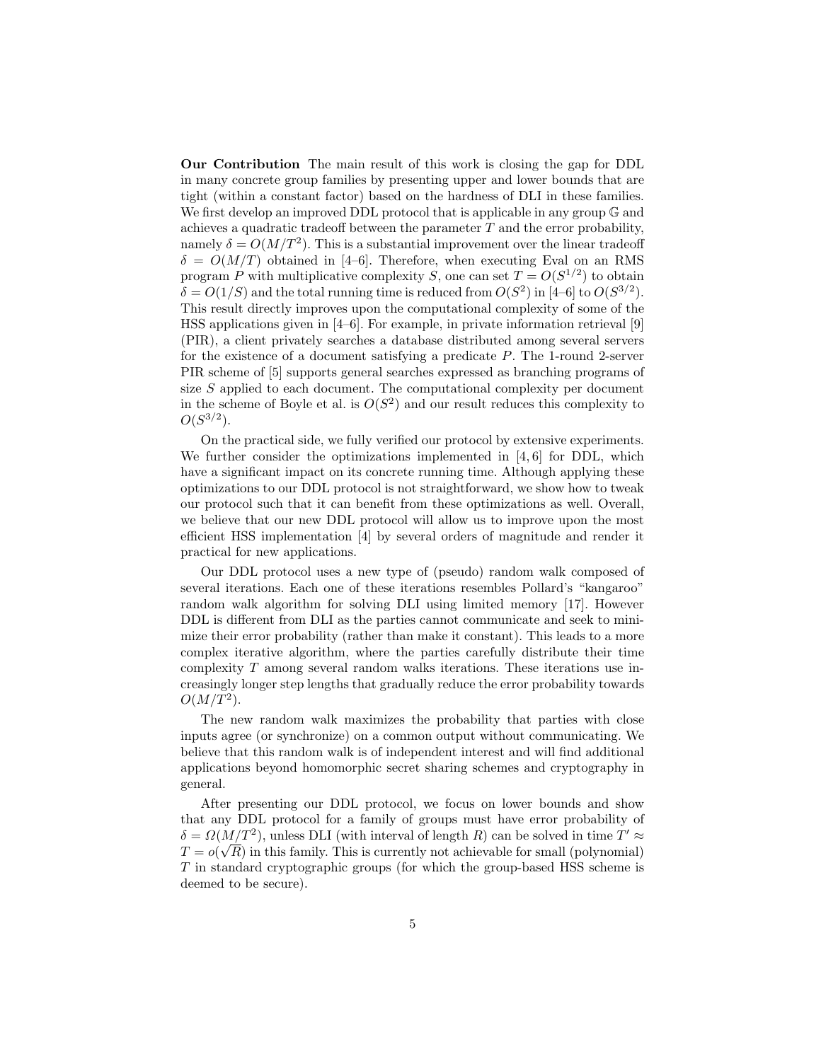**Our Contribution** The main result of this work is closing the gap for DDL in many concrete group families by presenting upper and lower bounds that are tight (within a constant factor) based on the hardness of DLI in these families. We first develop an improved DDL protocol that is applicable in any group $\mathbb{G}$ and achieves a quadratic tradeoff between the parameter $T$ and the error probability, namely $\delta = O(M/T^2)$. This is a substantial improvement over the linear tradeoff $\delta = O(M/T)$ obtained in [4–6]. Therefore, when executing Eval on an RMS program $P$ with multiplicative complexity $S$, one can set $T = O(S^{1/2})$ to obtain $\delta = O(1/S)$ and the total running time is reduced from $O(S^2)$ in [4–6] to $O(S^{3/2})$. This result directly improves upon the computational complexity of some of the HSS applications given in [4–6]. For example, in private information retrieval [9] (PIR), a client privately searches a database distributed among several servers for the existence of a document satisfying a predicate $P$. The 1-round 2-server PIR scheme of [5] supports general searches expressed as branching programs of size $S$ applied to each document. The computational complexity per document in the scheme of Boyle et al. is $O(S^2)$ and our result reduces this complexity to $O(S^{3/2})$.

On the practical side, we fully verified our protocol by extensive experiments. We further consider the optimizations implemented in [4, 6] for DDL, which have a significant impact on its concrete running time. Although applying these optimizations to our DDL protocol is not straightforward, we show how to tweak our protocol such that it can benefit from these optimizations as well. Overall, we believe that our new DDL protocol will allow us to improve upon the most efficient HSS implementation [4] by several orders of magnitude and render it practical for new applications.

Our DDL protocol uses a new type of (pseudo) random walk composed of several iterations. Each one of these iterations resembles Pollard's "kangaroo" random walk algorithm for solving DLI using limited memory [17]. However DDL is different from DLI as the parties cannot communicate and seek to minimize their error probability (rather than make it constant). This leads to a more complex iterative algorithm, where the parties carefully distribute their time complexity $T$ among several random walks iterations. These iterations use increasingly longer step lengths that gradually reduce the error probability towards $O(M/T^2)$.

The new random walk maximizes the probability that parties with close inputs agree (or synchronize) on a common output without communicating. We believe that this random walk is of independent interest and will find additional applications beyond homomorphic secret sharing schemes and cryptography in general.

After presenting our DDL protocol, we focus on lower bounds and show that any DDL protocol for a family of groups must have error probability of $\delta = \Omega(M/T^2)$, unless DLI (with interval of length $R$) can be solved in time $T' \approx T = o(\sqrt{R})$ in this family. This is currently not achievable for small (polynomial) $T$ in standard cryptographic groups (for which the group-based HSS scheme is deemed to be secure).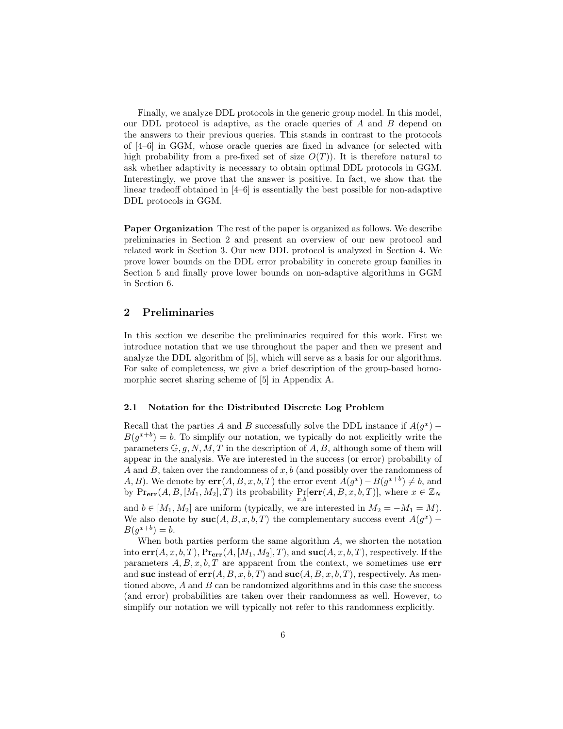Finally, we analyze DDL protocols in the generic group model. In this model, our DDL protocol is adaptive, as the oracle queries of $A$ and $B$ depend on the answers to their previous queries. This stands in contrast to the protocols of [4–6] in GGM, whose oracle queries are fixed in advance (or selected with high probability from a pre-fixed set of size $O(T)$). It is therefore natural to ask whether adaptivity is necessary to obtain optimal DDL protocols in GGM. Interestingly, we prove that the answer is positive. In fact, we show that the linear tradeoff obtained in [4–6] is essentially the best possible for non-adaptive DDL protocols in GGM.

**Paper Organization** The rest of the paper is organized as follows. We describe preliminaries in Section 2 and present an overview of our new protocol and related work in Section 3. Our new DDL protocol is analyzed in Section 4. We prove lower bounds on the DDL error probability in concrete group families in Section 5 and finally prove lower bounds on non-adaptive algorithms in GGM in Section 6.

## 2 Preliminaries

In this section we describe the preliminaries required for this work. First we introduce notation that we use throughout the paper and then we present and analyze the DDL algorithm of [5], which will serve as a basis for our algorithms. For sake of completeness, we give a brief description of the group-based homomorphic secret sharing scheme of [5] in Appendix A.

### 2.1 Notation for the Distributed Discrete Log Problem

Recall that the parties $A$ and $B$ successfully solve the DDL instance if $A(g^x) - B(g^{x+b}) = b$. To simplify our notation, we typically do not explicitly write the parameters $\mathbb{G}, g, N, M, T$ in the description of $A, B$, although some of them will appear in the analysis. We are interested in the success (or error) probability of $A$ and $B$, taken over the randomness of $x, b$ (and possibly over the randomness of $A, B$). We denote by $\mathbf{err}(A, B, x, b, T)$ the error event $A(g^x) - B(g^{x+b}) \neq b$, and by $\Pr_{\mathbf{err}}(A, B, [M_1, M_2], T)$ its probability $\Pr_{x,b}[\mathbf{err}(A, B, x, b, T)]$, where $x \in \mathbb{Z}_N$ and $b \in [M_1, M_2]$ are uniform (typically, we are interested in $M_2 = -M_1 = M$). We also denote by $\mathbf{suc}(A, B, x, b, T)$ the complementary success event $A(g^x) - B(g^{x+b}) = b$.

When both parties perform the same algorithm $A$, we shorten the notation into $\mathbf{err}(A, x, b, T)$, $\Pr_{\mathbf{err}}(A, [M_1, M_2], T)$, and $\mathbf{suc}(A, x, b, T)$, respectively. If the parameters $A, B, x, b, T$ are apparent from the context, we sometimes use $\mathbf{err}$ and $\mathbf{suc}$ instead of $\mathbf{err}(A, B, x, b, T)$ and $\mathbf{suc}(A, B, x, b, T)$, respectively. As mentioned above, $A$ and $B$ can be randomized algorithms and in this case the success (and error) probabilities are taken over their randomness as well. However, to simplify our notation we will typically not refer to this randomness explicitly.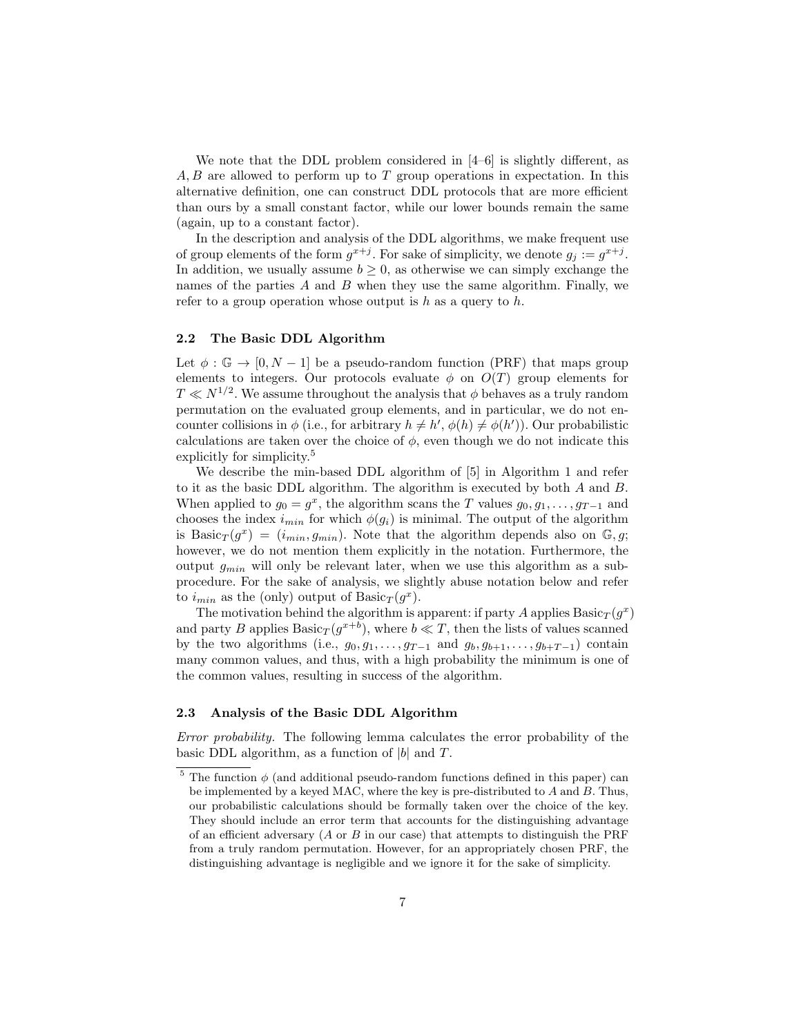We note that the DDL problem considered in [4–6] is slightly different, as $A, B$ are allowed to perform up to $T$ group operations in expectation. In this alternative definition, one can construct DDL protocols that are more efficient than ours by a small constant factor, while our lower bounds remain the same (again, up to a constant factor).

In the description and analysis of the DDL algorithms, we make frequent use of group elements of the form $g^{x+j}$. For sake of simplicity, we denote $g_j := g^{x+j}$. In addition, we usually assume $b \geq 0$, as otherwise we can simply exchange the names of the parties $A$ and $B$ when they use the same algorithm. Finally, we refer to a group operation whose output is $h$ as a query to $h$.

### 2.2 The Basic DDL Algorithm

Let $\phi : \mathbb{G} \rightarrow [0, N-1]$ be a pseudo-random function (PRF) that maps group elements to integers. Our protocols evaluate $\phi$ on $O(T)$ group elements for $T \ll N^{1/2}$. We assume throughout the analysis that $\phi$ behaves as a truly random permutation on the evaluated group elements, and in particular, we do not encounter collisions in $\phi$ (i.e., for arbitrary $h \neq h'$, $\phi(h) \neq \phi(h')$). Our probabilistic calculations are taken over the choice of $\phi$, even though we do not indicate this explicitly for simplicity.[5]

We describe the min-based DDL algorithm of [5] in Algorithm 1 and refer to it as the basic DDL algorithm. The algorithm is executed by both $A$ and $B$. When applied to $g_0 = g^x$, the algorithm scans the $T$ values $g_0, g_1, \ldots, g_{T-1}$ and chooses the index $i_{min}$ for which $\phi(g_i)$ is minimal. The output of the algorithm is $\text{Basic}_T(g^x) = (i_{min}, g_{min})$. Note that the algorithm depends also on $\mathbb{G}, g$; however, we do not mention them explicitly in the notation. Furthermore, the output $g_{min}$ will only be relevant later, when we use this algorithm as a subprocedure. For the sake of analysis, we slightly abuse notation below and refer to $i_{min}$ as the (only) output of $\text{Basic}_T(g^x)$.

The motivation behind the algorithm is apparent: if party $A$ applies $\text{Basic}_T(g^x)$ and party $B$ applies $\text{Basic}_T(g^{x+b})$, where $b \ll T$, then the lists of values scanned by the two algorithms (i.e., $g_0, g_1, \ldots, g_{T-1}$ and $g_b, g_{b+1}, \ldots, g_{b+T-1}$) contain many common values, and thus, with a high probability the minimum is one of the common values, resulting in success of the algorithm.

### 2.3 Analysis of the Basic DDL Algorithm

*Error probability.* The following lemma calculates the error probability of the basic DDL algorithm, as a function of $|b|$ and $T$.

[5] The function $\phi$ (and additional pseudo-random functions defined in this paper) can be implemented by a keyed MAC, where the key is pre-distributed to $A$ and $B$. Thus, our probabilistic calculations should be formally taken over the choice of the key. They should include an error term that accounts for the distinguishing advantage of an efficient adversary ($A$ or $B$ in our case) that attempts to distinguish the PRF from a truly random permutation. However, for an appropriately chosen PRF, the distinguishing advantage is negligible and we ignore it for the sake of simplicity.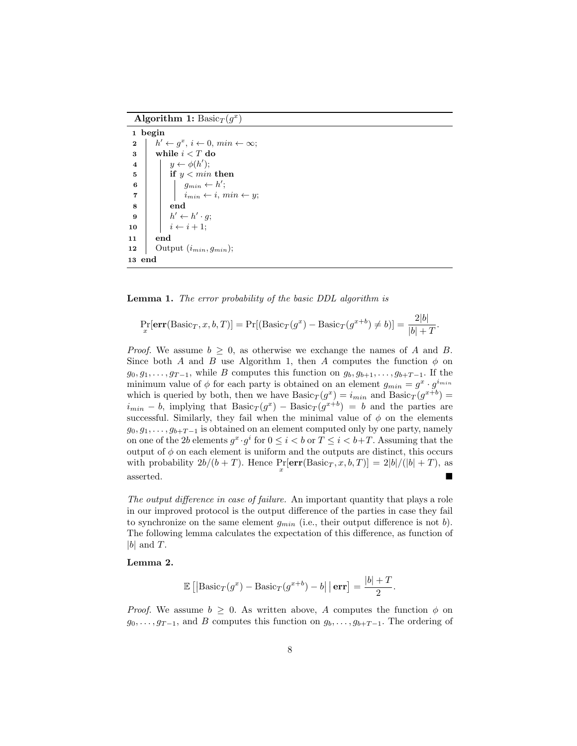**Algorithm 1:** $\text{Basic}_T(g^x)$

```
1  begin
2  |   h' ← g^x, i ← 0, min ← ∞;
3  |   while i < T do
4  |   |   y ← φ(h');
5  |   |   if y < min then
6  |   |   |   g_min ← h';
7  |   |   |   i_min ← i, min ← y;
8  |   |   end
9  |   |   h' ← h' · g;
10 |   |   i ← i + 1;
11 |   end
12 |   Output (i_min, g_min);
13 end
```

**Lemma 1.** *The error probability of the basic DDL algorithm is*

$$\Pr_x[\mathbf{err}(\text{Basic}_T, x, b, T)] = \Pr[(\text{Basic}_T(g^x) - \text{Basic}_T(g^{x+b}) \neq b)] = \frac{2|b|}{|b| + T}.$$

*Proof.* We assume $b \geq 0$, as otherwise we exchange the names of $A$ and $B$. Since both $A$ and $B$ use Algorithm 1, then $A$ computes the function $\phi$ on $g_0, g_1, \ldots, g_{T-1}$, while $B$ computes this function on $g_b, g_{b+1}, \ldots, g_{b+T-1}$. If the minimum value of $\phi$ for each party is obtained on an element $g_{min} = g^x \cdot g^{i_{min}}$ which is queried by both, then we have $\text{Basic}_T(g^x) = i_{min}$ and $\text{Basic}_T(g^{x+b}) = i_{min} - b$, implying that $\text{Basic}_T(g^x) - \text{Basic}_T(g^{x+b}) = b$ and the parties are successful. Similarly, they fail when the minimal value of $\phi$ on the elements $g_0, g_1, \ldots, g_{b+T-1}$ is obtained on an element computed only by one party, namely on one of the $2b$ elements $g^x \cdot g^i$ for $0 \leq i < b$ or $T \leq i < b+T$. Assuming that the output of $\phi$ on each element is uniform and the outputs are distinct, this occurs with probability $2b/(b+T)$. Hence $\Pr_x[\mathbf{err}(\text{Basic}_T, x, b, T)] = 2|b|/(|b| + T)$, as asserted. ∎

*The output difference in case of failure.* An important quantity that plays a role in our improved protocol is the output difference of the parties in case they fail to synchronize on the same element $g_{min}$ (i.e., their output difference is not $b$). The following lemma calculates the expectation of this difference, as function of $|b|$ and $T$.

**Lemma 2.**

$$\mathbb{E}\left[\left|\text{Basic}_T(g^x) - \text{Basic}_T(g^{x+b}) - b\right| \,\middle|\, \mathbf{err}\right] = \frac{|b| + T}{2}.$$

*Proof.* We assume $b \geq 0$. As written above, $A$ computes the function $\phi$ on $g_0, \ldots, g_{T-1}$, and $B$ computes this function on $g_b, \ldots, g_{b+T-1}$. The ordering of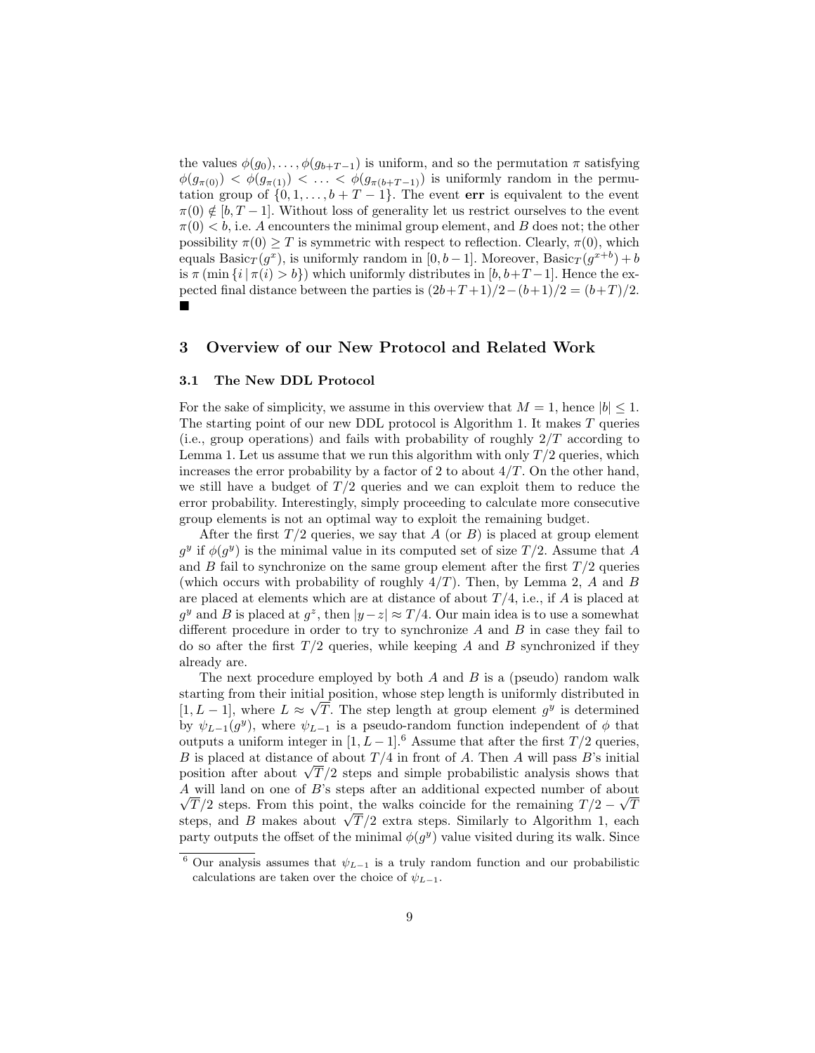the values $\phi(g_0), \ldots, \phi(g_{b+T-1})$ is uniform, and so the permutation $\pi$ satisfying $\phi(g_{\pi(0)}) < \phi(g_{\pi(1)}) < \ldots < \phi(g_{\pi(b+T-1)})$ is uniformly random in the permutation group of $\{0, 1, \ldots, b+T-1\}$. The event **err** is equivalent to the event $\pi(0) \notin [b, T-1]$. Without loss of generality let us restrict ourselves to the event $\pi(0) < b$, i.e. $A$ encounters the minimal group element, and $B$ does not; the other possibility $\pi(0) \geq T$ is symmetric with respect to reflection. Clearly, $\pi(0)$, which equals $\text{Basic}_T(g^x)$, is uniformly random in $[0, b-1]$. Moreover, $\text{Basic}_T(g^{x+b}) + b$ is $\pi(\min\{i \mid \pi(i) > b\})$ which uniformly distributes in $[b, b+T-1]$. Hence the expected final distance between the parties is $(2b+T+1)/2 - (b+1)/2 = (b+T)/2$. ■

## 3 Overview of our New Protocol and Related Work

### 3.1 The New DDL Protocol

For the sake of simplicity, we assume in this overview that $M = 1$, hence $|b| \leq 1$. The starting point of our new DDL protocol is Algorithm 1. It makes $T$ queries (i.e., group operations) and fails with probability of roughly $2/T$ according to Lemma 1. Let us assume that we run this algorithm with only $T/2$ queries, which increases the error probability by a factor of 2 to about $4/T$. On the other hand, we still have a budget of $T/2$ queries and we can exploit them to reduce the error probability. Interestingly, simply proceeding to calculate more consecutive group elements is not an optimal way to exploit the remaining budget.

After the first $T/2$ queries, we say that $A$ (or $B$) is placed at group element $g^y$ if $\phi(g^y)$ is the minimal value in its computed set of size $T/2$. Assume that $A$ and $B$ fail to synchronize on the same group element after the first $T/2$ queries (which occurs with probability of roughly $4/T$). Then, by Lemma 2, $A$ and $B$ are placed at elements which are at distance of about $T/4$, i.e., if $A$ is placed at $g^y$ and $B$ is placed at $g^z$, then $|y-z| \approx T/4$. Our main idea is to use a somewhat different procedure in order to try to synchronize $A$ and $B$ in case they fail to do so after the first $T/2$ queries, while keeping $A$ and $B$ synchronized if they already are.

The next procedure employed by both $A$ and $B$ is a (pseudo) random walk starting from their initial position, whose step length is uniformly distributed in $[1, L-1]$, where $L \approx \sqrt{T}$. The step length at group element $g^y$ is determined by $\psi_{L-1}(g^y)$, where $\psi_{L-1}$ is a pseudo-random function independent of $\phi$ that outputs a uniform integer in $[1, L-1]$.[6] Assume that after the first $T/2$ queries, $B$ is placed at distance of about $T/4$ in front of $A$. Then $A$ will pass $B$'s initial position after about $\sqrt{T}/2$ steps and simple probabilistic analysis shows that $A$ will land on one of $B$'s steps after an additional expected number of about $\sqrt{T}/2$ steps. From this point, the walks coincide for the remaining $T/2 - \sqrt{T}$ steps, and $B$ makes about $\sqrt{T}/2$ extra steps. Similarly to Algorithm 1, each party outputs the offset of the minimal $\phi(g^y)$ value visited during its walk. Since

[6] Our analysis assumes that $\psi_{L-1}$ is a truly random function and our probabilistic calculations are taken over the choice of $\psi_{L-1}$.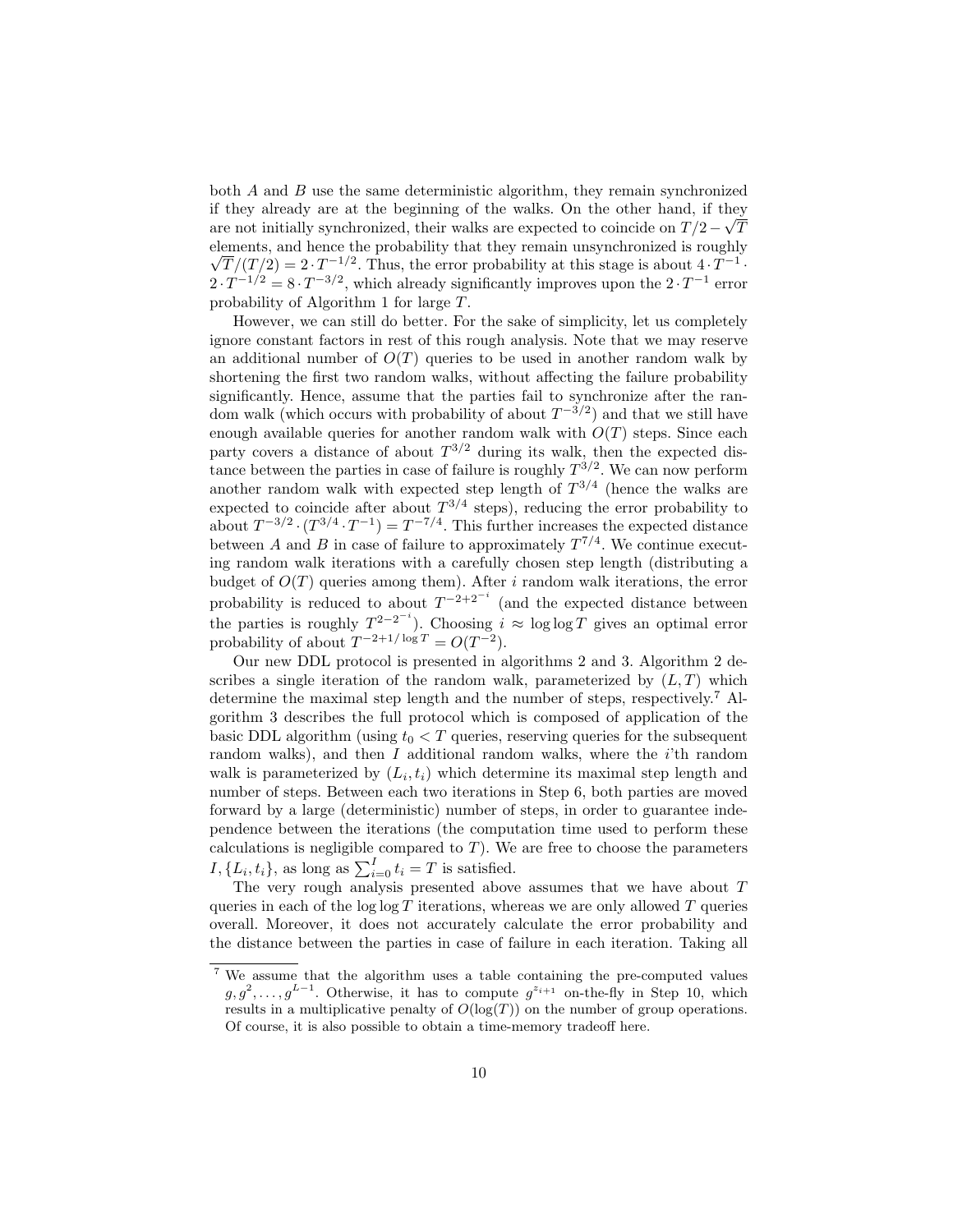both $A$ and $B$ use the same deterministic algorithm, they remain synchronized if they already are at the beginning of the walks. On the other hand, if they are not initially synchronized, their walks are expected to coincide on $T/2 - \sqrt{T}$ elements, and hence the probability that they remain unsynchronized is roughly $\sqrt{T}/(T/2) = 2 \cdot T^{-1/2}$. Thus, the error probability at this stage is about $4 \cdot T^{-1} \cdot 2 \cdot T^{-1/2} = 8 \cdot T^{-3/2}$, which already significantly improves upon the $2 \cdot T^{-1}$ error probability of Algorithm 1 for large $T$.

However, we can still do better. For the sake of simplicity, let us completely ignore constant factors in rest of this rough analysis. Note that we may reserve an additional number of $O(T)$ queries to be used in another random walk by shortening the first two random walks, without affecting the failure probability significantly. Hence, assume that the parties fail to synchronize after the random walk (which occurs with probability of about $T^{-3/2}$) and that we still have enough available queries for another random walk with $O(T)$ steps. Since each party covers a distance of about $T^{3/2}$ during its walk, then the expected distance between the parties in case of failure is roughly $T^{3/2}$. We can now perform another random walk with expected step length of $T^{3/4}$ (hence the walks are expected to coincide after about $T^{3/4}$ steps), reducing the error probability to about $T^{-3/2} \cdot (T^{3/4} \cdot T^{-1}) = T^{-7/4}$. This further increases the expected distance between $A$ and $B$ in case of failure to approximately $T^{7/4}$. We continue executing random walk iterations with a carefully chosen step length (distributing a budget of $O(T)$ queries among them). After $i$ random walk iterations, the error probability is reduced to about $T^{-2+2^{-i}}$ (and the expected distance between the parties is roughly $T^{2-2^{-i}}$). Choosing $i \approx \log \log T$ gives an optimal error probability of about $T^{-2+1/\log T} = O(T^{-2})$.

Our new DDL protocol is presented in algorithms 2 and 3. Algorithm 2 describes a single iteration of the random walk, parameterized by $(L, T)$ which determine the maximal step length and the number of steps, respectively.[7] Algorithm 3 describes the full protocol which is composed of application of the basic DDL algorithm (using $t_0 < T$ queries, reserving queries for the subsequent random walks), and then $I$ additional random walks, where the $i$'th random walk is parameterized by $(L_i, t_i)$ which determine its maximal step length and number of steps. Between each two iterations in Step 6, both parties are moved forward by a large (deterministic) number of steps, in order to guarantee independence between the iterations (the computation time used to perform these calculations is negligible compared to $T$). We are free to choose the parameters $I, \{L_i, t_i\}$, as long as $\sum_{i=0}^{I} t_i = T$ is satisfied.

The very rough analysis presented above assumes that we have about $T$ queries in each of the $\log \log T$ iterations, whereas we are only allowed $T$ queries overall. Moreover, it does not accurately calculate the error probability and the distance between the parties in case of failure in each iteration. Taking all

---

[7] We assume that the algorithm uses a table containing the pre-computed values $g, g^2, \ldots, g^{L-1}$. Otherwise, it has to compute $g^{z_{i+1}}$ on-the-fly in Step 10, which results in a multiplicative penalty of $O(\log(T))$ on the number of group operations. Of course, it is also possible to obtain a time-memory tradeoff here.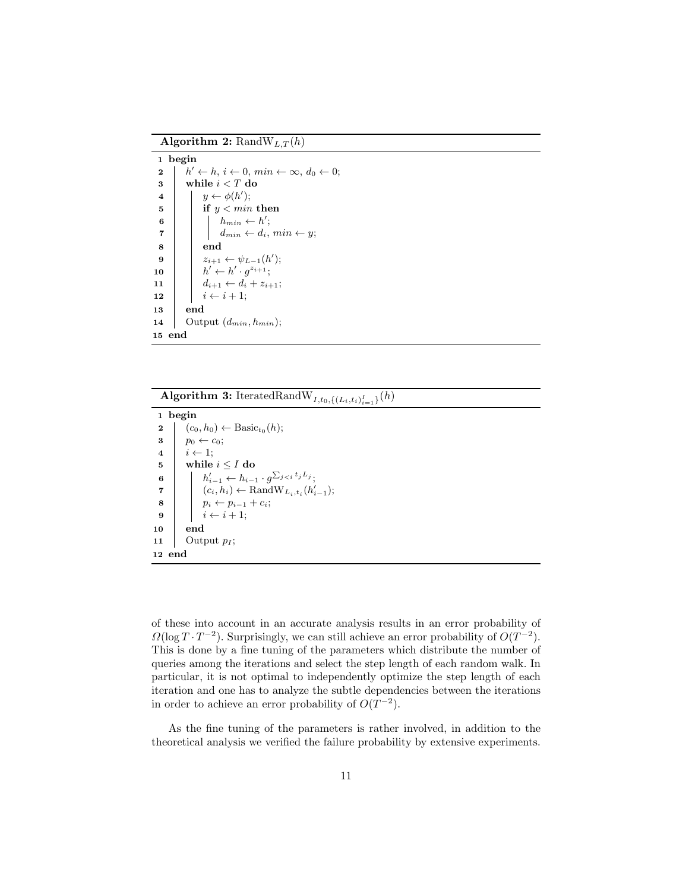**Algorithm 2:** $\text{RandW}_{L,T}(h)$

```
1  begin
2      h' ← h, i ← 0, min ← ∞, d_0 ← 0;
3      while i < T do
4          y ← φ(h');
5          if y < min then
6              h_min ← h';
7              d_min ← d_i, min ← y;
8          end
9          z_{i+1} ← ψ_{L-1}(h');
10         h' ← h' · g^{z_{i+1}};
11         d_{i+1} ← d_i + z_{i+1};
12         i ← i + 1;
13     end
14     Output (d_min, h_min);
15 end
```

**Algorithm 3:** $\text{IteratedRandW}_{I,t_0,\{(L_i,t_i)_{i=1}^{I}\}}(h)$

```
1  begin
2      (c_0, h_0) ← Basic_{t_0}(h);
3      p_0 ← c_0;
4      i ← 1;
5      while i ≤ I do
6          h'_{i-1} ← h_{i-1} · g^{Σ_{j<i} t_j L_j};
7          (c_i, h_i) ← RandW_{L_i,t_i}(h'_{i-1});
8          p_i ← p_{i-1} + c_i;
9          i ← i + 1;
10     end
11     Output p_I;
12 end
```

of these into account in an accurate analysis results in an error probability of $\Omega(\log T \cdot T^{-2})$. Surprisingly, we can still achieve an error probability of $O(T^{-2})$. This is done by a fine tuning of the parameters which distribute the number of queries among the iterations and select the step length of each random walk. In particular, it is not optimal to independently optimize the step length of each iteration and one has to analyze the subtle dependencies between the iterations in order to achieve an error probability of $O(T^{-2})$.

As the fine tuning of the parameters is rather involved, in addition to the theoretical analysis we verified the failure probability by extensive experiments.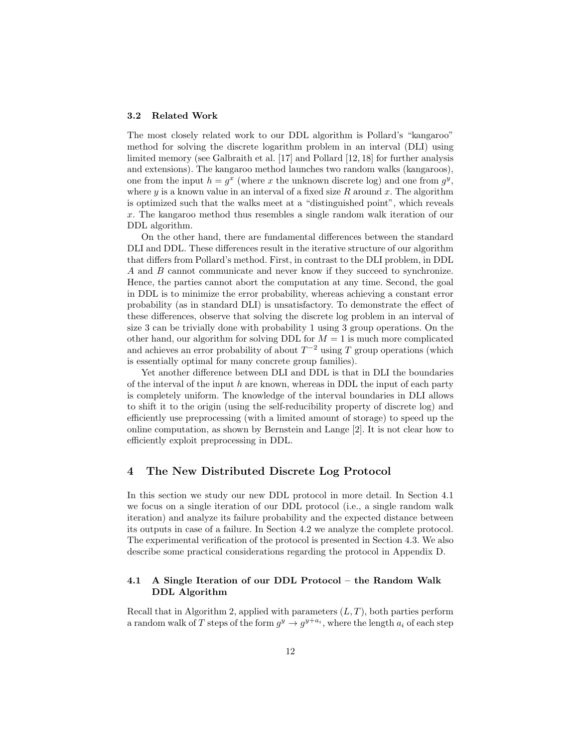### 3.2 Related Work

The most closely related work to our DDL algorithm is Pollard's "kangaroo" method for solving the discrete logarithm problem in an interval (DLI) using limited memory (see Galbraith et al. [17] and Pollard [12, 18] for further analysis and extensions). The kangaroo method launches two random walks (kangaroos), one from the input $h = g^x$ (where $x$ the unknown discrete log) and one from $g^y$, where $y$ is a known value in an interval of a fixed size $R$ around $x$. The algorithm is optimized such that the walks meet at a "distinguished point", which reveals $x$. The kangaroo method thus resembles a single random walk iteration of our DDL algorithm.

On the other hand, there are fundamental differences between the standard DLI and DDL. These differences result in the iterative structure of our algorithm that differs from Pollard's method. First, in contrast to the DLI problem, in DDL $A$ and $B$ cannot communicate and never know if they succeed to synchronize. Hence, the parties cannot abort the computation at any time. Second, the goal in DDL is to minimize the error probability, whereas achieving a constant error probability (as in standard DLI) is unsatisfactory. To demonstrate the effect of these differences, observe that solving the discrete log problem in an interval of size 3 can be trivially done with probability 1 using 3 group operations. On the other hand, our algorithm for solving DDL for $M = 1$ is much more complicated and achieves an error probability of about $T^{-2}$ using $T$ group operations (which is essentially optimal for many concrete group families).

Yet another difference between DLI and DDL is that in DLI the boundaries of the interval of the input $h$ are known, whereas in DDL the input of each party is completely uniform. The knowledge of the interval boundaries in DLI allows to shift it to the origin (using the self-reducibility property of discrete log) and efficiently use preprocessing (with a limited amount of storage) to speed up the online computation, as shown by Bernstein and Lange [2]. It is not clear how to efficiently exploit preprocessing in DDL.

# 4 The New Distributed Discrete Log Protocol

In this section we study our new DDL protocol in more detail. In Section 4.1 we focus on a single iteration of our DDL protocol (i.e., a single random walk iteration) and analyze its failure probability and the expected distance between its outputs in case of a failure. In Section 4.2 we analyze the complete protocol. The experimental verification of the protocol is presented in Section 4.3. We also describe some practical considerations regarding the protocol in Appendix D.

### 4.1 A Single Iteration of our DDL Protocol – the Random Walk DDL Algorithm

Recall that in Algorithm 2, applied with parameters $(L, T)$, both parties perform a random walk of $T$ steps of the form $g^y \to g^{y+a_i}$, where the length $a_i$ of each step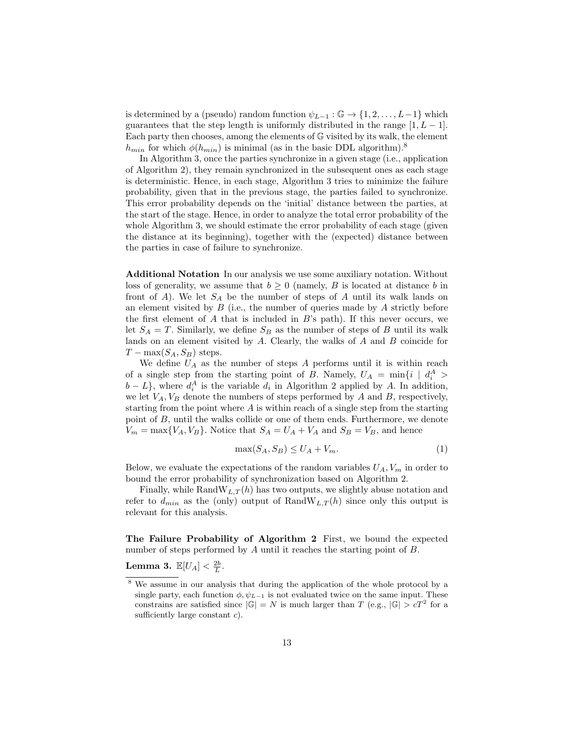is determined by a (pseudo) random function $\psi_{L-1} : \mathbb{G} \to \{1, 2, \ldots, L-1\}$ which guarantees that the step length is uniformly distributed in the range $[1, L-1]$. Each party then chooses, among the elements of $\mathbb{G}$ visited by its walk, the element $h_{min}$ for which $\phi(h_{min})$ is minimal (as in the basic DDL algorithm).[8]

In Algorithm 3, once the parties synchronize in a given stage (i.e., application of Algorithm 2), they remain synchronized in the subsequent ones as each stage is deterministic. Hence, in each stage, Algorithm 3 tries to minimize the failure probability, given that in the previous stage, the parties failed to synchronize. This error probability depends on the 'initial' distance between the parties, at the start of the stage. Hence, in order to analyze the total error probability of the whole Algorithm 3, we should estimate the error probability of each stage (given the distance at its beginning), together with the (expected) distance between the parties in case of failure to synchronize.

**Additional Notation** In our analysis we use some auxiliary notation. Without loss of generality, we assume that $b \geq 0$ (namely, $B$ is located at distance $b$ in front of $A$). We let $S_A$ be the number of steps of $A$ until its walk lands on an element visited by $B$ (i.e., the number of queries made by $A$ strictly before the first element of $A$ that is included in $B$'s path). If this never occurs, we let $S_A = T$. Similarly, we define $S_B$ as the number of steps of $B$ until its walk lands on an element visited by $A$. Clearly, the walks of $A$ and $B$ coincide for $T - \max(S_A, S_B)$ steps.

We define $U_A$ as the number of steps $A$ performs until it is within reach of a single step from the starting point of $B$. Namely, $U_A = \min\{i \mid d_i^A > b - L\}$, where $d_i^A$ is the variable $d_i$ in Algorithm 2 applied by $A$. In addition, we let $V_A, V_B$ denote the numbers of steps performed by $A$ and $B$, respectively, starting from the point where $A$ is within reach of a single step from the starting point of $B$, until the walks collide or one of them ends. Furthermore, we denote $V_m = \max\{V_A, V_B\}$. Notice that $S_A = U_A + V_A$ and $S_B = V_B$, and hence

$$\max(S_A, S_B) \leq U_A + V_m. \tag{1}$$

Below, we evaluate the expectations of the random variables $U_A, V_m$ in order to bound the error probability of synchronization based on Algorithm 2.

Finally, while $\text{RandW}_{L,T}(h)$ has two outputs, we slightly abuse notation and refer to $d_{min}$ as the (only) output of $\text{RandW}_{L,T}(h)$ since only this output is relevant for this analysis.

**The Failure Probability of Algorithm 2** First, we bound the expected number of steps performed by $A$ until it reaches the starting point of $B$.

**Lemma 3.** $\mathbb{E}[U_A] < \frac{2b}{L}$.

[8] We assume in our analysis that during the application of the whole protocol by a single party, each function $\phi, \psi_{L-1}$ is not evaluated twice on the same input. These constrains are satisfied since $|\mathbb{G}| = N$ is much larger than $T$ (e.g., $|\mathbb{G}| > cT^2$ for a sufficiently large constant $c$).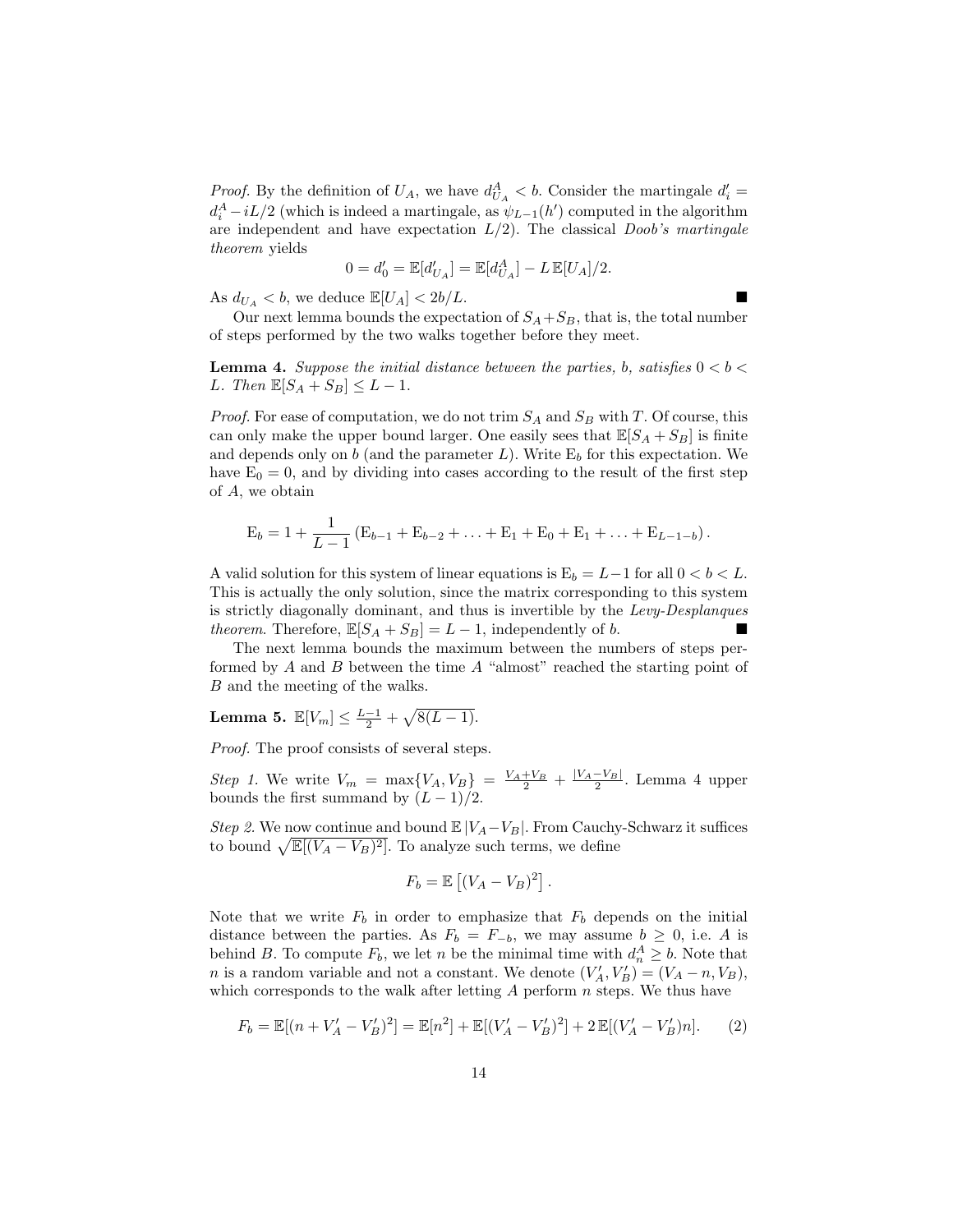*Proof.* By the definition of $U_A$, we have $d^A_{U_A} < b$. Consider the martingale $d'_i = d^A_i - iL/2$ (which is indeed a martingale, as $\psi_{L-1}(h')$ computed in the algorithm are independent and have expectation $L/2$). The classical *Doob's martingale theorem* yields

$$0 = d'_0 = \mathbb{E}[d'_{U_A}] = \mathbb{E}[d^A_{U_A}] - L\,\mathbb{E}[U_A]/2.$$

As $d_{U_A} < b$, we deduce $\mathbb{E}[U_A] < 2b/L$. ■

Our next lemma bounds the expectation of $S_A+S_B$, that is, the total number of steps performed by the two walks together before they meet.

**Lemma 4.** *Suppose the initial distance between the parties, $b$, satisfies $0 < b < L$. Then $\mathbb{E}[S_A + S_B] \leq L - 1$.*

*Proof.* For ease of computation, we do not trim $S_A$ and $S_B$ with $T$. Of course, this can only make the upper bound larger. One easily sees that $\mathbb{E}[S_A + S_B]$ is finite and depends only on $b$ (and the parameter $L$). Write $\mathrm{E}_b$ for this expectation. We have $\mathrm{E}_0 = 0$, and by dividing into cases according to the result of the first step of $A$, we obtain

$$\mathrm{E}_b = 1 + \frac{1}{L-1}\left(\mathrm{E}_{b-1} + \mathrm{E}_{b-2} + \ldots + \mathrm{E}_1 + \mathrm{E}_0 + \mathrm{E}_1 + \ldots + \mathrm{E}_{L-1-b}\right).$$

A valid solution for this system of linear equations is $\mathrm{E}_b = L-1$ for all $0 < b < L$. This is actually the only solution, since the matrix corresponding to this system is strictly diagonally dominant, and thus is invertible by the *Levy-Desplanques theorem*. Therefore, $\mathbb{E}[S_A + S_B] = L - 1$, independently of $b$. ■

The next lemma bounds the maximum between the numbers of steps performed by $A$ and $B$ between the time $A$ "almost" reached the starting point of $B$ and the meeting of the walks.

**Lemma 5.** $\mathbb{E}[V_m] \leq \frac{L-1}{2} + \sqrt{8(L-1)}$.

*Proof.* The proof consists of several steps.

*Step 1.* We write $V_m = \max\{V_A, V_B\} = \frac{V_A+V_B}{2} + \frac{|V_A-V_B|}{2}$. Lemma 4 upper bounds the first summand by $(L-1)/2$.

*Step 2.* We now continue and bound $\mathbb{E}\,|V_A - V_B|$. From Cauchy-Schwarz it suffices to bound $\sqrt{\mathbb{E}[(V_A - V_B)^2]}$. To analyze such terms, we define

$$F_b = \mathbb{E}\left[(V_A - V_B)^2\right].$$

Note that we write $F_b$ in order to emphasize that $F_b$ depends on the initial distance between the parties. As $F_b = F_{-b}$, we may assume $b \geq 0$, i.e. $A$ is behind $B$. To compute $F_b$, we let $n$ be the minimal time with $d^A_n \geq b$. Note that $n$ is a random variable and not a constant. We denote $(V'_A, V'_B) = (V_A - n, V_B)$, which corresponds to the walk after letting $A$ perform $n$ steps. We thus have

$$F_b = \mathbb{E}[(n + V'_A - V'_B)^2] = \mathbb{E}[n^2] + \mathbb{E}[(V'_A - V'_B)^2] + 2\,\mathbb{E}[(V'_A - V'_B)n]. \qquad (2)$$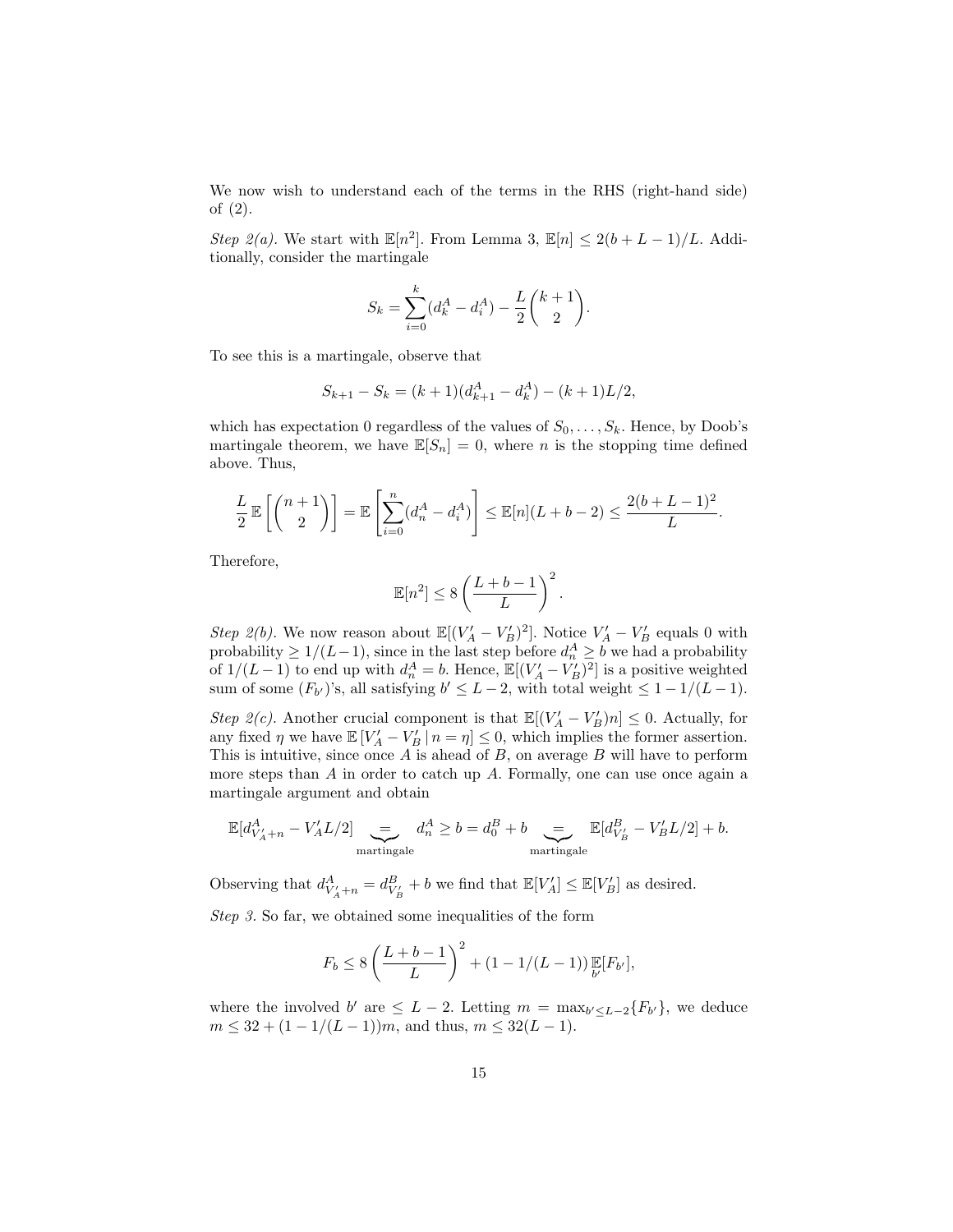We now wish to understand each of the terms in the RHS (right-hand side) of (2).

*Step 2(a).* We start with $\mathbb{E}[n^2]$. From Lemma 3, $\mathbb{E}[n] \leq 2(b+L-1)/L$. Additionally, consider the martingale

$$S_k = \sum_{i=0}^{k} (d_k^A - d_i^A) - \frac{L}{2}\binom{k+1}{2}.$$

To see this is a martingale, observe that

$$S_{k+1} - S_k = (k+1)(d_{k+1}^A - d_k^A) - (k+1)L/2,$$

which has expectation 0 regardless of the values of $S_0, \ldots, S_k$. Hence, by Doob's martingale theorem, we have $\mathbb{E}[S_n] = 0$, where $n$ is the stopping time defined above. Thus,

$$\frac{L}{2}\,\mathbb{E}\left[\binom{n+1}{2}\right] = \mathbb{E}\left[\sum_{i=0}^{n} (d_n^A - d_i^A)\right] \leq \mathbb{E}[n](L+b-2) \leq \frac{2(b+L-1)^2}{L}.$$

Therefore,

$$\mathbb{E}[n^2] \leq 8\left(\frac{L+b-1}{L}\right)^2.$$

*Step 2(b).* We now reason about $\mathbb{E}[(V_A' - V_B')^2]$. Notice $V_A' - V_B'$ equals 0 with probability $\geq 1/(L-1)$, since in the last step before $d_n^A \geq b$ we had a probability of $1/(L-1)$ to end up with $d_n^A = b$. Hence, $\mathbb{E}[(V_A' - V_B')^2]$ is a positive weighted sum of some $(F_{b'})$'s, all satisfying $b' \leq L-2$, with total weight $\leq 1 - 1/(L-1)$.

*Step 2(c).* Another crucial component is that $\mathbb{E}[(V_A' - V_B')n] \leq 0$. Actually, for any fixed $\eta$ we have $\mathbb{E}\left[V_A' - V_B' \,|\, n = \eta\right] \leq 0$, which implies the former assertion. This is intuitive, since once $A$ is ahead of $B$, on average $B$ will have to perform more steps than $A$ in order to catch up $A$. Formally, one can use once again a martingale argument and obtain

$$\mathbb{E}[d_{V_A'+n}^A - V_A' L/2] \underbrace{=}_{\text{martingale}} d_n^A \geq b = d_0^B + b \underbrace{=}_{\text{martingale}} \mathbb{E}[d_{V_B'}^B - V_B' L/2] + b.$$

Observing that $d_{V_A'+n}^A = d_{V_B'}^B + b$ we find that $\mathbb{E}[V_A'] \leq \mathbb{E}[V_B']$ as desired.

*Step 3.* So far, we obtained some inequalities of the form

$$F_b \leq 8\left(\frac{L+b-1}{L}\right)^2 + (1 - 1/(L-1))\,\mathbb{E}_{b'}[F_{b'}],$$

where the involved $b'$ are $\leq L-2$. Letting $m = \max_{b' \leq L-2}\{F_{b'}\}$, we deduce $m \leq 32 + (1 - 1/(L-1))m$, and thus, $m \leq 32(L-1)$.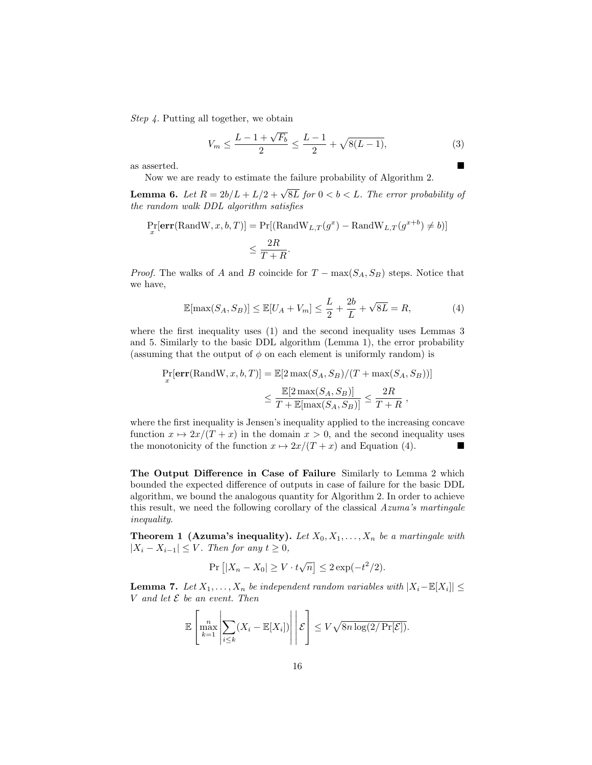*Step 4.* Putting all together, we obtain

$$V_m \leq \frac{L-1+\sqrt{F_b}}{2} \leq \frac{L-1}{2} + \sqrt{8(L-1)}, \tag{3}$$

as asserted. ■

Now we are ready to estimate the failure probability of Algorithm 2.

**Lemma 6.** *Let $R = 2b/L + L/2 + \sqrt{8L}$ for $0 < b < L$. The error probability of the random walk DDL algorithm satisfies*

$$\begin{aligned}
\Pr_x[\mathbf{err}(\text{RandW}, x, b, T)] &= \Pr[(\text{RandW}_{L,T}(g^x) - \text{RandW}_{L,T}(g^{x+b}) \neq b)] \\
&\leq \frac{2R}{T+R}.
\end{aligned}$$

*Proof.* The walks of $A$ and $B$ coincide for $T - \max(S_A, S_B)$ steps. Notice that we have,

$$\mathbb{E}[\max(S_A, S_B)] \leq \mathbb{E}[U_A + V_m] \leq \frac{L}{2} + \frac{2b}{L} + \sqrt{8L} = R, \tag{4}$$

where the first inequality uses (1) and the second inequality uses Lemmas 3 and 5. Similarly to the basic DDL algorithm (Lemma 1), the error probability (assuming that the output of $\phi$ on each element is uniformly random) is

$$\begin{aligned}
\Pr_x[\mathbf{err}(\text{RandW}, x, b, T)] &= \mathbb{E}[2\max(S_A, S_B)/(T + \max(S_A, S_B))] \\
&\leq \frac{\mathbb{E}[2\max(S_A, S_B)]}{T + \mathbb{E}[\max(S_A, S_B)]} \leq \frac{2R}{T+R}\,,
\end{aligned}$$

where the first inequality is Jensen's inequality applied to the increasing concave function $x \mapsto 2x/(T+x)$ in the domain $x > 0$, and the second inequality uses the monotonicity of the function $x \mapsto 2x/(T+x)$ and Equation (4). ■

**The Output Difference in Case of Failure** Similarly to Lemma 2 which bounded the expected difference of outputs in case of failure for the basic DDL algorithm, we bound the analogous quantity for Algorithm 2. In order to achieve this result, we need the following corollary of the classical *Azuma's martingale inequality*.

**Theorem 1 (Azuma's inequality).** *Let $X_0, X_1, \ldots, X_n$ be a martingale with $|X_i - X_{i-1}| \leq V$. Then for any $t \geq 0$,*

$$\Pr\left[|X_n - X_0| \geq V \cdot t\sqrt{n}\right] \leq 2\exp(-t^2/2).$$

**Lemma 7.** *Let $X_1, \ldots, X_n$ be independent random variables with $|X_i - \mathbb{E}[X_i]| \leq V$ and let $\mathcal{E}$ be an event. Then*

$$\mathbb{E}\left[\max_{k=1}^{n}\left|\sum_{i\leq k}(X_i - \mathbb{E}[X_i])\right| \,\middle|\, \mathcal{E}\right] \leq V\sqrt{8n\log(2/\Pr[\mathcal{E}])}.$$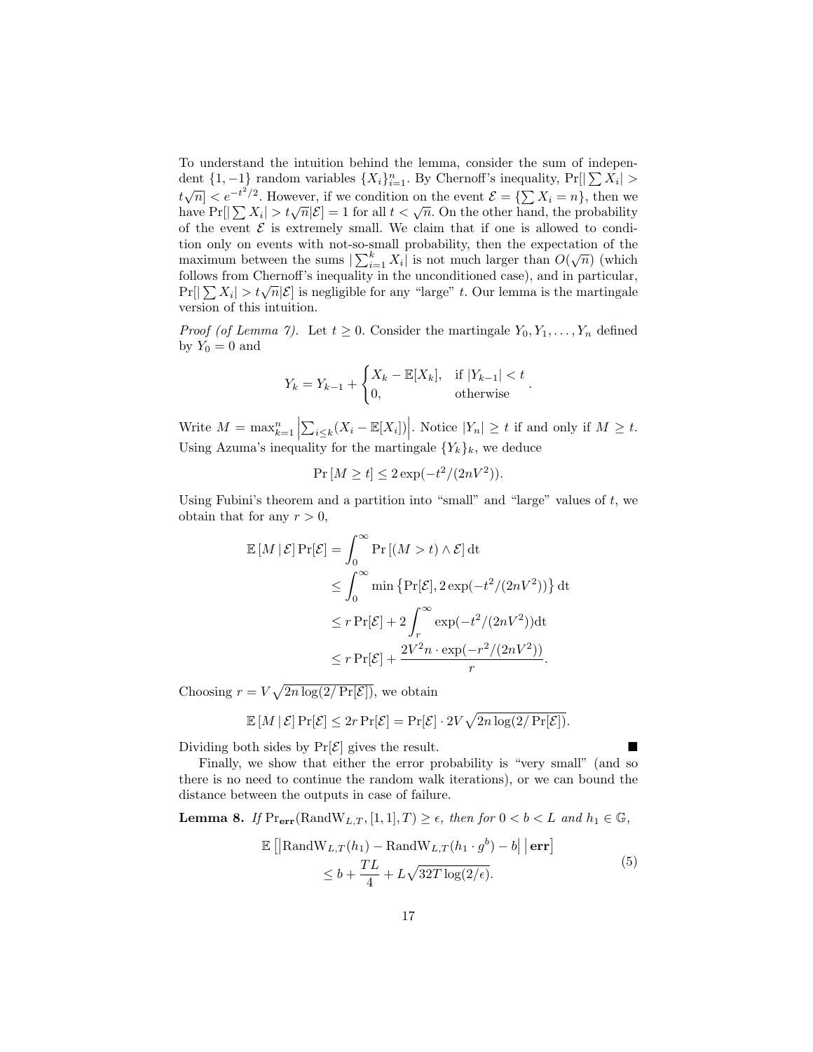To understand the intuition behind the lemma, consider the sum of independent $\{1, -1\}$ random variables $\{X_i\}_{i=1}^n$. By Chernoff's inequality, $\Pr[|\sum X_i| > t\sqrt{n}] < e^{-t^2/2}$. However, if we condition on the event $\mathcal{E} = \{\sum X_i = n\}$, then we have $\Pr[|\sum X_i| > t\sqrt{n}|\mathcal{E}] = 1$ for all $t < \sqrt{n}$. On the other hand, the probability of the event $\mathcal{E}$ is extremely small. We claim that if one is allowed to condition only on events with not-so-small probability, then the expectation of the maximum between the sums $|\sum_{i=1}^k X_i|$ is not much larger than $O(\sqrt{n})$ (which follows from Chernoff's inequality in the unconditioned case), and in particular, $\Pr[|\sum X_i| > t\sqrt{n}|\mathcal{E}]$ is negligible for any "large" $t$. Our lemma is the martingale version of this intuition.

*Proof (of Lemma 7).* Let $t \geq 0$. Consider the martingale $Y_0, Y_1, \ldots, Y_n$ defined by $Y_0 = 0$ and

$$Y_k = Y_{k-1} + \begin{cases} X_k - \mathbb{E}[X_k], & \text{if } |Y_{k-1}| < t \\ 0, & \text{otherwise} \end{cases}.$$

Write $M = \max_{k=1}^n \left|\sum_{i \leq k}(X_i - \mathbb{E}[X_i])\right|$. Notice $|Y_n| \geq t$ if and only if $M \geq t$. Using Azuma's inequality for the martingale $\{Y_k\}_k$, we deduce

$$\Pr[M \geq t] \leq 2\exp(-t^2/(2nV^2)).$$

Using Fubini's theorem and a partition into "small" and "large" values of $t$, we obtain that for any $r > 0$,

$$\begin{aligned}
\mathbb{E}[M \mid \mathcal{E}]\Pr[\mathcal{E}] &= \int_0^\infty \Pr[(M > t) \wedge \mathcal{E}]\,\mathrm{d}t \\
&\leq \int_0^\infty \min\left\{\Pr[\mathcal{E}], 2\exp(-t^2/(2nV^2))\right\}\mathrm{d}t \\
&\leq r\Pr[\mathcal{E}] + 2\int_r^\infty \exp(-t^2/(2nV^2))\mathrm{d}t \\
&\leq r\Pr[\mathcal{E}] + \frac{2V^2 n \cdot \exp(-r^2/(2nV^2))}{r}.
\end{aligned}$$

Choosing $r = V\sqrt{2n\log(2/\Pr[\mathcal{E}])}$, we obtain

$$\mathbb{E}[M \mid \mathcal{E}]\Pr[\mathcal{E}] \leq 2r\Pr[\mathcal{E}] = \Pr[\mathcal{E}] \cdot 2V\sqrt{2n\log(2/\Pr[\mathcal{E}])}.$$

Dividing both sides by $\Pr[\mathcal{E}]$ gives the result. ∎

Finally, we show that either the error probability is "very small" (and so there is no need to continue the random walk iterations), or we can bound the distance between the outputs in case of failure.

**Lemma 8.** *If* $\Pr_{\mathbf{err}}(\mathrm{RandW}_{L,T}, [1,1], T) \geq \epsilon$*, then for* $0 < b < L$ *and* $h_1 \in \mathbb{G}$*,*

$$\begin{aligned}
\mathbb{E}\left[\left|\mathrm{RandW}_{L,T}(h_1) - \mathrm{RandW}_{L,T}(h_1 \cdot g^b) - b\right| \,\middle|\, \mathbf{err}\right] \\
\leq b + \frac{TL}{4} + L\sqrt{32T\log(2/\epsilon)}.
\end{aligned} \tag{5}$$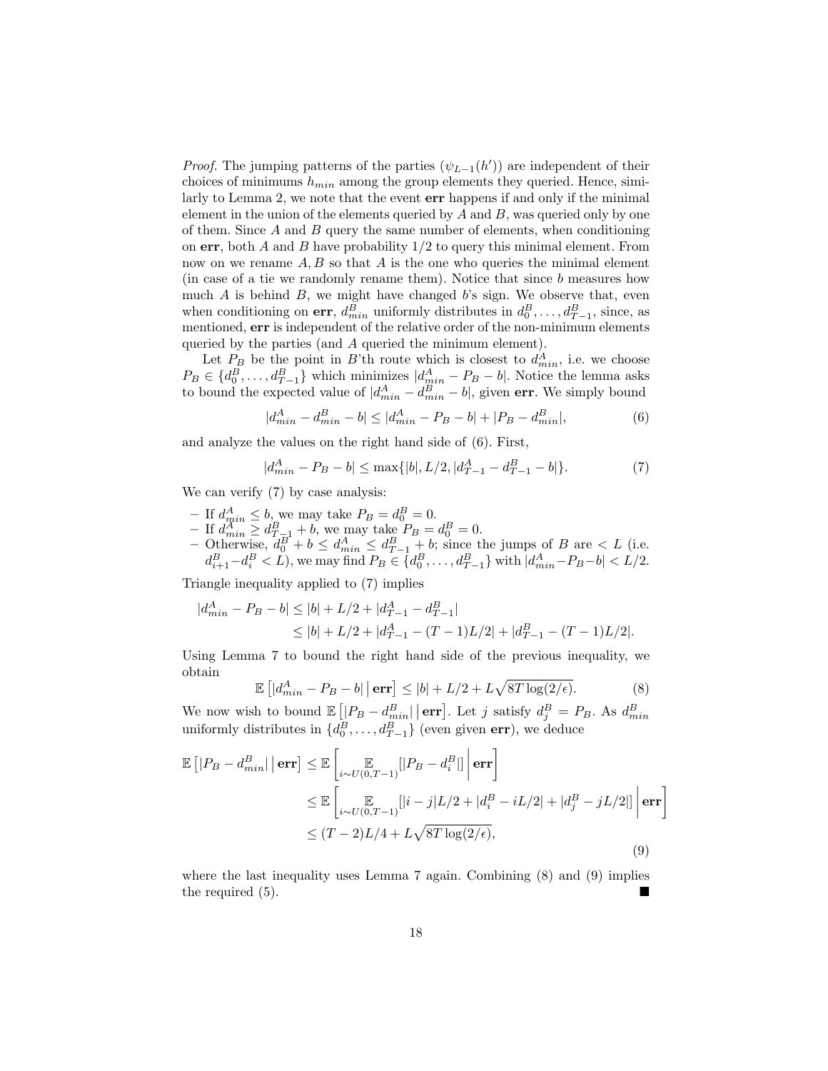*Proof.* The jumping patterns of the parties ($\psi_{L-1}(h')$) are independent of their choices of minimums $h_{min}$ among the group elements they queried. Hence, similarly to Lemma 2, we note that the event **err** happens if and only if the minimal element in the union of the elements queried by $A$ and $B$, was queried only by one of them. Since $A$ and $B$ query the same number of elements, when conditioning on **err**, both $A$ and $B$ have probability $1/2$ to query this minimal element. From now on we rename $A, B$ so that $A$ is the one who queries the minimal element (in case of a tie we randomly rename them). Notice that since $b$ measures how much $A$ is behind $B$, we might have changed $b$'s sign. We observe that, even when conditioning on **err**, $d^B_{min}$ uniformly distributes in $d^B_0, \ldots, d^B_{T-1}$, since, as mentioned, **err** is independent of the relative order of the non-minimum elements queried by the parties (and $A$ queried the minimum element).

Let $P_B$ be the point in $B$'th route which is closest to $d^A_{min}$, i.e. we choose $P_B \in \{d^B_0, \ldots, d^B_{T-1}\}$ which minimizes $|d^A_{min} - P_B - b|$. Notice the lemma asks to bound the expected value of $|d^A_{min} - d^B_{min} - b|$, given **err**. We simply bound

$$|d^A_{min} - d^B_{min} - b| \leq |d^A_{min} - P_B - b| + |P_B - d^B_{min}|, \tag{6}$$

and analyze the values on the right hand side of (6). First,

$$|d^A_{min} - P_B - b| \leq \max\{|b|, L/2, |d^A_{T-1} - d^B_{T-1} - b|\}. \tag{7}$$

We can verify (7) by case analysis:

- If $d^A_{min} \leq b$, we may take $P_B = d^B_0 = 0$.
- If $d^A_{min} \geq d^B_{T-1} + b$, we may take $P_B = d^B_0 = 0$.
- Otherwise, $d^B_0 + b \leq d^A_{min} \leq d^B_{T-1} + b$; since the jumps of $B$ are $< L$ (i.e. $d^B_{i+1} - d^B_i < L$), we may find $P_B \in \{d^B_0, \ldots, d^B_{T-1}\}$ with $|d^A_{min} - P_B - b| < L/2$.

Triangle inequality applied to (7) implies

$$\begin{aligned}
|d^A_{min} - P_B - b| &\leq |b| + L/2 + |d^A_{T-1} - d^B_{T-1}| \\
&\leq |b| + L/2 + |d^A_{T-1} - (T-1)L/2| + |d^B_{T-1} - (T-1)L/2|.
\end{aligned}$$

Using Lemma 7 to bound the right hand side of the previous inequality, we obtain

$$\mathbb{E}\left[|d^A_{min} - P_B - b| \,\middle|\, \mathbf{err}\right] \leq |b| + L/2 + L\sqrt{8T \log(2/\epsilon)}. \tag{8}$$

We now wish to bound $\mathbb{E}\left[|P_B - d^B_{min}| \,\middle|\, \mathbf{err}\right]$. Let $j$ satisfy $d^B_j = P_B$. As $d^B_{min}$ uniformly distributes in $\{d^B_0, \ldots, d^B_{T-1}\}$ (even given **err**), we deduce

$$\begin{aligned}
\mathbb{E}\left[|P_B - d^B_{min}| \,\middle|\, \mathbf{err}\right] &\leq \mathbb{E}\left[\underset{i\sim U(0,T-1)}{\mathbb{E}}[|P_B - d^B_i|] \,\middle|\, \mathbf{err}\right] \\
&\leq \mathbb{E}\left[\underset{i\sim U(0,T-1)}{\mathbb{E}}[|i-j|L/2 + |d^B_i - iL/2| + |d^B_j - jL/2|] \,\middle|\, \mathbf{err}\right] \\
&\leq (T-2)L/4 + L\sqrt{8T \log(2/\epsilon)},
\end{aligned} \tag{9}$$

where the last inequality uses Lemma 7 again. Combining (8) and (9) implies the required (5). ■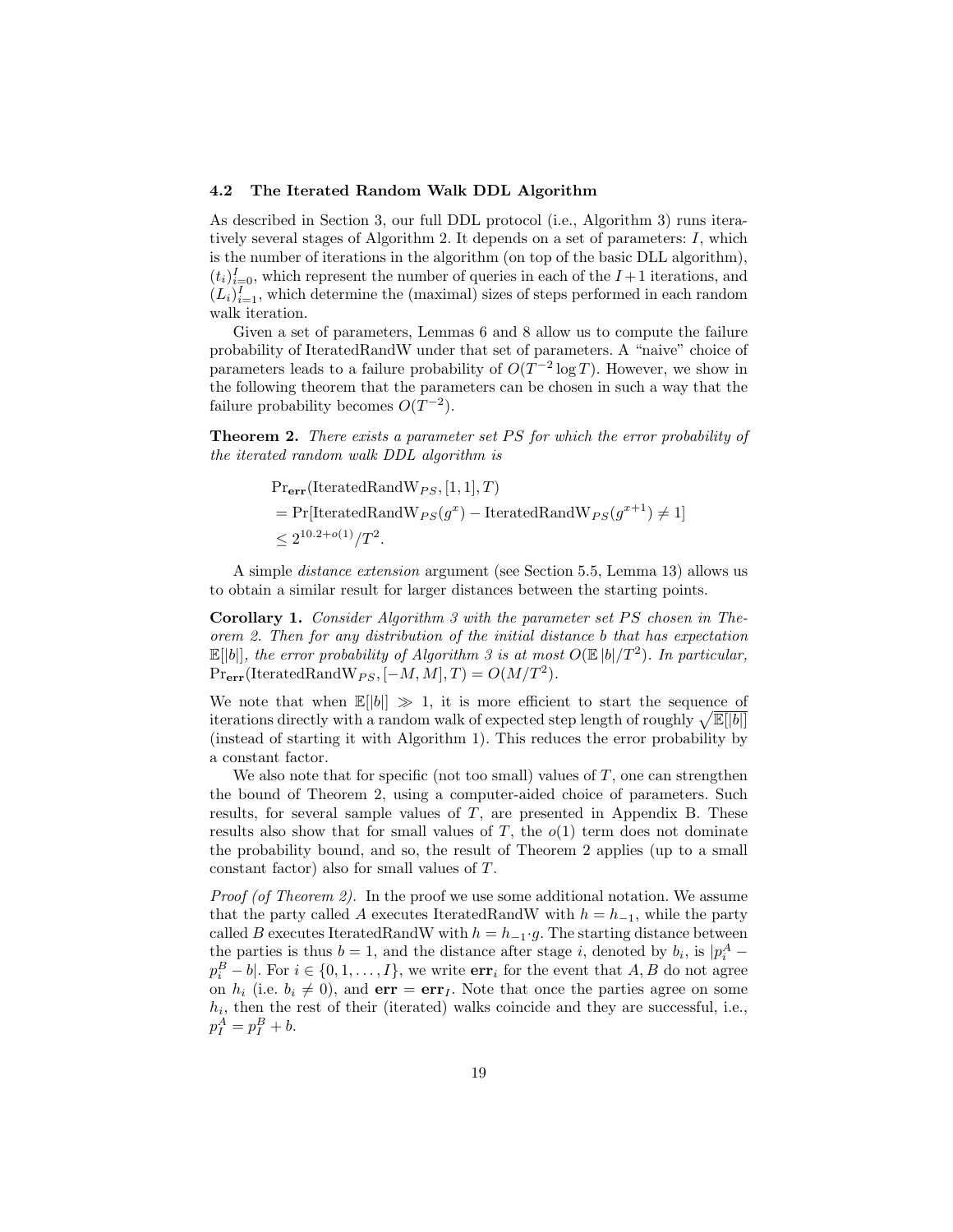### 4.2 The Iterated Random Walk DDL Algorithm

As described in Section 3, our full DDL protocol (i.e., Algorithm 3) runs iteratively several stages of Algorithm 2. It depends on a set of parameters: $I$, which is the number of iterations in the algorithm (on top of the basic DLL algorithm), $(t_i)_{i=0}^{I}$, which represent the number of queries in each of the $I+1$ iterations, and $(L_i)_{i=1}^{I}$, which determine the (maximal) sizes of steps performed in each random walk iteration.

Given a set of parameters, Lemmas 6 and 8 allow us to compute the failure probability of IteratedRandW under that set of parameters. A "naive" choice of parameters leads to a failure probability of $O(T^{-2}\log T)$. However, we show in the following theorem that the parameters can be chosen in such a way that the failure probability becomes $O(T^{-2})$.

**Theorem 2.** *There exists a parameter set $PS$ for which the error probability of the iterated random walk DDL algorithm is*

$$
\begin{aligned}
&\Pr_{\mathbf{err}}(\text{IteratedRandW}_{PS}, [1,1], T) \\
&= \Pr[\text{IteratedRandW}_{PS}(g^x) - \text{IteratedRandW}_{PS}(g^{x+1}) \neq 1] \\
&\leq 2^{10.2+o(1)}/T^2.
\end{aligned}
$$

A simple *distance extension* argument (see Section 5.5, Lemma 13) allows us to obtain a similar result for larger distances between the starting points.

**Corollary 1.** *Consider Algorithm 3 with the parameter set $PS$ chosen in Theorem 2. Then for any distribution of the initial distance $b$ that has expectation $\mathbb{E}[|b|]$, the error probability of Algorithm 3 is at most $O(\mathbb{E}\,|b|/T^2)$. In particular, $\Pr_{\mathbf{err}}(\text{IteratedRandW}_{PS}, [-M,M], T) = O(M/T^2)$.*

We note that when $\mathbb{E}[|b|] \gg 1$, it is more efficient to start the sequence of iterations directly with a random walk of expected step length of roughly $\sqrt{\mathbb{E}[|b|]}$ (instead of starting it with Algorithm 1). This reduces the error probability by a constant factor.

We also note that for specific (not too small) values of $T$, one can strengthen the bound of Theorem 2, using a computer-aided choice of parameters. Such results, for several sample values of $T$, are presented in Appendix B. These results also show that for small values of $T$, the $o(1)$ term does not dominate the probability bound, and so, the result of Theorem 2 applies (up to a small constant factor) also for small values of $T$.

*Proof (of Theorem 2).* In the proof we use some additional notation. We assume that the party called $A$ executes IteratedRandW with $h = h_{-1}$, while the party called $B$ executes IteratedRandW with $h = h_{-1}\cdot g$. The starting distance between the parties is thus $b = 1$, and the distance after stage $i$, denoted by $b_i$, is $|p_i^A - p_i^B - b|$. For $i \in \{0, 1, \ldots, I\}$, we write $\mathbf{err}_i$ for the event that $A, B$ do not agree on $h_i$ (i.e. $b_i \neq 0$), and $\mathbf{err} = \mathbf{err}_I$. Note that once the parties agree on some $h_i$, then the rest of their (iterated) walks coincide and they are successful, i.e., $p_I^A = p_I^B + b$.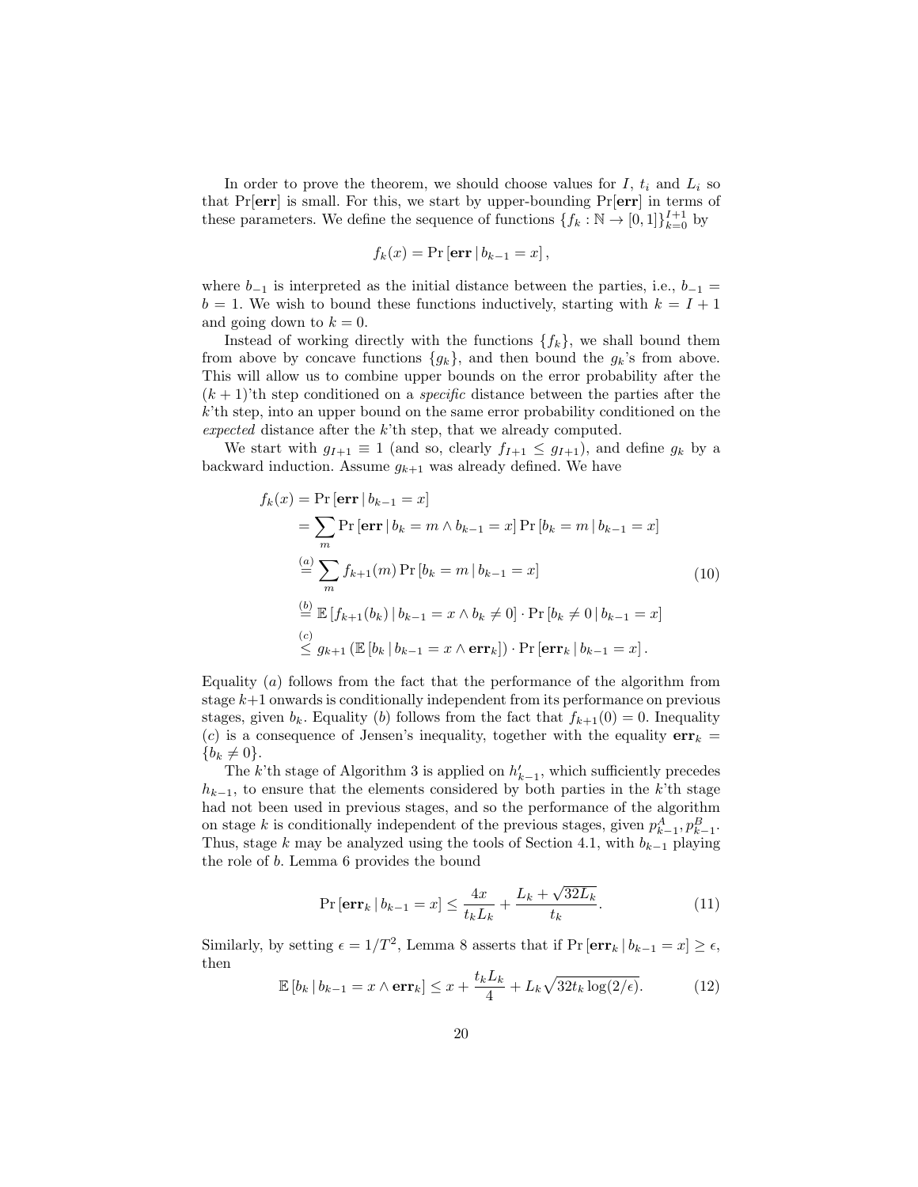In order to prove the theorem, we should choose values for $I$, $t_i$ and $L_i$ so that $\Pr[\mathbf{err}]$ is small. For this, we start by upper-bounding $\Pr[\mathbf{err}]$ in terms of these parameters. We define the sequence of functions $\{f_k : \mathbb{N} \to [0,1]\}_{k=0}^{I+1}$ by

$$f_k(x) = \Pr\left[\mathbf{err} \,|\, b_{k-1} = x\right],$$

where $b_{-1}$ is interpreted as the initial distance between the parties, i.e., $b_{-1} = b = 1$. We wish to bound these functions inductively, starting with $k = I + 1$ and going down to $k = 0$.

Instead of working directly with the functions $\{f_k\}$, we shall bound them from above by concave functions $\{g_k\}$, and then bound the $g_k$'s from above. This will allow us to combine upper bounds on the error probability after the $(k+1)$'th step conditioned on a *specific* distance between the parties after the $k$'th step, into an upper bound on the same error probability conditioned on the *expected* distance after the $k$'th step, that we already computed.

We start with $g_{I+1} \equiv 1$ (and so, clearly $f_{I+1} \leq g_{I+1}$), and define $g_k$ by a backward induction. Assume $g_{k+1}$ was already defined. We have

$$\begin{aligned}
f_k(x) &= \Pr\left[\mathbf{err} \,|\, b_{k-1} = x\right] \\
&= \sum_m \Pr\left[\mathbf{err} \,|\, b_k = m \wedge b_{k-1} = x\right] \Pr\left[b_k = m \,|\, b_{k-1} = x\right] \\
&\overset{(a)}{=} \sum_m f_{k+1}(m) \Pr\left[b_k = m \,|\, b_{k-1} = x\right] \\
&\overset{(b)}{=} \mathbb{E}\left[f_{k+1}(b_k) \,|\, b_{k-1} = x \wedge b_k \neq 0\right] \cdot \Pr\left[b_k \neq 0 \,|\, b_{k-1} = x\right] \\
&\overset{(c)}{\leq} g_{k+1}\left(\mathbb{E}\left[b_k \,|\, b_{k-1} = x \wedge \mathbf{err}_k\right]\right) \cdot \Pr\left[\mathbf{err}_k \,|\, b_{k-1} = x\right].
\end{aligned} \tag{10}$$

Equality $(a)$ follows from the fact that the performance of the algorithm from stage $k+1$ onwards is conditionally independent from its performance on previous stages, given $b_k$. Equality $(b)$ follows from the fact that $f_{k+1}(0) = 0$. Inequality $(c)$ is a consequence of Jensen's inequality, together with the equality $\mathbf{err}_k = \{b_k \neq 0\}$.

The $k$'th stage of Algorithm 3 is applied on $h'_{k-1}$, which sufficiently precedes $h_{k-1}$, to ensure that the elements considered by both parties in the $k$'th stage had not been used in previous stages, and so the performance of the algorithm on stage $k$ is conditionally independent of the previous stages, given $p^A_{k-1}, p^B_{k-1}$. Thus, stage $k$ may be analyzed using the tools of Section 4.1, with $b_{k-1}$ playing the role of $b$. Lemma 6 provides the bound

$$\Pr\left[\mathbf{err}_k \,|\, b_{k-1} = x\right] \leq \frac{4x}{t_k L_k} + \frac{L_k + \sqrt{32 L_k}}{t_k}. \tag{11}$$

Similarly, by setting $\epsilon = 1/T^2$, Lemma 8 asserts that if $\Pr\left[\mathbf{err}_k \,|\, b_{k-1} = x\right] \geq \epsilon$, then

$$\mathbb{E}\left[b_k \,|\, b_{k-1} = x \wedge \mathbf{err}_k\right] \leq x + \frac{t_k L_k}{4} + L_k \sqrt{32 t_k \log(2/\epsilon)}. \tag{12}$$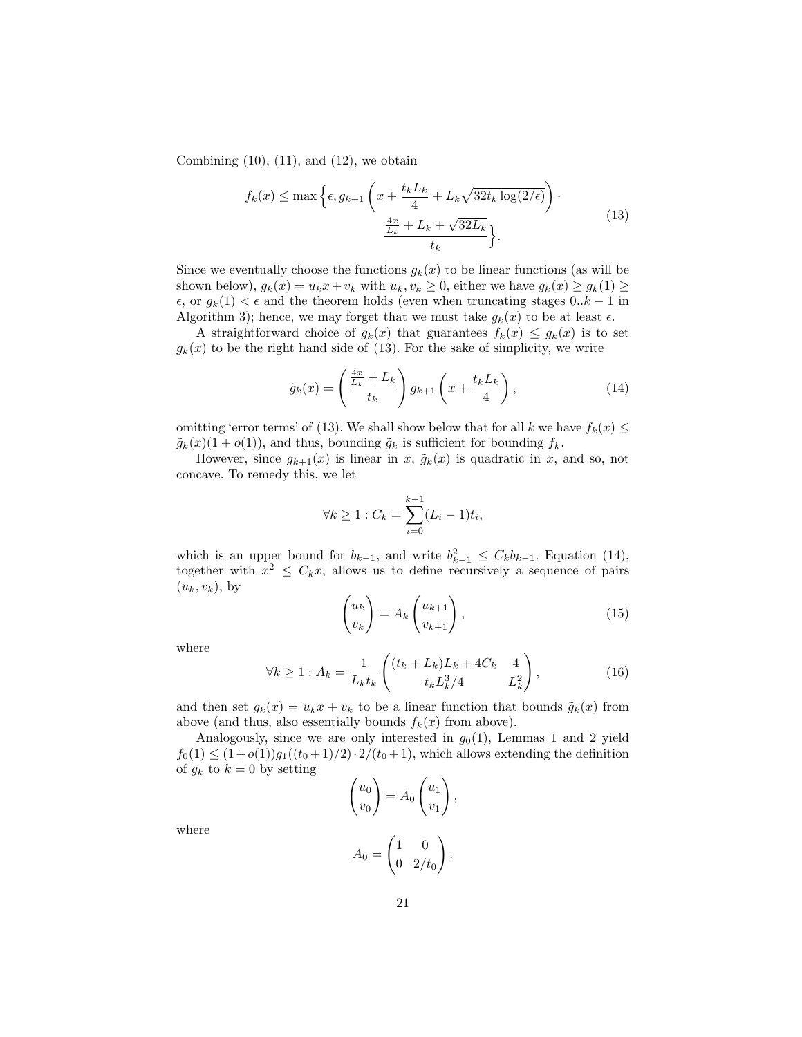Combining (10), (11), and (12), we obtain

$$f_k(x) \le \max\Big\{\epsilon, g_{k+1}\left(x + \frac{t_k L_k}{4} + L_k\sqrt{32 t_k \log(2/\epsilon)}\right) \cdot \frac{\frac{4x}{L_k} + L_k + \sqrt{32 L_k}}{t_k}\Big\}. \tag{13}$$

Since we eventually choose the functions $g_k(x)$ to be linear functions (as will be shown below), $g_k(x) = u_k x + v_k$ with $u_k, v_k \ge 0$, either we have $g_k(x) \ge g_k(1) \ge \epsilon$, or $g_k(1) < \epsilon$ and the theorem holds (even when truncating stages $0..k-1$ in Algorithm 3); hence, we may forget that we must take $g_k(x)$ to be at least $\epsilon$.

A straightforward choice of $g_k(x)$ that guarantees $f_k(x) \le g_k(x)$ is to set $g_k(x)$ to be the right hand side of (13). For the sake of simplicity, we write

$$\tilde{g}_k(x) = \left(\frac{\frac{4x}{L_k} + L_k}{t_k}\right) g_{k+1}\left(x + \frac{t_k L_k}{4}\right), \tag{14}$$

omitting 'error terms' of (13). We shall show below that for all $k$ we have $f_k(x) \le \tilde{g}_k(x)(1 + o(1))$, and thus, bounding $\tilde{g}_k$ is sufficient for bounding $f_k$.

However, since $g_{k+1}(x)$ is linear in $x$, $\tilde{g}_k(x)$ is quadratic in $x$, and so, not concave. To remedy this, we let

$$\forall k \ge 1 : C_k = \sum_{i=0}^{k-1} (L_i - 1) t_i,$$

which is an upper bound for $b_{k-1}$, and write $b_{k-1}^2 \le C_k b_{k-1}$. Equation (14), together with $x^2 \le C_k x$, allows us to define recursively a sequence of pairs $(u_k, v_k)$, by

$$\begin{pmatrix} u_k \\ v_k \end{pmatrix} = A_k \begin{pmatrix} u_{k+1} \\ v_{k+1} \end{pmatrix}, \tag{15}$$

where

$$\forall k \ge 1 : A_k = \frac{1}{L_k t_k} \begin{pmatrix} (t_k + L_k)L_k + 4C_k & 4 \\ t_k L_k^3/4 & L_k^2 \end{pmatrix}, \tag{16}$$

and then set $g_k(x) = u_k x + v_k$ to be a linear function that bounds $\tilde{g}_k(x)$ from above (and thus, also essentially bounds $f_k(x)$ from above).

Analogously, since we are only interested in $g_0(1)$, Lemmas 1 and 2 yield $f_0(1) \le (1 + o(1)) g_1((t_0 + 1)/2) \cdot 2/(t_0 + 1)$, which allows extending the definition of $g_k$ to $k = 0$ by setting

$$\begin{pmatrix} u_0 \\ v_0 \end{pmatrix} = A_0 \begin{pmatrix} u_1 \\ v_1 \end{pmatrix},$$

where

$$A_0 = \begin{pmatrix} 1 & 0 \\ 0 & 2/t_0 \end{pmatrix}.$$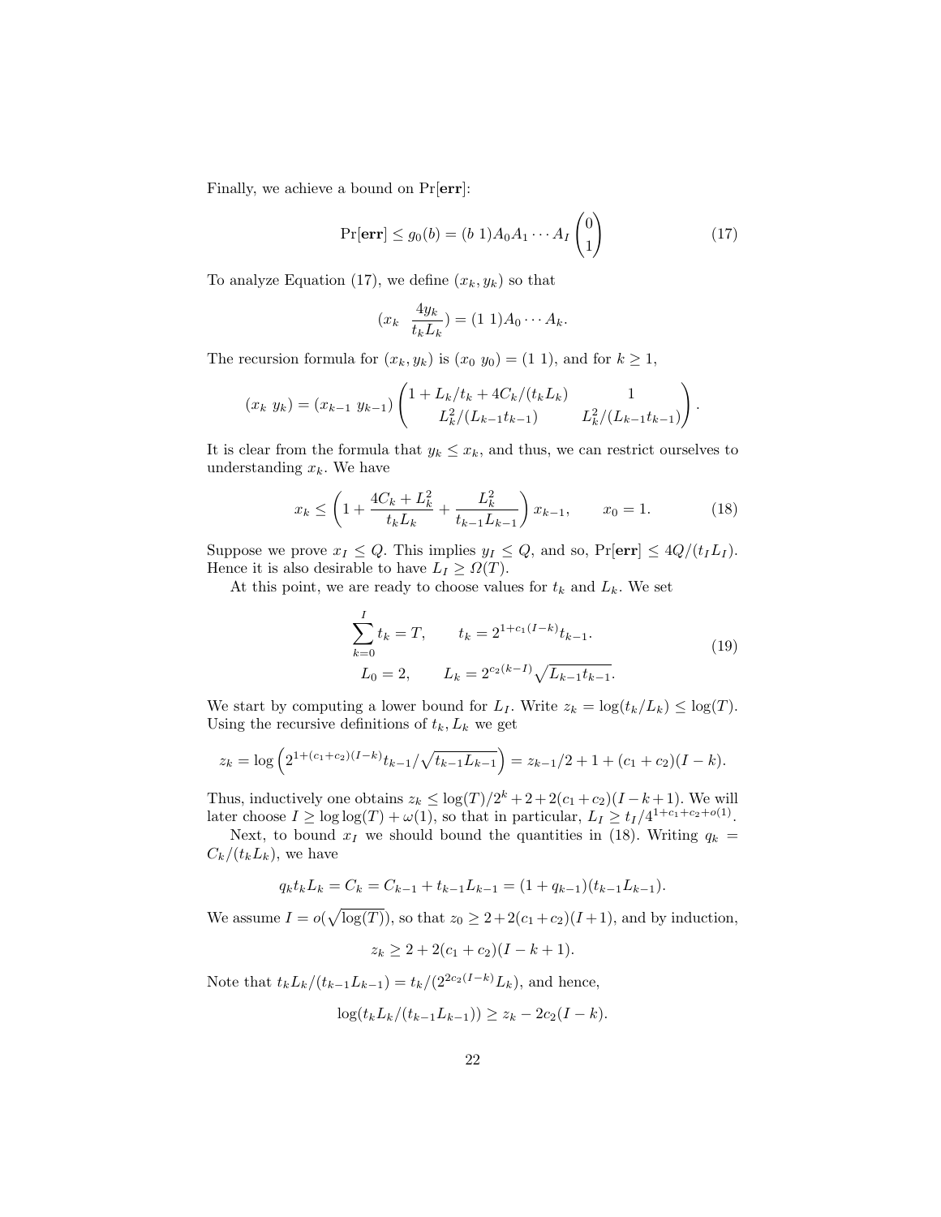Finally, we achieve a bound on $\Pr[\mathbf{err}]$:

$$\Pr[\mathbf{err}] \le g_0(b) = (b\ 1)A_0A_1 \cdots A_I \begin{pmatrix} 0 \\ 1 \end{pmatrix} \tag{17}$$

To analyze Equation (17), we define $(x_k, y_k)$ so that

$$(x_k \quad \frac{4y_k}{t_k L_k}) = (1\ 1)A_0 \cdots A_k.$$

The recursion formula for $(x_k, y_k)$ is $(x_0\ y_0) = (1\ 1)$, and for $k \ge 1$,

$$(x_k\ y_k) = (x_{k-1}\ y_{k-1}) \begin{pmatrix} 1 + L_k/t_k + 4C_k/(t_k L_k) & 1 \\ L_k^2/(L_{k-1}t_{k-1}) & L_k^2/(L_{k-1}t_{k-1}) \end{pmatrix}.$$

It is clear from the formula that $y_k \le x_k$, and thus, we can restrict ourselves to understanding $x_k$. We have

$$x_k \le \left(1 + \frac{4C_k + L_k^2}{t_k L_k} + \frac{L_k^2}{t_{k-1}L_{k-1}}\right) x_{k-1}, \qquad x_0 = 1. \tag{18}$$

Suppose we prove $x_I \le Q$. This implies $y_I \le Q$, and so, $\Pr[\mathbf{err}] \le 4Q/(t_I L_I)$. Hence it is also desirable to have $L_I \ge \Omega(T)$.

At this point, we are ready to choose values for $t_k$ and $L_k$. We set

$$\begin{aligned} \sum_{k=0}^{I} t_k = T, \qquad t_k = 2^{1+c_1(I-k)} t_{k-1}. \\ L_0 = 2, \qquad L_k = 2^{c_2(k-I)} \sqrt{L_{k-1}t_{k-1}}. \end{aligned} \tag{19}$$

We start by computing a lower bound for $L_I$. Write $z_k = \log(t_k/L_k) \le \log(T)$. Using the recursive definitions of $t_k, L_k$ we get

$$z_k = \log\left(2^{1+(c_1+c_2)(I-k)} t_{k-1}/\sqrt{t_{k-1}L_{k-1}}\right) = z_{k-1}/2 + 1 + (c_1 + c_2)(I - k).$$

Thus, inductively one obtains $z_k \le \log(T)/2^k + 2 + 2(c_1+c_2)(I-k+1)$. We will later choose $I \ge \log\log(T) + \omega(1)$, so that in particular, $L_I \ge t_I/4^{1+c_1+c_2+o(1)}$.

Next, to bound $x_I$ we should bound the quantities in (18). Writing $q_k = C_k/(t_k L_k)$, we have

$$q_k t_k L_k = C_k = C_{k-1} + t_{k-1}L_{k-1} = (1 + q_{k-1})(t_{k-1}L_{k-1}).$$

We assume $I = o(\sqrt{\log(T)})$, so that $z_0 \ge 2 + 2(c_1+c_2)(I+1)$, and by induction,

$$z_k \ge 2 + 2(c_1 + c_2)(I - k + 1).$$

Note that $t_k L_k/(t_{k-1}L_{k-1}) = t_k/(2^{2c_2(I-k)}L_k)$, and hence,

$$\log(t_k L_k/(t_{k-1}L_{k-1})) \ge z_k - 2c_2(I - k).$$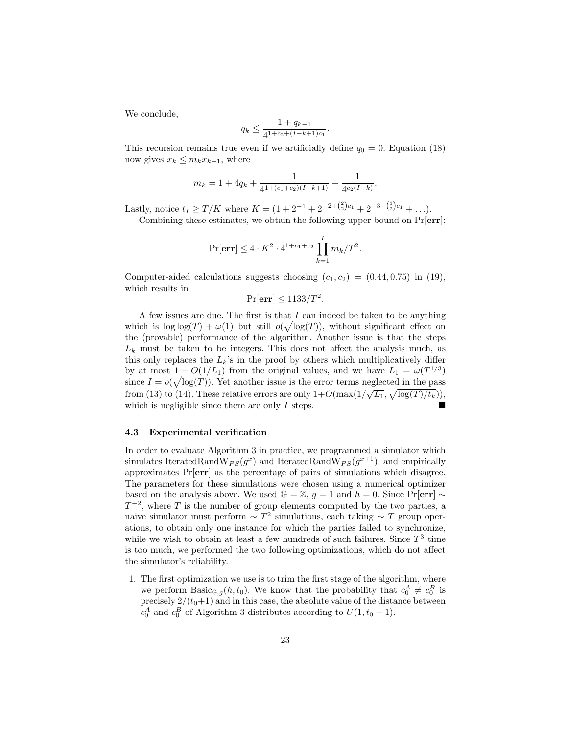We conclude,

$$q_k \leq \frac{1 + q_{k-1}}{4^{1+c_2+(I-k+1)c_1}}.$$

This recursion remains true even if we artificially define $q_0 = 0$. Equation (18) now gives $x_k \leq m_k x_{k-1}$, where

$$m_k = 1 + 4q_k + \frac{1}{4^{1+(c_1+c_2)(I-k+1)}} + \frac{1}{4^{c_2(I-k)}}.$$

Lastly, notice $t_I \geq T/K$ where $K = (1 + 2^{-1} + 2^{-2+\binom{2}{2}c_1} + 2^{-3+\binom{3}{2}c_1} + \ldots)$.

Combining these estimates, we obtain the following upper bound on $\Pr[\mathbf{err}]$:

$$\Pr[\mathbf{err}] \leq 4 \cdot K^2 \cdot 4^{1+c_1+c_2} \prod_{k=1}^{I} m_k / T^2.$$

Computer-aided calculations suggests choosing $(c_1, c_2) = (0.44, 0.75)$ in (19), which results in

$$\Pr[\mathbf{err}] \leq 1133/T^2.$$

A few issues are due. The first is that $I$ can indeed be taken to be anything which is $\log\log(T) + \omega(1)$ but still $o(\sqrt{\log(T)})$, without significant effect on the (provable) performance of the algorithm. Another issue is that the steps $L_k$ must be taken to be integers. This does not affect the analysis much, as this only replaces the $L_k$'s in the proof by others which multiplicatively differ by at most $1 + O(1/L_1)$ from the original values, and we have $L_1 = \omega(T^{1/3})$ since $I = o(\sqrt{\log(T)})$. Yet another issue is the error terms neglected in the pass from (13) to (14). These relative errors are only $1+O(\max(1/\sqrt{L_1}, \sqrt{\log(T)/t_k}))$, which is negligible since there are only $I$ steps. ■

### 4.3 Experimental verification

In order to evaluate Algorithm 3 in practice, we programmed a simulator which simulates $\text{IteratedRandW}_{PS}(g^x)$ and $\text{IteratedRandW}_{PS}(g^{x+1})$, and empirically approximates $\Pr[\mathbf{err}]$ as the percentage of pairs of simulations which disagree. The parameters for these simulations were chosen using a numerical optimizer based on the analysis above. We used $\mathbb{G} = \mathbb{Z}$, $g = 1$ and $h = 0$. Since $\Pr[\mathbf{err}] \sim T^{-2}$, where $T$ is the number of group elements computed by the two parties, a naive simulator must perform $\sim T^2$ simulations, each taking $\sim T$ group operations, to obtain only one instance for which the parties failed to synchronize, while we wish to obtain at least a few hundreds of such failures. Since $T^3$ time is too much, we performed the two following optimizations, which do not affect the simulator's reliability.

1. The first optimization we use is to trim the first stage of the algorithm, where we perform $\text{Basic}_{\mathbb{G},g}(h, t_0)$. We know that the probability that $c_0^A \neq c_0^B$ is precisely $2/(t_0+1)$ and in this case, the absolute value of the distance between $c_0^A$ and $c_0^B$ of Algorithm 3 distributes according to $U(1, t_0 + 1)$.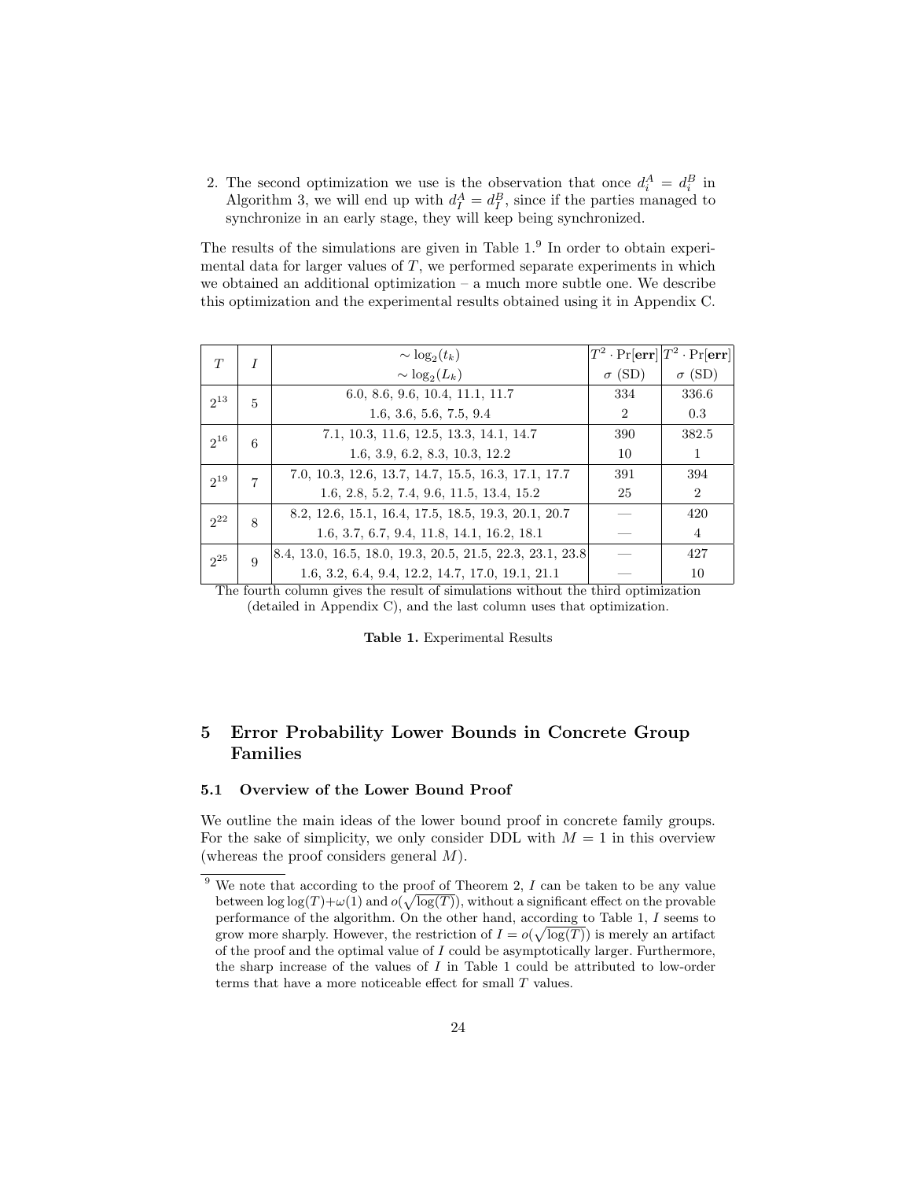2. The second optimization we use is the observation that once $d_i^A = d_i^B$ in Algorithm 3, we will end up with $d_I^A = d_I^B$, since if the parties managed to synchronize in an early stage, they will keep being synchronized.

The results of the simulations are given in Table 1.[9] In order to obtain experimental data for larger values of $T$, we performed separate experiments in which we obtained an additional optimization – a much more subtle one. We describe this optimization and the experimental results obtained using it in Appendix C.

| $T$ | $I$ | $\sim \log_2(t_k)$ / $\sim \log_2(L_k)$ | $T^2 \cdot \Pr[\mathbf{err}]$ / $\sigma$ (SD) | $T^2 \cdot \Pr[\mathbf{err}]$ / $\sigma$ (SD) |
|---|---|---|---|---|
| $2^{13}$ | 5 | 6.0, 8.6, 9.6, 10.4, 11.1, 11.7 | 334 | 336.6 |
| | | 1.6, 3.6, 5.6, 7.5, 9.4 | 2 | 0.3 |
| $2^{16}$ | 6 | 7.1, 10.3, 11.6, 12.5, 13.3, 14.1, 14.7 | 390 | 382.5 |
| | | 1.6, 3.9, 6.2, 8.3, 10.3, 12.2 | 10 | 1 |
| $2^{19}$ | 7 | 7.0, 10.3, 12.6, 13.7, 14.7, 15.5, 16.3, 17.1, 17.7 | 391 | 394 |
| | | 1.6, 2.8, 5.2, 7.4, 9.6, 11.5, 13.4, 15.2 | 25 | 2 |
| $2^{22}$ | 8 | 8.2, 12.6, 15.1, 16.4, 17.5, 18.5, 19.3, 20.1, 20.7 | — | 420 |
| | | 1.6, 3.7, 6.7, 9.4, 11.8, 14.1, 16.2, 18.1 | — | 4 |
| $2^{25}$ | 9 | 8.4, 13.0, 16.5, 18.0, 19.3, 20.5, 21.5, 22.3, 23.1, 23.8 | — | 427 |
| | | 1.6, 3.2, 6.4, 9.4, 12.2, 14.7, 17.0, 19.1, 21.1 | — | 10 |

The fourth column gives the result of simulations without the third optimization (detailed in Appendix C), and the last column uses that optimization.

**Table 1.** Experimental Results

## 5 Error Probability Lower Bounds in Concrete Group Families

### 5.1 Overview of the Lower Bound Proof

We outline the main ideas of the lower bound proof in concrete family groups. For the sake of simplicity, we only consider DDL with $M = 1$ in this overview (whereas the proof considers general $M$).

[9] We note that according to the proof of Theorem 2, $I$ can be taken to be any value between $\log\log(T)+\omega(1)$ and $o(\sqrt{\log(T)})$, without a significant effect on the provable performance of the algorithm. On the other hand, according to Table 1, $I$ seems to grow more sharply. However, the restriction of $I = o(\sqrt{\log(T)})$ is merely an artifact of the proof and the optimal value of $I$ could be asymptotically larger. Furthermore, the sharp increase of the values of $I$ in Table 1 could be attributed to low-order terms that have a more noticeable effect for small $T$ values.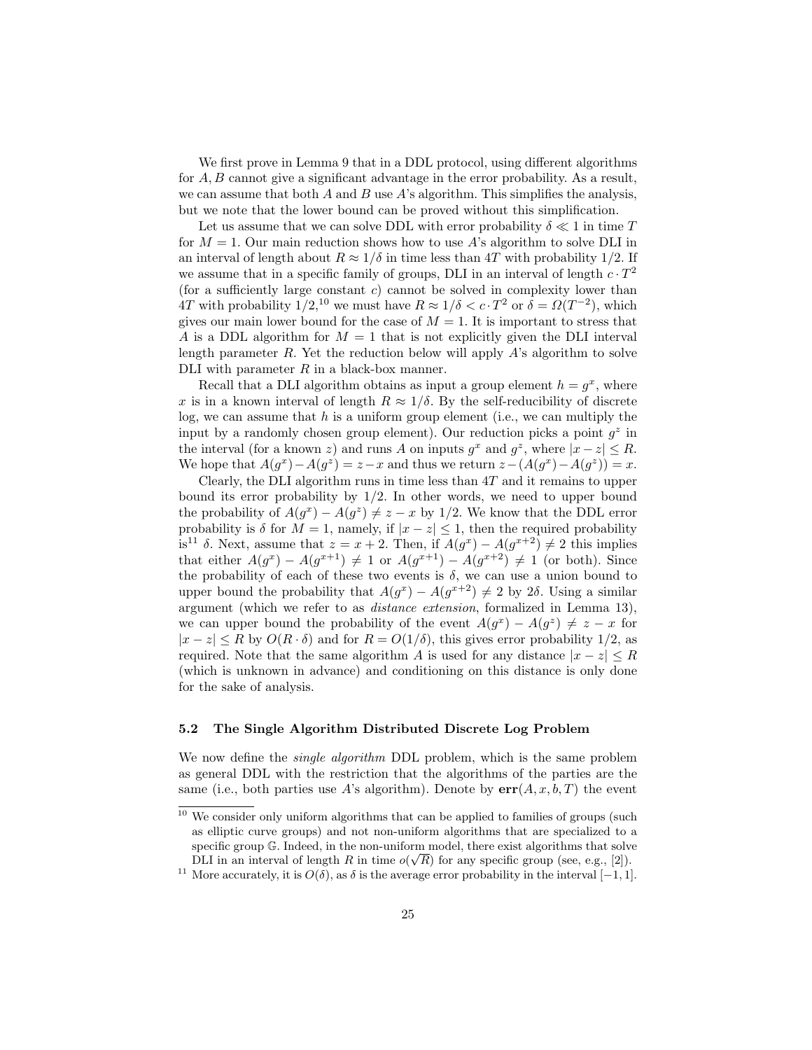We first prove in Lemma 9 that in a DDL protocol, using different algorithms for $A, B$ cannot give a significant advantage in the error probability. As a result, we can assume that both $A$ and $B$ use $A$'s algorithm. This simplifies the analysis, but we note that the lower bound can be proved without this simplification.

Let us assume that we can solve DDL with error probability $\delta \ll 1$ in time $T$ for $M = 1$. Our main reduction shows how to use $A$'s algorithm to solve DLI in an interval of length about $R \approx 1/\delta$ in time less than $4T$ with probability $1/2$. If we assume that in a specific family of groups, DLI in an interval of length $c \cdot T^2$ (for a sufficiently large constant $c$) cannot be solved in complexity lower than $4T$ with probability $1/2$,[10] we must have $R \approx 1/\delta < c \cdot T^2$ or $\delta = \Omega(T^{-2})$, which gives our main lower bound for the case of $M = 1$. It is important to stress that $A$ is a DDL algorithm for $M = 1$ that is not explicitly given the DLI interval length parameter $R$. Yet the reduction below will apply $A$'s algorithm to solve DLI with parameter $R$ in a black-box manner.

Recall that a DLI algorithm obtains as input a group element $h = g^x$, where $x$ is in a known interval of length $R \approx 1/\delta$. By the self-reducibility of discrete log, we can assume that $h$ is a uniform group element (i.e., we can multiply the input by a randomly chosen group element). Our reduction picks a point $g^z$ in the interval (for a known $z$) and runs $A$ on inputs $g^x$ and $g^z$, where $|x - z| \leq R$. We hope that $A(g^x) - A(g^z) = z - x$ and thus we return $z - (A(g^x) - A(g^z)) = x$.

Clearly, the DLI algorithm runs in time less than $4T$ and it remains to upper bound its error probability by $1/2$. In other words, we need to upper bound the probability of $A(g^x) - A(g^z) \neq z - x$ by $1/2$. We know that the DDL error probability is $\delta$ for $M = 1$, namely, if $|x - z| \leq 1$, then the required probability is[11] $\delta$. Next, assume that $z = x + 2$. Then, if $A(g^x) - A(g^{x+2}) \neq 2$ this implies that either $A(g^x) - A(g^{x+1}) \neq 1$ or $A(g^{x+1}) - A(g^{x+2}) \neq 1$ (or both). Since the probability of each of these two events is $\delta$, we can use a union bound to upper bound the probability that $A(g^x) - A(g^{x+2}) \neq 2$ by $2\delta$. Using a similar argument (which we refer to as *distance extension*, formalized in Lemma 13), we can upper bound the probability of the event $A(g^x) - A(g^z) \neq z - x$ for $|x - z| \leq R$ by $O(R \cdot \delta)$ and for $R = O(1/\delta)$, this gives error probability $1/2$, as required. Note that the same algorithm $A$ is used for any distance $|x - z| \leq R$ (which is unknown in advance) and conditioning on this distance is only done for the sake of analysis.

### 5.2 The Single Algorithm Distributed Discrete Log Problem

We now define the *single algorithm* DDL problem, which is the same problem as general DDL with the restriction that the algorithms of the parties are the same (i.e., both parties use $A$'s algorithm). Denote by $\mathbf{err}(A, x, b, T)$ the event

---

[10] We consider only uniform algorithms that can be applied to families of groups (such as elliptic curve groups) and not non-uniform algorithms that are specialized to a specific group $\mathbb{G}$. Indeed, in the non-uniform model, there exist algorithms that solve DLI in an interval of length $R$ in time $o(\sqrt{R})$ for any specific group (see, e.g., [2]).

[11] More accurately, it is $O(\delta)$, as $\delta$ is the average error probability in the interval $[-1, 1]$.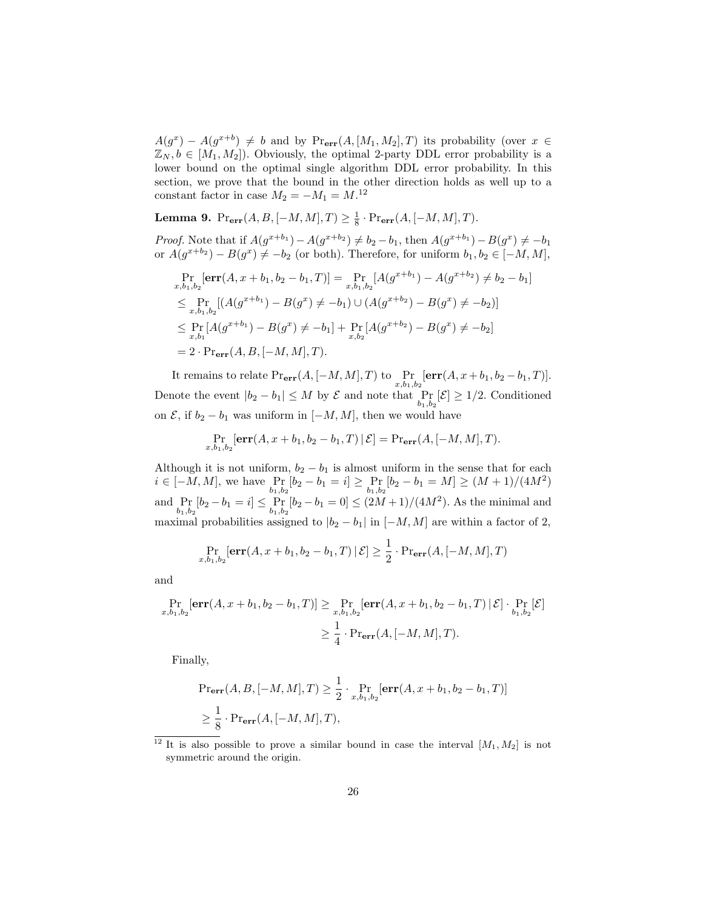$A(g^x) - A(g^{x+b}) \neq b$ and by $\Pr_{\mathbf{err}}(A, [M_1, M_2], T)$ its probability (over $x \in \mathbb{Z}_N, b \in [M_1, M_2]$). Obviously, the optimal 2-party DDL error probability is a lower bound on the optimal single algorithm DDL error probability. In this section, we prove that the bound in the other direction holds as well up to a constant factor in case $M_2 = -M_1 = M$.[12]

**Lemma 9.** $\Pr_{\mathbf{err}}(A, B, [-M, M], T) \geq \frac{1}{8} \cdot \Pr_{\mathbf{err}}(A, [-M, M], T)$.

*Proof.* Note that if $A(g^{x+b_1}) - A(g^{x+b_2}) \neq b_2 - b_1$, then $A(g^{x+b_1}) - B(g^x) \neq -b_1$ or $A(g^{x+b_2}) - B(g^x) \neq -b_2$ (or both). Therefore, for uniform $b_1, b_2 \in [-M, M]$,

$$
\begin{aligned}
&\Pr_{x,b_1,b_2}[\mathbf{err}(A, x + b_1, b_2 - b_1, T)] = \Pr_{x,b_1,b_2}[A(g^{x+b_1}) - A(g^{x+b_2}) \neq b_2 - b_1] \\
&\leq \Pr_{x,b_1,b_2}[(A(g^{x+b_1}) - B(g^x) \neq -b_1) \cup (A(g^{x+b_2}) - B(g^x) \neq -b_2)] \\
&\leq \Pr_{x,b_1}[A(g^{x+b_1}) - B(g^x) \neq -b_1] + \Pr_{x,b_2}[A(g^{x+b_2}) - B(g^x) \neq -b_2] \\
&= 2 \cdot \Pr_{\mathbf{err}}(A, B, [-M, M], T).
\end{aligned}
$$

It remains to relate $\Pr_{\mathbf{err}}(A, [-M, M], T)$ to $\Pr_{x,b_1,b_2}[\mathbf{err}(A, x + b_1, b_2 - b_1, T)]$. Denote the event $|b_2 - b_1| \leq M$ by $\mathcal{E}$ and note that $\Pr_{b_1,b_2}[\mathcal{E}] \geq 1/2$. Conditioned on $\mathcal{E}$, if $b_2 - b_1$ was uniform in $[-M, M]$, then we would have

$$
\Pr_{x,b_1,b_2}[\mathbf{err}(A, x + b_1, b_2 - b_1, T) \,|\, \mathcal{E}] = \Pr_{\mathbf{err}}(A, [-M, M], T).
$$

Although it is not uniform, $b_2 - b_1$ is almost uniform in the sense that for each $i \in [-M, M]$, we have $\Pr_{b_1,b_2}[b_2 - b_1 = i] \geq \Pr_{b_1,b_2}[b_2 - b_1 = M] \geq (M + 1)/(4M^2)$ and $\Pr_{b_1,b_2}[b_2 - b_1 = i] \leq \Pr_{b_1,b_2}[b_2 - b_1 = 0] \leq (2M + 1)/(4M^2)$. As the minimal and maximal probabilities assigned to $|b_2 - b_1|$ in $[-M, M]$ are within a factor of 2,

$$
\Pr_{x,b_1,b_2}[\mathbf{err}(A, x + b_1, b_2 - b_1, T) \,|\, \mathcal{E}] \geq \frac{1}{2} \cdot \Pr_{\mathbf{err}}(A, [-M, M], T)
$$

and

$$
\begin{aligned}
\Pr_{x,b_1,b_2}[\mathbf{err}(A, x + b_1, b_2 - b_1, T)] &\geq \Pr_{x,b_1,b_2}[\mathbf{err}(A, x + b_1, b_2 - b_1, T) \,|\, \mathcal{E}] \cdot \Pr_{b_1,b_2}[\mathcal{E}] \\
&\geq \frac{1}{4} \cdot \Pr_{\mathbf{err}}(A, [-M, M], T).
\end{aligned}
$$

Finally,

$$
\begin{aligned}
\Pr_{\mathbf{err}}(A, B, [-M, M], T) &\geq \frac{1}{2} \cdot \Pr_{x,b_1,b_2}[\mathbf{err}(A, x + b_1, b_2 - b_1, T)] \\
&\geq \frac{1}{8} \cdot \Pr_{\mathbf{err}}(A, [-M, M], T),
\end{aligned}
$$

[12] It is also possible to prove a similar bound in case the interval $[M_1, M_2]$ is not symmetric around the origin.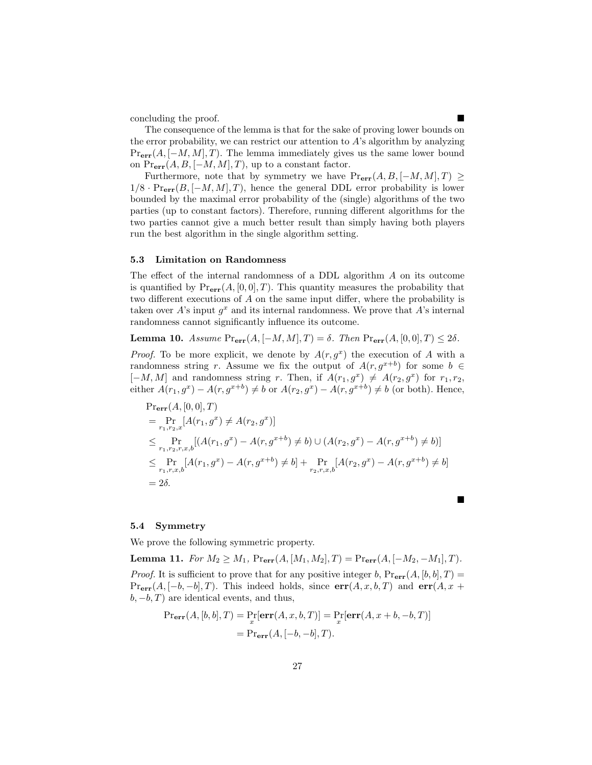concluding the proof. ■

The consequence of the lemma is that for the sake of proving lower bounds on the error probability, we can restrict our attention to $A$'s algorithm by analyzing $\Pr_{\mathbf{err}}(A,[-M,M],T)$. The lemma immediately gives us the same lower bound on $\Pr_{\mathbf{err}}(A,B,[-M,M],T)$, up to a constant factor.

Furthermore, note that by symmetry we have $\Pr_{\mathbf{err}}(A,B,[-M,M],T) \geq 1/8 \cdot \Pr_{\mathbf{err}}(B,[-M,M],T)$, hence the general DDL error probability is lower bounded by the maximal error probability of the (single) algorithms of the two parties (up to constant factors). Therefore, running different algorithms for the two parties cannot give a much better result than simply having both players run the best algorithm in the single algorithm setting.

### 5.3 Limitation on Randomness

The effect of the internal randomness of a DDL algorithm $A$ on its outcome is quantified by $\Pr_{\mathbf{err}}(A,[0,0],T)$. This quantity measures the probability that two different executions of $A$ on the same input differ, where the probability is taken over $A$'s input $g^x$ and its internal randomness. We prove that $A$'s internal randomness cannot significantly influence its outcome.

**Lemma 10.** *Assume* $\Pr_{\mathbf{err}}(A,[-M,M],T) = \delta$. *Then* $\Pr_{\mathbf{err}}(A,[0,0],T) \leq 2\delta$.

*Proof.* To be more explicit, we denote by $A(r,g^x)$ the execution of $A$ with a randomness string $r$. Assume we fix the output of $A(r,g^{x+b})$ for some $b \in [-M,M]$ and randomness string $r$. Then, if $A(r_1,g^x) \neq A(r_2,g^x)$ for $r_1,r_2$, either $A(r_1,g^x) - A(r,g^{x+b}) \neq b$ or $A(r_2,g^x) - A(r,g^{x+b}) \neq b$ (or both). Hence,

$$
\begin{aligned}
&\Pr_{\mathbf{err}}(A,[0,0],T) \\
&= \Pr_{r_1,r_2,x}[A(r_1,g^x) \neq A(r_2,g^x)] \\
&\leq \Pr_{r_1,r_2,r,x,b}[(A(r_1,g^x) - A(r,g^{x+b}) \neq b) \cup (A(r_2,g^x) - A(r,g^{x+b}) \neq b)] \\
&\leq \Pr_{r_1,r,x,b}[A(r_1,g^x) - A(r,g^{x+b}) \neq b] + \Pr_{r_2,r,x,b}[A(r_2,g^x) - A(r,g^{x+b}) \neq b] \\
&= 2\delta.
\end{aligned}
$$

■

### 5.4 Symmetry

We prove the following symmetric property.

**Lemma 11.** *For* $M_2 \geq M_1$, $\Pr_{\mathbf{err}}(A,[M_1,M_2],T) = \Pr_{\mathbf{err}}(A,[-M_2,-M_1],T)$.

*Proof.* It is sufficient to prove that for any positive integer $b$, $\Pr_{\mathbf{err}}(A,[b,b],T) = \Pr_{\mathbf{err}}(A,[-b,-b],T)$. This indeed holds, since $\mathbf{err}(A,x,b,T)$ and $\mathbf{err}(A,x+b,-b,T)$ are identical events, and thus,

$$
\begin{aligned}
\Pr_{\mathbf{err}}(A,[b,b],T) &= \Pr_x[\mathbf{err}(A,x,b,T)] = \Pr_x[\mathbf{err}(A,x+b,-b,T)] \\
&= \Pr_{\mathbf{err}}(A,[-b,-b],T).
\end{aligned}
$$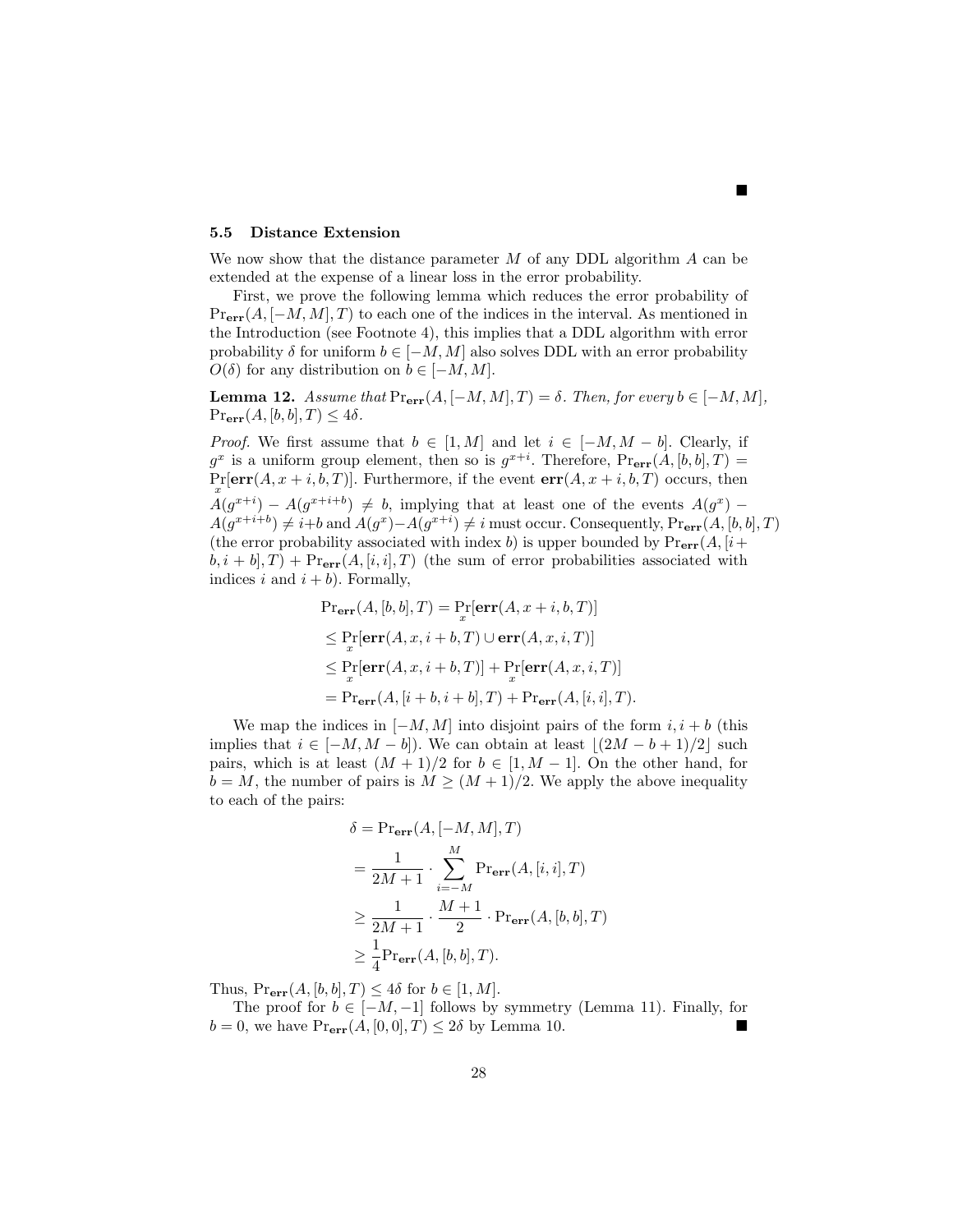■

### 5.5 Distance Extension

We now show that the distance parameter $M$ of any DDL algorithm $A$ can be extended at the expense of a linear loss in the error probability.

First, we prove the following lemma which reduces the error probability of $\Pr_{\mathbf{err}}(A, [-M, M], T)$ to each one of the indices in the interval. As mentioned in the Introduction (see Footnote 4), this implies that a DDL algorithm with error probability $\delta$ for uniform $b \in [-M, M]$ also solves DDL with an error probability $O(\delta)$ for any distribution on $b \in [-M, M]$.

**Lemma 12.** *Assume that* $\Pr_{\mathbf{err}}(A, [-M, M], T) = \delta$. *Then, for every* $b \in [-M, M]$, $\Pr_{\mathbf{err}}(A, [b, b], T) \leq 4\delta$.

*Proof.* We first assume that $b \in [1, M]$ and let $i \in [-M, M - b]$. Clearly, if $g^x$ is a uniform group element, then so is $g^{x+i}$. Therefore, $\Pr_{\mathbf{err}}(A, [b, b], T) = \Pr_x[\mathbf{err}(A, x + i, b, T)]$. Furthermore, if the event $\mathbf{err}(A, x + i, b, T)$ occurs, then $A(g^{x+i}) - A(g^{x+i+b}) \neq b$, implying that at least one of the events $A(g^x) - A(g^{x+i+b}) \neq i+b$ and $A(g^x)-A(g^{x+i}) \neq i$ must occur. Consequently, $\Pr_{\mathbf{err}}(A, [b, b], T)$ (the error probability associated with index $b$) is upper bounded by $\Pr_{\mathbf{err}}(A, [i + b, i + b], T) + \Pr_{\mathbf{err}}(A, [i, i], T)$ (the sum of error probabilities associated with indices $i$ and $i + b$). Formally,

$$
\begin{aligned}
&\Pr_{\mathbf{err}}(A, [b, b], T) = \Pr_x[\mathbf{err}(A, x + i, b, T)] \\
&\leq \Pr_x[\mathbf{err}(A, x, i + b, T) \cup \mathbf{err}(A, x, i, T)] \\
&\leq \Pr_x[\mathbf{err}(A, x, i + b, T)] + \Pr_x[\mathbf{err}(A, x, i, T)] \\
&= \Pr_{\mathbf{err}}(A, [i + b, i + b], T) + \Pr_{\mathbf{err}}(A, [i, i], T).
\end{aligned}
$$

We map the indices in $[-M, M]$ into disjoint pairs of the form $i, i + b$ (this implies that $i \in [-M, M - b]$). We can obtain at least $\lfloor (2M - b + 1)/2 \rfloor$ such pairs, which is at least $(M + 1)/2$ for $b \in [1, M - 1]$. On the other hand, for $b = M$, the number of pairs is $M \geq (M + 1)/2$. We apply the above inequality to each of the pairs:

$$
\begin{aligned}
\delta &= \Pr_{\mathbf{err}}(A, [-M, M], T) \\
&= \frac{1}{2M + 1} \cdot \sum_{i=-M}^{M} \Pr_{\mathbf{err}}(A, [i, i], T) \\
&\geq \frac{1}{2M + 1} \cdot \frac{M + 1}{2} \cdot \Pr_{\mathbf{err}}(A, [b, b], T) \\
&\geq \frac{1}{4} \Pr_{\mathbf{err}}(A, [b, b], T).
\end{aligned}
$$

Thus, $\Pr_{\mathbf{err}}(A, [b, b], T) \leq 4\delta$ for $b \in [1, M]$.

The proof for $b \in [-M, -1]$ follows by symmetry (Lemma 11). Finally, for $b = 0$, we have $\Pr_{\mathbf{err}}(A, [0, 0], T) \leq 2\delta$ by Lemma 10. ■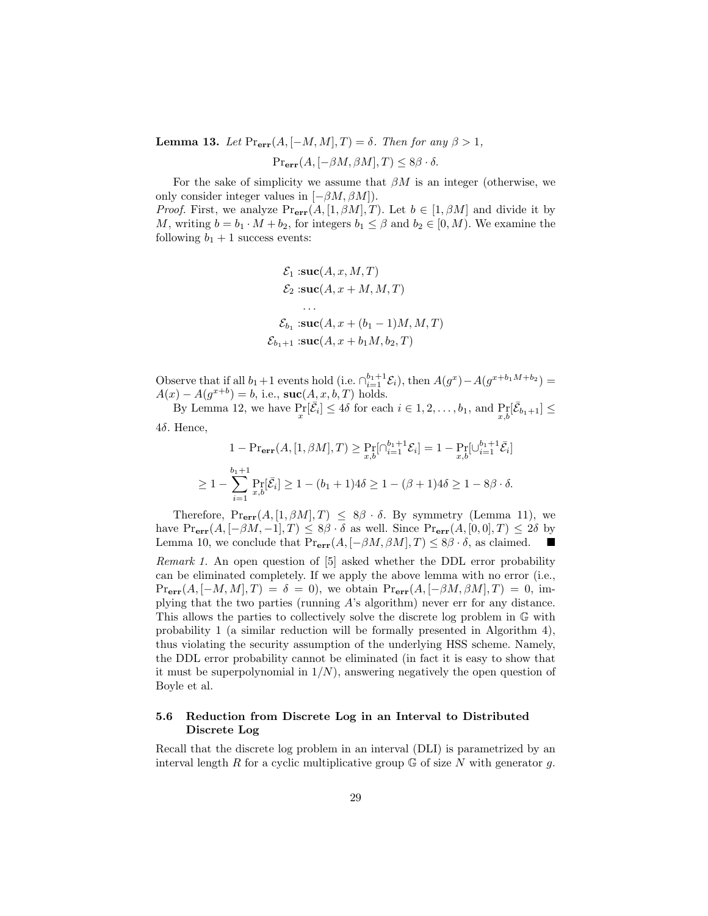**Lemma 13.** *Let* $\Pr_{\mathbf{err}}(A, [-M, M], T) = \delta$*. Then for any* $\beta > 1$*,*

$$\Pr_{\mathbf{err}}(A, [-\beta M, \beta M], T) \leq 8\beta \cdot \delta.$$

For the sake of simplicity we assume that $\beta M$ is an integer (otherwise, we only consider integer values in $[-\beta M, \beta M]$).

*Proof.* First, we analyze $\Pr_{\mathbf{err}}(A, [1, \beta M], T)$. Let $b \in [1, \beta M]$ and divide it by $M$, writing $b = b_1 \cdot M + b_2$, for integers $b_1 \leq \beta$ and $b_2 \in [0, M)$. We examine the following $b_1 + 1$ success events:

$$\begin{aligned}
\mathcal{E}_1 &: \mathbf{suc}(A, x, M, T) \\
\mathcal{E}_2 &: \mathbf{suc}(A, x + M, M, T) \\
&\dots \\
\mathcal{E}_{b_1} &: \mathbf{suc}(A, x + (b_1 - 1)M, M, T) \\
\mathcal{E}_{b_1+1} &: \mathbf{suc}(A, x + b_1 M, b_2, T)
\end{aligned}$$

Observe that if all $b_1+1$ events hold (i.e. $\cap_{i=1}^{b_1+1} \mathcal{E}_i$), then $A(g^x) - A(g^{x+b_1 M + b_2}) = A(x) - A(g^{x+b}) = b$, i.e., $\mathbf{suc}(A, x, b, T)$ holds.

By Lemma 12, we have $\Pr_x[\bar{\mathcal{E}}_i] \leq 4\delta$ for each $i \in 1, 2, \dots, b_1$, and $\Pr_{x,b}[\bar{\mathcal{E}}_{b_1+1}] \leq 4\delta$. Hence,

$$1 - \Pr_{\mathbf{err}}(A, [1, \beta M], T) \geq \Pr_{x,b}[\cap_{i=1}^{b_1+1} \mathcal{E}_i] = 1 - \Pr_{x,b}[\cup_{i=1}^{b_1+1} \bar{\mathcal{E}}_i]$$

$$\geq 1 - \sum_{i=1}^{b_1+1} \Pr_{x,b}[\bar{\mathcal{E}}_i] \geq 1 - (b_1 + 1)4\delta \geq 1 - (\beta + 1)4\delta \geq 1 - 8\beta \cdot \delta.$$

Therefore, $\Pr_{\mathbf{err}}(A, [1, \beta M], T) \leq 8\beta \cdot \delta$. By symmetry (Lemma 11), we have $\Pr_{\mathbf{err}}(A, [-\beta M, -1], T) \leq 8\beta \cdot \delta$ as well. Since $\Pr_{\mathbf{err}}(A, [0, 0], T) \leq 2\delta$ by Lemma 10, we conclude that $\Pr_{\mathbf{err}}(A, [-\beta M, \beta M], T) \leq 8\beta \cdot \delta$, as claimed. ∎

*Remark 1.* An open question of [5] asked whether the DDL error probability can be eliminated completely. If we apply the above lemma with no error (i.e., $\Pr_{\mathbf{err}}(A, [-M, M], T) = \delta = 0$), we obtain $\Pr_{\mathbf{err}}(A, [-\beta M, \beta M], T) = 0$, implying that the two parties (running $A$'s algorithm) never err for any distance. This allows the parties to collectively solve the discrete log problem in $\mathbb{G}$ with probability 1 (a similar reduction will be formally presented in Algorithm 4), thus violating the security assumption of the underlying HSS scheme. Namely, the DDL error probability cannot be eliminated (in fact it is easy to show that it must be superpolynomial in $1/N$), answering negatively the open question of Boyle et al.

### 5.6 Reduction from Discrete Log in an Interval to Distributed Discrete Log

Recall that the discrete log problem in an interval (DLI) is parametrized by an interval length $R$ for a cyclic multiplicative group $\mathbb{G}$ of size $N$ with generator $g$.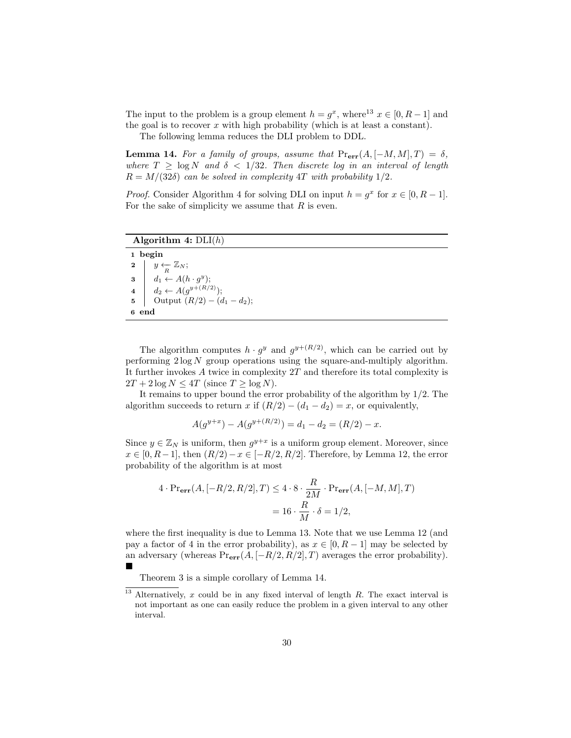The input to the problem is a group element $h = g^x$, where[13] $x \in [0, R-1]$ and the goal is to recover $x$ with high probability (which is at least a constant).

The following lemma reduces the DLI problem to DDL.

**Lemma 14.** *For a family of groups, assume that* $\Pr_{\mathbf{err}}(A, [-M, M], T) = \delta$*, where* $T \geq \log N$ *and* $\delta < 1/32$*. Then discrete log in an interval of length* $R = M/(32\delta)$ *can be solved in complexity* $4T$ *with probability* $1/2$*.*

*Proof.* Consider Algorithm 4 for solving DLI on input $h = g^x$ for $x \in [0, R-1]$. For the sake of simplicity we assume that $R$ is even.

**Algorithm 4:** DLI($h$)

```
1 begin
2   y ←_R Z_N;
3   d_1 ← A(h · g^y);
4   d_2 ← A(g^{y+(R/2)});
5   Output (R/2) − (d_1 − d_2);
6 end
```

The algorithm computes $h \cdot g^y$ and $g^{y+(R/2)}$, which can be carried out by performing $2\log N$ group operations using the square-and-multiply algorithm. It further invokes $A$ twice in complexity $2T$ and therefore its total complexity is $2T + 2\log N \leq 4T$ (since $T \geq \log N$).

It remains to upper bound the error probability of the algorithm by $1/2$. The algorithm succeeds to return $x$ if $(R/2) - (d_1 - d_2) = x$, or equivalently,

$$A(g^{y+x}) - A(g^{y+(R/2)}) = d_1 - d_2 = (R/2) - x.$$

Since $y \in \mathbb{Z}_N$ is uniform, then $g^{y+x}$ is a uniform group element. Moreover, since $x \in [0, R-1]$, then $(R/2) - x \in [-R/2, R/2]$. Therefore, by Lemma 12, the error probability of the algorithm is at most

$$\begin{aligned} 4 \cdot \Pr_{\mathbf{err}}(A, [-R/2, R/2], T) &\leq 4 \cdot 8 \cdot \frac{R}{2M} \cdot \Pr_{\mathbf{err}}(A, [-M, M], T) \\ &= 16 \cdot \frac{R}{M} \cdot \delta = 1/2, \end{aligned}$$

where the first inequality is due to Lemma 13. Note that we use Lemma 12 (and pay a factor of 4 in the error probability), as $x \in [0, R-1]$ may be selected by an adversary (whereas $\Pr_{\mathbf{err}}(A, [-R/2, R/2], T)$ averages the error probability). ■

Theorem 3 is a simple corollary of Lemma 14.

[13] Alternatively, $x$ could be in any fixed interval of length $R$. The exact interval is not important as one can easily reduce the problem in a given interval to any other interval.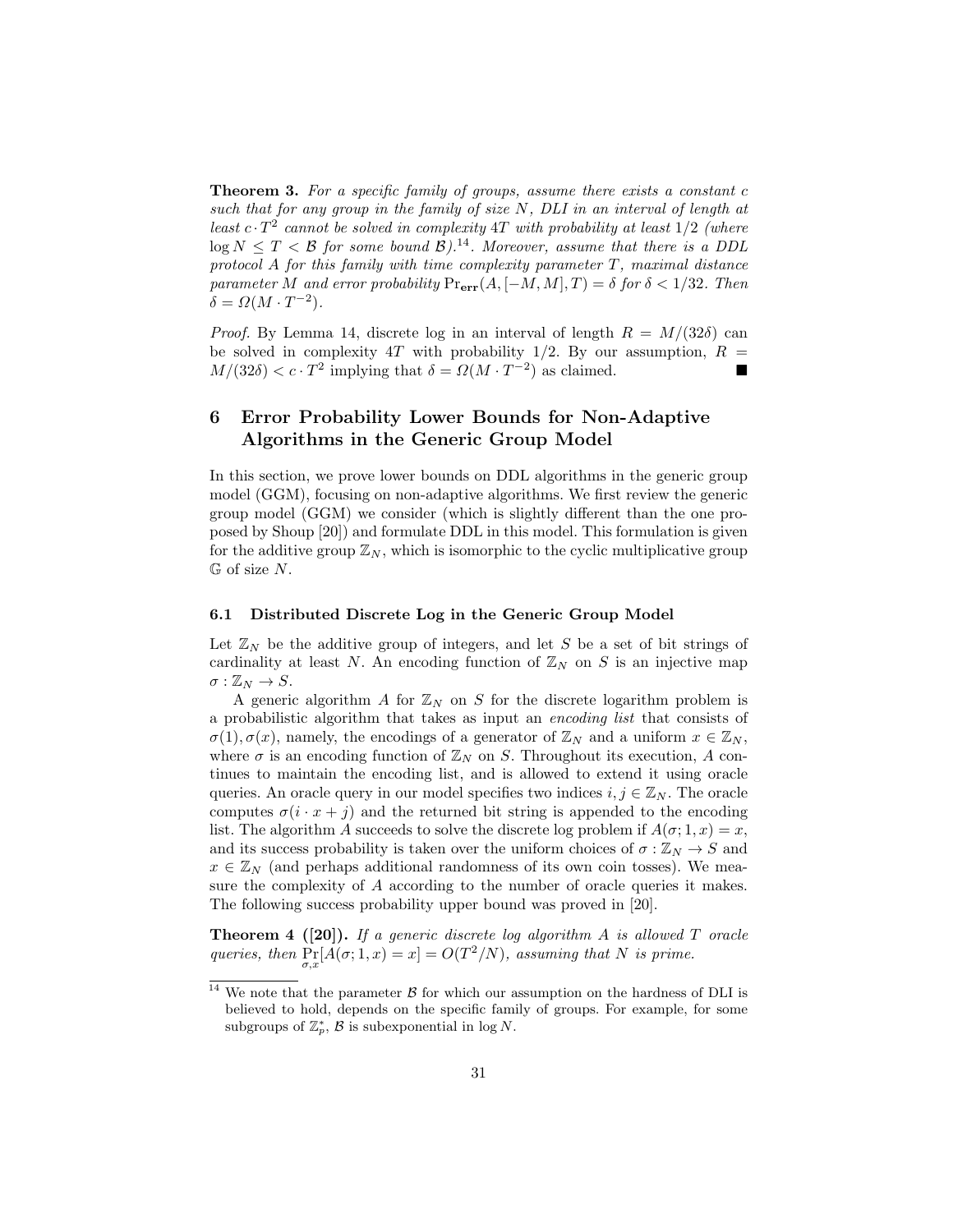**Theorem 3.** *For a specific family of groups, assume there exists a constant $c$ such that for any group in the family of size $N$, DLI in an interval of length at least $c \cdot T^2$ cannot be solved in complexity $4T$ with probability at least $1/2$ (where $\log N \leq T < \mathcal{B}$ for some bound $\mathcal{B}$).*[14]*. Moreover, assume that there is a DDL protocol $A$ for this family with time complexity parameter $T$, maximal distance parameter $M$ and error probability $\Pr_{\mathbf{err}}(A, [-M, M], T) = \delta$ for $\delta < 1/32$. Then $\delta = \Omega(M \cdot T^{-2})$.*

*Proof.* By Lemma 14, discrete log in an interval of length $R = M/(32\delta)$ can be solved in complexity $4T$ with probability $1/2$. By our assumption, $R = M/(32\delta) < c \cdot T^2$ implying that $\delta = \Omega(M \cdot T^{-2})$ as claimed. ∎

## 6 Error Probability Lower Bounds for Non-Adaptive Algorithms in the Generic Group Model

In this section, we prove lower bounds on DDL algorithms in the generic group model (GGM), focusing on non-adaptive algorithms. We first review the generic group model (GGM) we consider (which is slightly different than the one proposed by Shoup [20]) and formulate DDL in this model. This formulation is given for the additive group $\mathbb{Z}_N$, which is isomorphic to the cyclic multiplicative group $\mathbb{G}$ of size $N$.

### 6.1 Distributed Discrete Log in the Generic Group Model

Let $\mathbb{Z}_N$ be the additive group of integers, and let $S$ be a set of bit strings of cardinality at least $N$. An encoding function of $\mathbb{Z}_N$ on $S$ is an injective map $\sigma : \mathbb{Z}_N \to S$.

A generic algorithm $A$ for $\mathbb{Z}_N$ on $S$ for the discrete logarithm problem is a probabilistic algorithm that takes as input an *encoding list* that consists of $\sigma(1), \sigma(x)$, namely, the encodings of a generator of $\mathbb{Z}_N$ and a uniform $x \in \mathbb{Z}_N$, where $\sigma$ is an encoding function of $\mathbb{Z}_N$ on $S$. Throughout its execution, $A$ continues to maintain the encoding list, and is allowed to extend it using oracle queries. An oracle query in our model specifies two indices $i, j \in \mathbb{Z}_N$. The oracle computes $\sigma(i \cdot x + j)$ and the returned bit string is appended to the encoding list. The algorithm $A$ succeeds to solve the discrete log problem if $A(\sigma; 1, x) = x$, and its success probability is taken over the uniform choices of $\sigma : \mathbb{Z}_N \to S$ and $x \in \mathbb{Z}_N$ (and perhaps additional randomness of its own coin tosses). We measure the complexity of $A$ according to the number of oracle queries it makes. The following success probability upper bound was proved in [20].

**Theorem 4 ([20]).** *If a generic discrete log algorithm $A$ is allowed $T$ oracle queries, then $\Pr_{\sigma,x}[A(\sigma; 1, x) = x] = O(T^2/N)$, assuming that $N$ is prime.*

[14] We note that the parameter $\mathcal{B}$ for which our assumption on the hardness of DLI is believed to hold, depends on the specific family of groups. For example, for some subgroups of $\mathbb{Z}_p^*$, $\mathcal{B}$ is subexponential in $\log N$.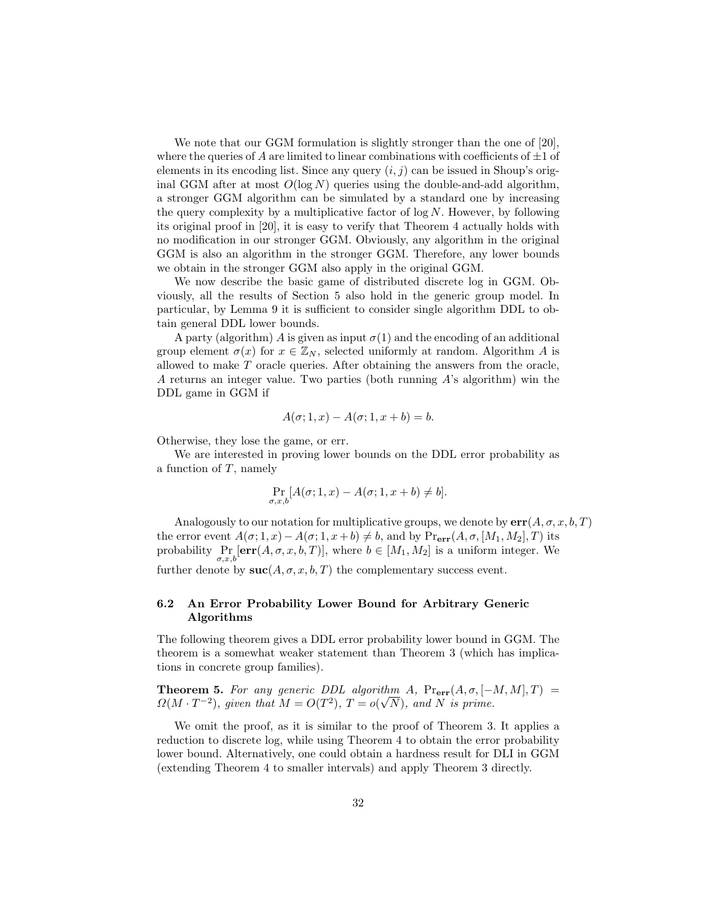We note that our GGM formulation is slightly stronger than the one of [20], where the queries of $A$ are limited to linear combinations with coefficients of $\pm 1$ of elements in its encoding list. Since any query $(i, j)$ can be issued in Shoup's original GGM after at most $O(\log N)$ queries using the double-and-add algorithm, a stronger GGM algorithm can be simulated by a standard one by increasing the query complexity by a multiplicative factor of $\log N$. However, by following its original proof in [20], it is easy to verify that Theorem 4 actually holds with no modification in our stronger GGM. Obviously, any algorithm in the original GGM is also an algorithm in the stronger GGM. Therefore, any lower bounds we obtain in the stronger GGM also apply in the original GGM.

We now describe the basic game of distributed discrete log in GGM. Obviously, all the results of Section 5 also hold in the generic group model. In particular, by Lemma 9 it is sufficient to consider single algorithm DDL to obtain general DDL lower bounds.

A party (algorithm) $A$ is given as input $\sigma(1)$ and the encoding of an additional group element $\sigma(x)$ for $x \in \mathbb{Z}_N$, selected uniformly at random. Algorithm $A$ is allowed to make $T$ oracle queries. After obtaining the answers from the oracle, $A$ returns an integer value. Two parties (both running $A$'s algorithm) win the DDL game in GGM if

$$A(\sigma; 1, x) - A(\sigma; 1, x + b) = b.$$

Otherwise, they lose the game, or err.

We are interested in proving lower bounds on the DDL error probability as a function of $T$, namely

$$\Pr_{\sigma,x,b}[A(\sigma; 1, x) - A(\sigma; 1, x + b) \neq b].$$

Analogously to our notation for multiplicative groups, we denote by $\mathbf{err}(A, \sigma, x, b, T)$ the error event $A(\sigma; 1, x) - A(\sigma; 1, x + b) \neq b$, and by $\Pr_{\mathbf{err}}(A, \sigma, [M_1, M_2], T)$ its probability $\Pr_{\sigma,x,b}[\mathbf{err}(A, \sigma, x, b, T)]$, where $b \in [M_1, M_2]$ is a uniform integer. We further denote by $\mathbf{suc}(A, \sigma, x, b, T)$ the complementary success event.

### 6.2 An Error Probability Lower Bound for Arbitrary Generic Algorithms

The following theorem gives a DDL error probability lower bound in GGM. The theorem is a somewhat weaker statement than Theorem 3 (which has implications in concrete group families).

**Theorem 5.** *For any generic DDL algorithm $A$, $\Pr_{\mathbf{err}}(A, \sigma, [-M, M], T) = \Omega(M \cdot T^{-2})$, given that $M = O(T^2)$, $T = o(\sqrt{N})$, and $N$ is prime.*

We omit the proof, as it is similar to the proof of Theorem 3. It applies a reduction to discrete log, while using Theorem 4 to obtain the error probability lower bound. Alternatively, one could obtain a hardness result for DLI in GGM (extending Theorem 4 to smaller intervals) and apply Theorem 3 directly.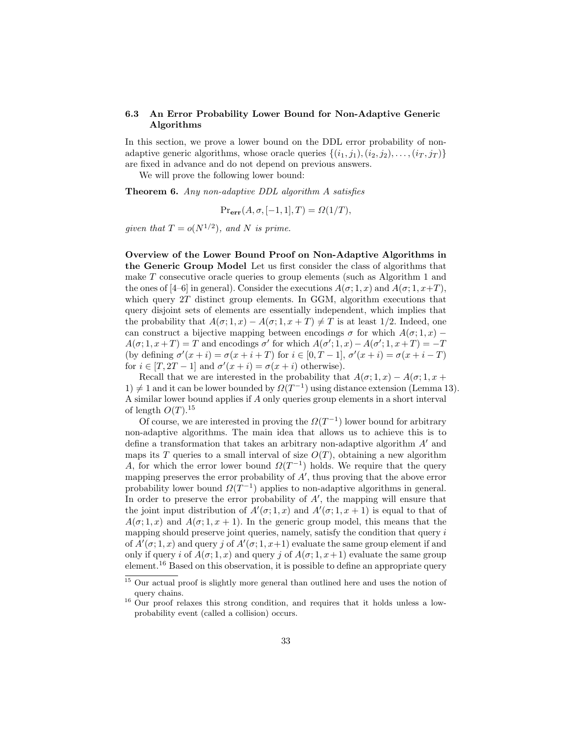### 6.3 An Error Probability Lower Bound for Non-Adaptive Generic Algorithms

In this section, we prove a lower bound on the DDL error probability of non-adaptive generic algorithms, whose oracle queries $\{(i_1, j_1), (i_2, j_2), \ldots, (i_T, j_T)\}$ are fixed in advance and do not depend on previous answers.

We will prove the following lower bound:

**Theorem 6.** *Any non-adaptive DDL algorithm $A$ satisfies*

$$\Pr_{\mathbf{err}}(A, \sigma, [-1, 1], T) = \Omega(1/T),$$

*given that $T = o(N^{1/2})$, and $N$ is prime.*

**Overview of the Lower Bound Proof on Non-Adaptive Algorithms in the Generic Group Model** Let us first consider the class of algorithms that make $T$ consecutive oracle queries to group elements (such as Algorithm 1 and the ones of [4–6] in general). Consider the executions $A(\sigma; 1, x)$ and $A(\sigma; 1, x+T)$, which query $2T$ distinct group elements. In GGM, algorithm executions that query disjoint sets of elements are essentially independent, which implies that the probability that $A(\sigma; 1, x) - A(\sigma; 1, x+T) \neq T$ is at least $1/2$. Indeed, one can construct a bijective mapping between encodings $\sigma$ for which $A(\sigma; 1, x) - A(\sigma; 1, x+T) = T$ and encodings $\sigma'$ for which $A(\sigma'; 1, x) - A(\sigma'; 1, x+T) = -T$ (by defining $\sigma'(x+i) = \sigma(x+i+T)$ for $i \in [0, T-1]$, $\sigma'(x+i) = \sigma(x+i-T)$ for $i \in [T, 2T-1]$ and $\sigma'(x+i) = \sigma(x+i)$ otherwise).

Recall that we are interested in the probability that $A(\sigma; 1, x) - A(\sigma; 1, x+1) \neq 1$ and it can be lower bounded by $\Omega(T^{-1})$ using distance extension (Lemma 13). A similar lower bound applies if $A$ only queries group elements in a short interval of length $O(T)$.[15]

Of course, we are interested in proving the $\Omega(T^{-1})$ lower bound for arbitrary non-adaptive algorithms. The main idea that allows us to achieve this is to define a transformation that takes an arbitrary non-adaptive algorithm $A'$ and maps its $T$ queries to a small interval of size $O(T)$, obtaining a new algorithm $A$, for which the error lower bound $\Omega(T^{-1})$ holds. We require that the query mapping preserves the error probability of $A'$, thus proving that the above error probability lower bound $\Omega(T^{-1})$ applies to non-adaptive algorithms in general. In order to preserve the error probability of $A'$, the mapping will ensure that the joint input distribution of $A'(\sigma; 1, x)$ and $A'(\sigma; 1, x+1)$ is equal to that of $A(\sigma; 1, x)$ and $A(\sigma; 1, x+1)$. In the generic group model, this means that the mapping should preserve joint queries, namely, satisfy the condition that query $i$ of $A'(\sigma; 1, x)$ and query $j$ of $A'(\sigma; 1, x+1)$ evaluate the same group element if and only if query $i$ of $A(\sigma; 1, x)$ and query $j$ of $A(\sigma; 1, x+1)$ evaluate the same group element.[16] Based on this observation, it is possible to define an appropriate query

[15] Our actual proof is slightly more general than outlined here and uses the notion of query chains.

[16] Our proof relaxes this strong condition, and requires that it holds unless a low-probability event (called a collision) occurs.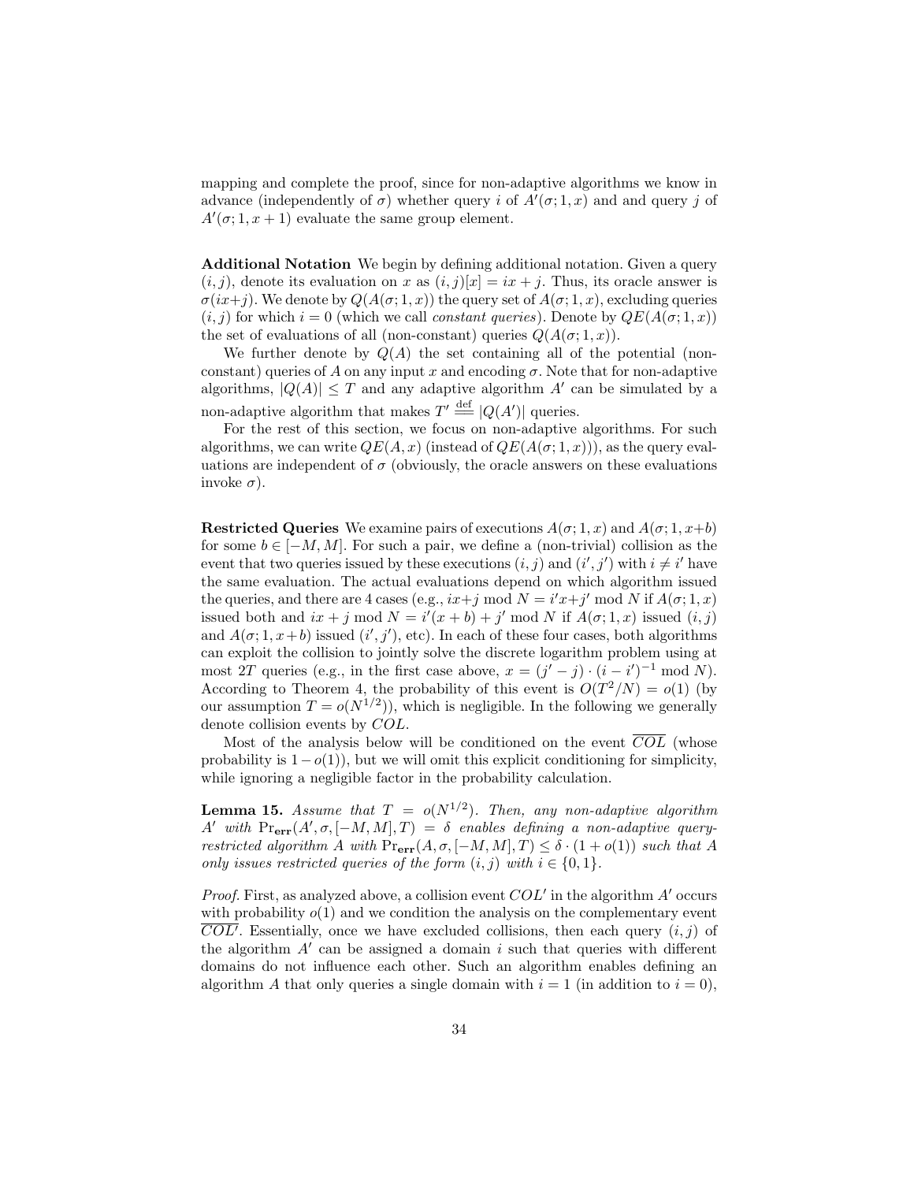mapping and complete the proof, since for non-adaptive algorithms we know in advance (independently of $\sigma$) whether query $i$ of $A'(\sigma; 1, x)$ and and query $j$ of $A'(\sigma; 1, x+1)$ evaluate the same group element.

**Additional Notation** We begin by defining additional notation. Given a query $(i, j)$, denote its evaluation on $x$ as $(i, j)[x] = ix + j$. Thus, its oracle answer is $\sigma(ix+j)$. We denote by $Q(A(\sigma; 1, x))$ the query set of $A(\sigma; 1, x)$, excluding queries $(i, j)$ for which $i = 0$ (which we call *constant queries*). Denote by $QE(A(\sigma; 1, x))$ the set of evaluations of all (non-constant) queries $Q(A(\sigma; 1, x))$.

We further denote by $Q(A)$ the set containing all of the potential (non-constant) queries of $A$ on any input $x$ and encoding $\sigma$. Note that for non-adaptive algorithms, $|Q(A)| \leq T$ and any adaptive algorithm $A'$ can be simulated by a non-adaptive algorithm that makes $T' \stackrel{\text{def}}{=} |Q(A')|$ queries.

For the rest of this section, we focus on non-adaptive algorithms. For such algorithms, we can write $QE(A, x)$ (instead of $QE(A(\sigma; 1, x))$), as the query evaluations are independent of $\sigma$ (obviously, the oracle answers on these evaluations invoke $\sigma$).

**Restricted Queries** We examine pairs of executions $A(\sigma; 1, x)$ and $A(\sigma; 1, x+b)$ for some $b \in [-M, M]$. For such a pair, we define a (non-trivial) collision as the event that two queries issued by these executions $(i, j)$ and $(i', j')$ with $i \neq i'$ have the same evaluation. The actual evaluations depend on which algorithm issued the queries, and there are 4 cases (e.g., $ix+j \bmod N = i'x+j' \bmod N$ if $A(\sigma; 1, x)$ issued both and $ix + j \bmod N = i'(x + b) + j' \bmod N$ if $A(\sigma; 1, x)$ issued $(i, j)$ and $A(\sigma; 1, x+b)$ issued $(i', j')$, etc). In each of these four cases, both algorithms can exploit the collision to jointly solve the discrete logarithm problem using at most $2T$ queries (e.g., in the first case above, $x = (j' - j) \cdot (i - i')^{-1} \bmod N$). According to Theorem 4, the probability of this event is $O(T^2/N) = o(1)$ (by our assumption $T = o(N^{1/2})$), which is negligible. In the following we generally denote collision events by $COL$.

Most of the analysis below will be conditioned on the event $\overline{COL}$ (whose probability is $1 - o(1)$), but we will omit this explicit conditioning for simplicity, while ignoring a negligible factor in the probability calculation.

**Lemma 15.** *Assume that $T = o(N^{1/2})$. Then, any non-adaptive algorithm $A'$ with $\Pr_{\mathbf{err}}(A', \sigma, [-M, M], T) = \delta$ enables defining a non-adaptive query-restricted algorithm $A$ with $\Pr_{\mathbf{err}}(A, \sigma, [-M, M], T) \leq \delta \cdot (1 + o(1))$ such that $A$ only issues restricted queries of the form $(i, j)$ with $i \in \{0, 1\}$.*

*Proof.* First, as analyzed above, a collision event $COL'$ in the algorithm $A'$ occurs with probability $o(1)$ and we condition the analysis on the complementary event $\overline{COL'}$. Essentially, once we have excluded collisions, then each query $(i, j)$ of the algorithm $A'$ can be assigned a domain $i$ such that queries with different domains do not influence each other. Such an algorithm enables defining an algorithm $A$ that only queries a single domain with $i = 1$ (in addition to $i = 0$),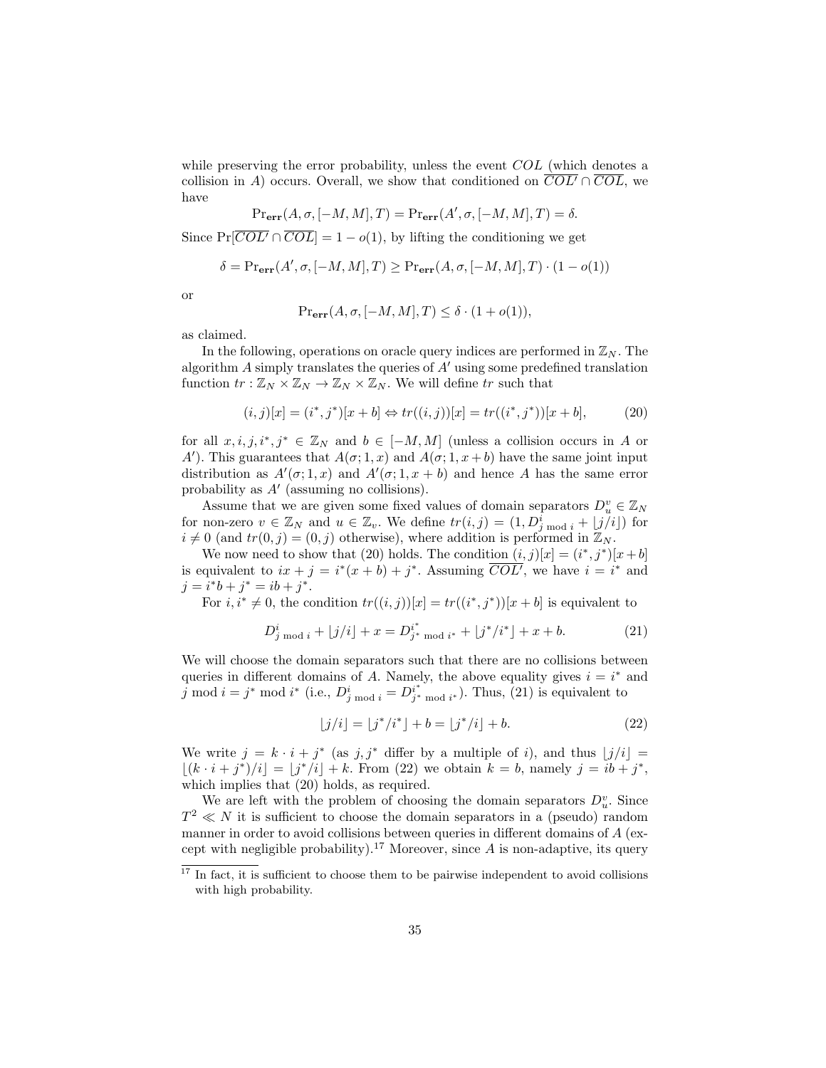while preserving the error probability, unless the event $COL$ (which denotes a collision in $A$) occurs. Overall, we show that conditioned on $\overline{COL'} \cap \overline{COL}$, we have

$$\Pr_{\mathbf{err}}(A, \sigma, [-M, M], T) = \Pr_{\mathbf{err}}(A', \sigma, [-M, M], T) = \delta.$$

Since $\Pr[\overline{COL'} \cap \overline{COL}] = 1 - o(1)$, by lifting the conditioning we get

$$\delta = \Pr_{\mathbf{err}}(A', \sigma, [-M, M], T) \geq \Pr_{\mathbf{err}}(A, \sigma, [-M, M], T) \cdot (1 - o(1))$$

or

$$\Pr_{\mathbf{err}}(A, \sigma, [-M, M], T) \leq \delta \cdot (1 + o(1)),$$

as claimed.

In the following, operations on oracle query indices are performed in $\mathbb{Z}_N$. The algorithm $A$ simply translates the queries of $A'$ using some predefined translation function $tr : \mathbb{Z}_N \times \mathbb{Z}_N \rightarrow \mathbb{Z}_N \times \mathbb{Z}_N$. We will define $tr$ such that

$$(i, j)[x] = (i^*, j^*)[x + b] \Leftrightarrow tr((i, j))[x] = tr((i^*, j^*))[x + b], \tag{20}$$

for all $x, i, j, i^*, j^* \in \mathbb{Z}_N$ and $b \in [-M, M]$ (unless a collision occurs in $A$ or $A'$). This guarantees that $A(\sigma; 1, x)$ and $A(\sigma; 1, x + b)$ have the same joint input distribution as $A'(\sigma; 1, x)$ and $A'(\sigma; 1, x + b)$ and hence $A$ has the same error probability as $A'$ (assuming no collisions).

Assume that we are given some fixed values of domain separators $D_u^v \in \mathbb{Z}_N$ for non-zero $v \in \mathbb{Z}_N$ and $u \in \mathbb{Z}_v$. We define $tr(i, j) = (1, D^i_{j \bmod i} + \lfloor j/i \rfloor)$ for $i \neq 0$ (and $tr(0, j) = (0, j)$ otherwise), where addition is performed in $\mathbb{Z}_N$.

We now need to show that (20) holds. The condition $(i, j)[x] = (i^*, j^*)[x + b]$ is equivalent to $ix + j = i^*(x + b) + j^*$. Assuming $\overline{COL'}$, we have $i = i^*$ and $j = i^*b + j^* = ib + j^*$.

For $i, i^* \neq 0$, the condition $tr((i, j))[x] = tr((i^*, j^*))[x + b]$ is equivalent to

$$D^i_{j \bmod i} + \lfloor j/i \rfloor + x = D^{i^*}_{j^* \bmod i^*} + \lfloor j^*/i^* \rfloor + x + b. \tag{21}$$

We will choose the domain separators such that there are no collisions between queries in different domains of $A$. Namely, the above equality gives $i = i^*$ and $j \bmod i = j^* \bmod i^*$ (i.e., $D^i_{j \bmod i} = D^{i^*}_{j^* \bmod i^*}$). Thus, (21) is equivalent to

$$\lfloor j/i \rfloor = \lfloor j^*/i^* \rfloor + b = \lfloor j^*/i \rfloor + b. \tag{22}$$

We write $j = k \cdot i + j^*$ (as $j, j^*$ differ by a multiple of $i$), and thus $\lfloor j/i \rfloor = \lfloor (k \cdot i + j^*)/i \rfloor = \lfloor j^*/i \rfloor + k$. From (22) we obtain $k = b$, namely $j = ib + j^*$, which implies that (20) holds, as required.

We are left with the problem of choosing the domain separators $D_u^v$. Since $T^2 \ll N$ it is sufficient to choose the domain separators in a (pseudo) random manner in order to avoid collisions between queries in different domains of $A$ (except with negligible probability).[17] Moreover, since $A$ is non-adaptive, its query

[17] In fact, it is sufficient to choose them to be pairwise independent to avoid collisions with high probability.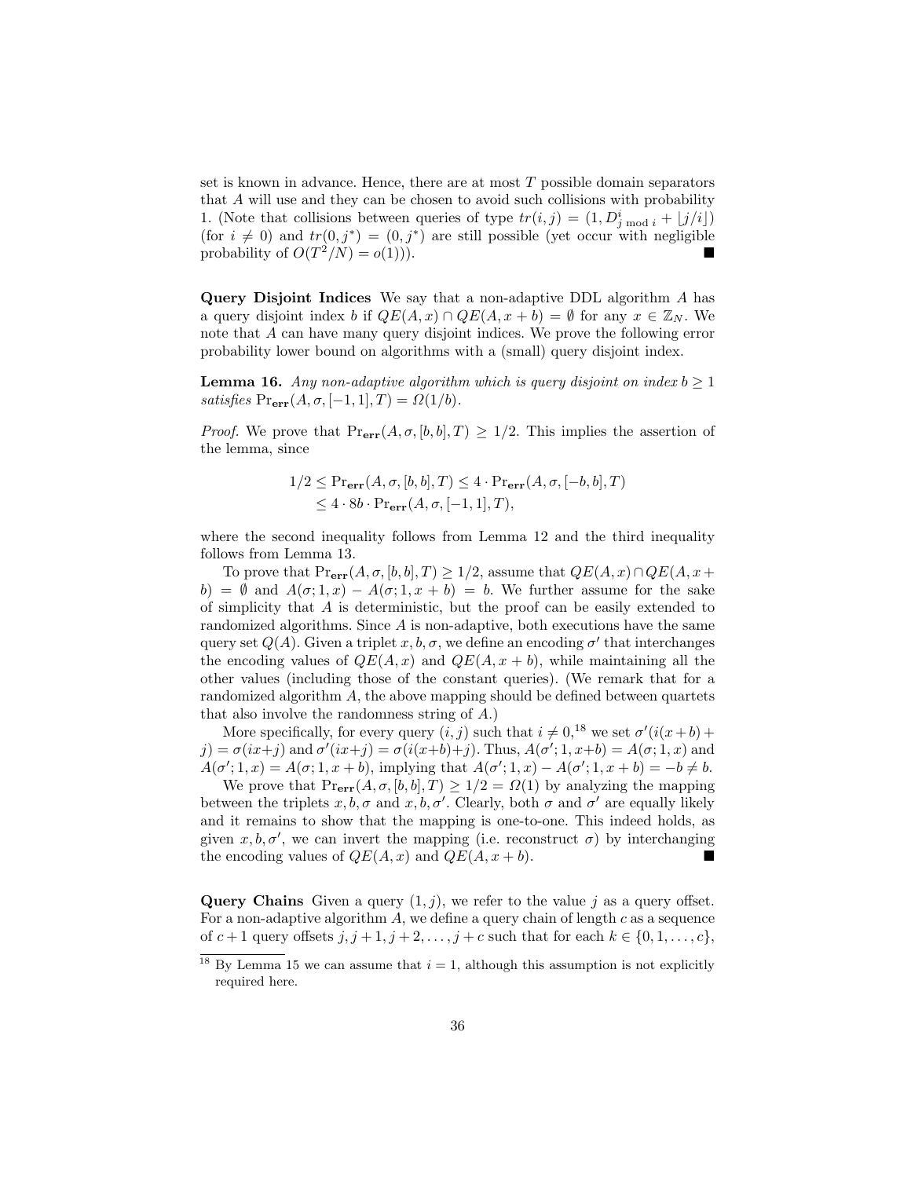set is known in advance. Hence, there are at most $T$ possible domain separators that $A$ will use and they can be chosen to avoid such collisions with probability 1. (Note that collisions between queries of type $tr(i,j) = (1, D^i_{j \bmod i} + \lfloor j/i \rfloor)$ (for $i \neq 0$) and $tr(0, j^*) = (0, j^*)$ are still possible (yet occur with negligible probability of $O(T^2/N) = o(1)$)). ∎

**Query Disjoint Indices** We say that a non-adaptive DDL algorithm $A$ has a query disjoint index $b$ if $QE(A,x) \cap QE(A, x+b) = \emptyset$ for any $x \in \mathbb{Z}_N$. We note that $A$ can have many query disjoint indices. We prove the following error probability lower bound on algorithms with a (small) query disjoint index.

**Lemma 16.** *Any non-adaptive algorithm which is query disjoint on index $b \geq 1$ satisfies $\Pr_{\mathbf{err}}(A, \sigma, [-1,1], T) = \Omega(1/b)$.*

*Proof.* We prove that $\Pr_{\mathbf{err}}(A, \sigma, [b,b], T) \geq 1/2$. This implies the assertion of the lemma, since

$$
\begin{aligned}
1/2 &\leq \Pr_{\mathbf{err}}(A, \sigma, [b,b], T) \leq 4 \cdot \Pr_{\mathbf{err}}(A, \sigma, [-b,b], T) \\
&\leq 4 \cdot 8b \cdot \Pr_{\mathbf{err}}(A, \sigma, [-1,1], T),
\end{aligned}
$$

where the second inequality follows from Lemma 12 and the third inequality follows from Lemma 13.

To prove that $\Pr_{\mathbf{err}}(A, \sigma, [b,b], T) \geq 1/2$, assume that $QE(A,x) \cap QE(A, x+b) = \emptyset$ and $A(\sigma; 1, x) - A(\sigma; 1, x+b) = b$. We further assume for the sake of simplicity that $A$ is deterministic, but the proof can be easily extended to randomized algorithms. Since $A$ is non-adaptive, both executions have the same query set $Q(A)$. Given a triplet $x, b, \sigma$, we define an encoding $\sigma'$ that interchanges the encoding values of $QE(A,x)$ and $QE(A,x+b)$, while maintaining all the other values (including those of the constant queries). (We remark that for a randomized algorithm $A$, the above mapping should be defined between quartets that also involve the randomness string of $A$.)

More specifically, for every query $(i,j)$ such that $i \neq 0$,[18] we set $\sigma'(i(x+b)+j) = \sigma(ix+j)$ and $\sigma'(ix+j) = \sigma(i(x+b)+j)$. Thus, $A(\sigma'; 1, x+b) = A(\sigma; 1, x)$ and $A(\sigma'; 1, x) = A(\sigma; 1, x+b)$, implying that $A(\sigma'; 1, x) - A(\sigma'; 1, x+b) = -b \neq b$.

We prove that $\Pr_{\mathbf{err}}(A, \sigma, [b,b], T) \geq 1/2 = \Omega(1)$ by analyzing the mapping between the triplets $x, b, \sigma$ and $x, b, \sigma'$. Clearly, both $\sigma$ and $\sigma'$ are equally likely and it remains to show that the mapping is one-to-one. This indeed holds, as given $x, b, \sigma'$, we can invert the mapping (i.e. reconstruct $\sigma$) by interchanging the encoding values of $QE(A,x)$ and $QE(A, x+b)$. ∎

**Query Chains** Given a query $(1,j)$, we refer to the value $j$ as a query offset. For a non-adaptive algorithm $A$, we define a query chain of length $c$ as a sequence of $c+1$ query offsets $j, j+1, j+2, \ldots, j+c$ such that for each $k \in \{0, 1, \ldots, c\}$,

[18] By Lemma 15 we can assume that $i = 1$, although this assumption is not explicitly required here.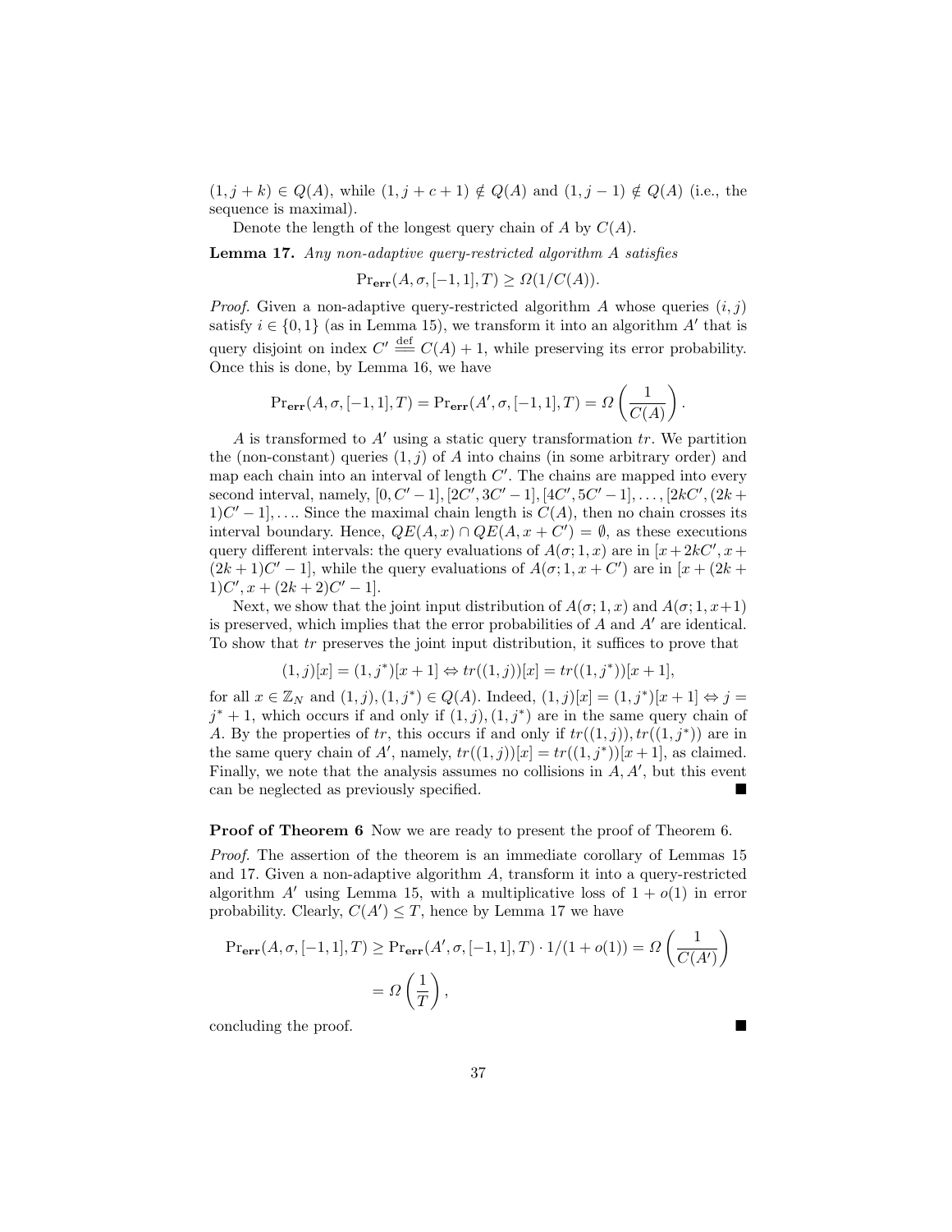$(1, j + k) \in Q(A)$, while $(1, j + c + 1) \notin Q(A)$ and $(1, j - 1) \notin Q(A)$ (i.e., the sequence is maximal).

Denote the length of the longest query chain of $A$ by $C(A)$.

**Lemma 17.** *Any non-adaptive query-restricted algorithm $A$ satisfies*

$$\Pr_{\mathbf{err}}(A, \sigma, [-1, 1], T) \geq \Omega(1/C(A)).$$

*Proof.* Given a non-adaptive query-restricted algorithm $A$ whose queries $(i, j)$ satisfy $i \in \{0, 1\}$ (as in Lemma 15), we transform it into an algorithm $A'$ that is query disjoint on index $C' \stackrel{\text{def}}{=} C(A) + 1$, while preserving its error probability. Once this is done, by Lemma 16, we have

$$\Pr_{\mathbf{err}}(A, \sigma, [-1, 1], T) = \Pr_{\mathbf{err}}(A', \sigma, [-1, 1], T) = \Omega\left(\frac{1}{C(A)}\right).$$

$A$ is transformed to $A'$ using a static query transformation $tr$. We partition the (non-constant) queries $(1, j)$ of $A$ into chains (in some arbitrary order) and map each chain into an interval of length $C'$. The chains are mapped into every second interval, namely, $[0, C' - 1], [2C', 3C' - 1], [4C', 5C' - 1], \ldots, [2kC', (2k + 1)C' - 1], \ldots$. Since the maximal chain length is $C(A)$, then no chain crosses its interval boundary. Hence, $QE(A, x) \cap QE(A, x + C') = \emptyset$, as these executions query different intervals: the query evaluations of $A(\sigma; 1, x)$ are in $[x + 2kC', x + (2k + 1)C' - 1]$, while the query evaluations of $A(\sigma; 1, x + C')$ are in $[x + (2k + 1)C', x + (2k + 2)C' - 1]$.

Next, we show that the joint input distribution of $A(\sigma; 1, x)$ and $A(\sigma; 1, x+1)$ is preserved, which implies that the error probabilities of $A$ and $A'$ are identical. To show that $tr$ preserves the joint input distribution, it suffices to prove that

$$(1, j)[x] = (1, j^*)[x + 1] \Leftrightarrow tr((1, j))[x] = tr((1, j^*))[x + 1],$$

for all $x \in \mathbb{Z}_N$ and $(1, j), (1, j^*) \in Q(A)$. Indeed, $(1, j)[x] = (1, j^*)[x + 1] \Leftrightarrow j = j^* + 1$, which occurs if and only if $(1, j), (1, j^*)$ are in the same query chain of $A$. By the properties of $tr$, this occurs if and only if $tr((1, j)), tr((1, j^*))$ are in the same query chain of $A'$, namely, $tr((1, j))[x] = tr((1, j^*))[x + 1]$, as claimed. Finally, we note that the analysis assumes no collisions in $A, A'$, but this event can be neglected as previously specified. ∎

**Proof of Theorem 6** Now we are ready to present the proof of Theorem 6.

*Proof.* The assertion of the theorem is an immediate corollary of Lemmas 15 and 17. Given a non-adaptive algorithm $A$, transform it into a query-restricted algorithm $A'$ using Lemma 15, with a multiplicative loss of $1 + o(1)$ in error probability. Clearly, $C(A') \leq T$, hence by Lemma 17 we have

$$\begin{aligned}
\Pr_{\mathbf{err}}(A, \sigma, [-1, 1], T) &\geq \Pr_{\mathbf{err}}(A', \sigma, [-1, 1], T) \cdot 1/(1 + o(1)) = \Omega\left(\frac{1}{C(A')}\right) \\
&= \Omega\left(\frac{1}{T}\right),
\end{aligned}$$

concluding the proof. ∎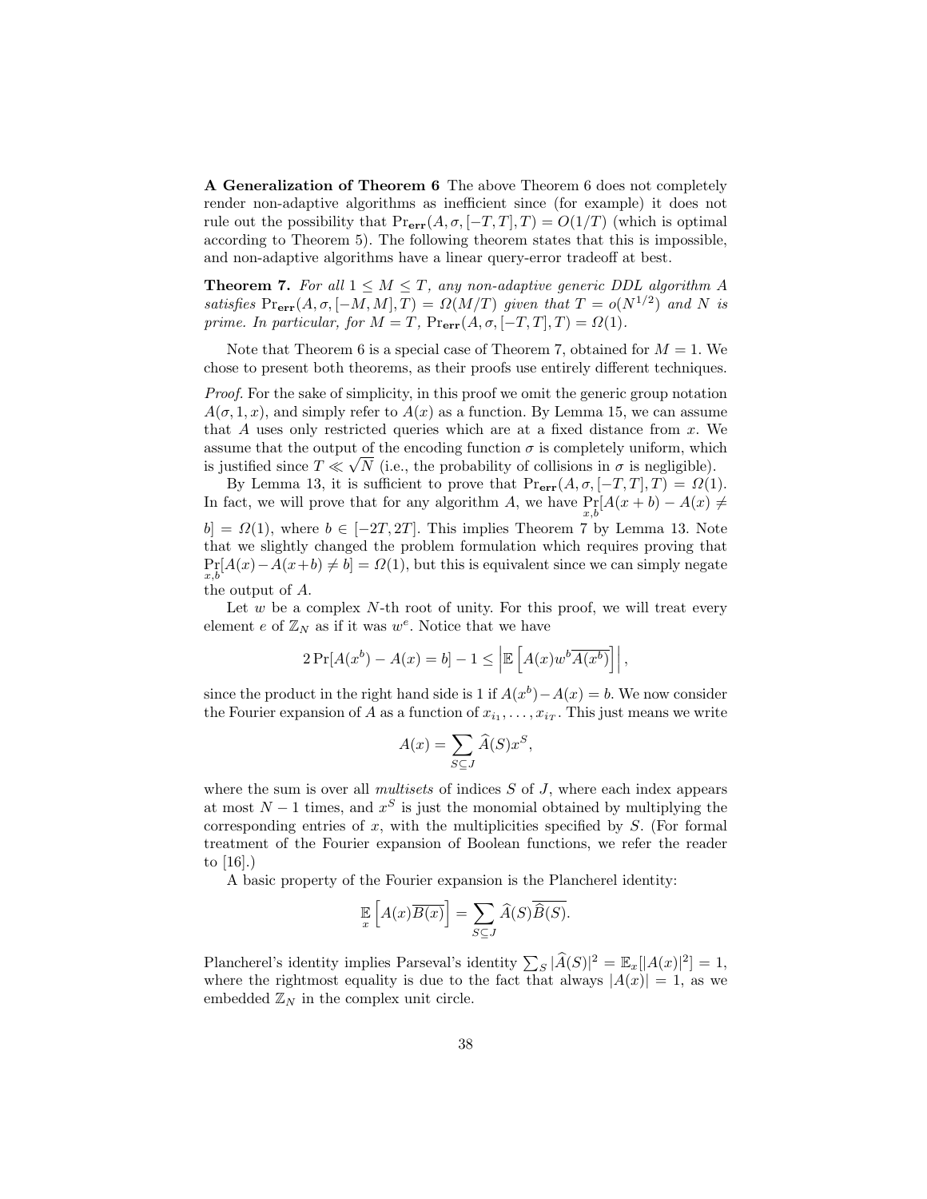**A Generalization of Theorem 6** The above Theorem 6 does not completely render non-adaptive algorithms as inefficient since (for example) it does not rule out the possibility that $\Pr_{\mathbf{err}}(A, \sigma, [-T, T], T) = O(1/T)$ (which is optimal according to Theorem 5). The following theorem states that this is impossible, and non-adaptive algorithms have a linear query-error tradeoff at best.

**Theorem 7.** *For all $1 \leq M \leq T$, any non-adaptive generic DDL algorithm $A$ satisfies $\Pr_{\mathbf{err}}(A, \sigma, [-M, M], T) = \Omega(M/T)$ given that $T = o(N^{1/2})$ and $N$ is prime. In particular, for $M = T$, $\Pr_{\mathbf{err}}(A, \sigma, [-T, T], T) = \Omega(1)$.*

Note that Theorem 6 is a special case of Theorem 7, obtained for $M = 1$. We chose to present both theorems, as their proofs use entirely different techniques.

*Proof.* For the sake of simplicity, in this proof we omit the generic group notation $A(\sigma, 1, x)$, and simply refer to $A(x)$ as a function. By Lemma 15, we can assume that $A$ uses only restricted queries which are at a fixed distance from $x$. We assume that the output of the encoding function $\sigma$ is completely uniform, which is justified since $T \ll \sqrt{N}$ (i.e., the probability of collisions in $\sigma$ is negligible).

By Lemma 13, it is sufficient to prove that $\Pr_{\mathbf{err}}(A, \sigma, [-T, T], T) = \Omega(1)$. In fact, we will prove that for any algorithm $A$, we have $\Pr_{x,b}[A(x + b) - A(x) \neq b] = \Omega(1)$, where $b \in [-2T, 2T]$. This implies Theorem 7 by Lemma 13. Note that we slightly changed the problem formulation which requires proving that $\Pr_{x,b}[A(x) - A(x+b) \neq b] = \Omega(1)$, but this is equivalent since we can simply negate the output of $A$.

Let $w$ be a complex $N$-th root of unity. For this proof, we will treat every element $e$ of $\mathbb{Z}_N$ as if it was $w^e$. Notice that we have

$$2 \Pr[A(x^b) - A(x) = b] - 1 \leq \left| \mathbb{E} \left[ A(x) w^b \overline{A(x^b)} \right] \right|,$$

since the product in the right hand side is 1 if $A(x^b) - A(x) = b$. We now consider the Fourier expansion of $A$ as a function of $x_{i_1}, \ldots, x_{i_T}$. This just means we write

$$A(x) = \sum_{S \subseteq J} \widehat{A}(S) x^S,$$

where the sum is over all *multisets* of indices $S$ of $J$, where each index appears at most $N - 1$ times, and $x^S$ is just the monomial obtained by multiplying the corresponding entries of $x$, with the multiplicities specified by $S$. (For formal treatment of the Fourier expansion of Boolean functions, we refer the reader to [16].)

A basic property of the Fourier expansion is the Plancherel identity:

$$\mathbb{E}_x \left[ A(x) \overline{B(x)} \right] = \sum_{S \subseteq J} \widehat{A}(S) \overline{\widehat{B}(S)}.$$

Plancherel's identity implies Parseval's identity $\sum_S |\widehat{A}(S)|^2 = \mathbb{E}_x[|A(x)|^2] = 1$, where the rightmost equality is due to the fact that always $|A(x)| = 1$, as we embedded $\mathbb{Z}_N$ in the complex unit circle.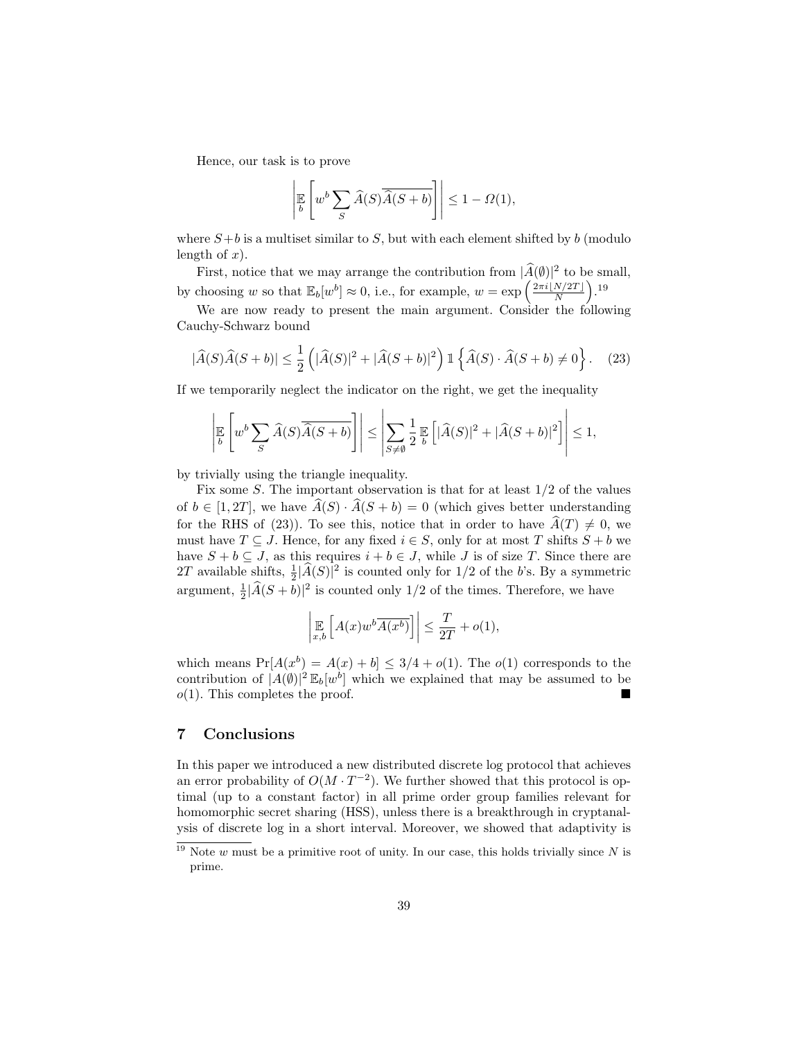Hence, our task is to prove

$$\left|\mathop{\mathbb{E}}_{b}\left[w^b \sum_{S} \widehat{A}(S)\overline{\widehat{A}(S+b)}\right]\right| \leq 1 - \Omega(1),$$

where $S+b$ is a multiset similar to $S$, but with each element shifted by $b$ (modulo length of $x$).

First, notice that we may arrange the contribution from $|\widehat{A}(\emptyset)|^2$ to be small, by choosing $w$ so that $\mathbb{E}_b[w^b] \approx 0$, i.e., for example, $w = \exp\left(\frac{2\pi i \lfloor N/2T \rfloor}{N}\right)$.[19]

We are now ready to present the main argument. Consider the following Cauchy-Schwarz bound

$$|\widehat{A}(S)\widehat{A}(S+b)| \leq \frac{1}{2}\left(|\widehat{A}(S)|^2 + |\widehat{A}(S+b)|^2\right) \mathbb{1}\left\{\widehat{A}(S) \cdot \widehat{A}(S+b) \neq 0\right\}. \quad (23)$$

If we temporarily neglect the indicator on the right, we get the inequality

$$\left|\mathop{\mathbb{E}}_{b}\left[w^b \sum_{S} \widehat{A}(S)\overline{\widehat{A}(S+b)}\right]\right| \leq \left|\sum_{S \neq \emptyset} \frac{1}{2} \mathop{\mathbb{E}}_{b}\left[|\widehat{A}(S)|^2 + |\widehat{A}(S+b)|^2\right]\right| \leq 1,$$

by trivially using the triangle inequality.

Fix some $S$. The important observation is that for at least $1/2$ of the values of $b \in [1, 2T]$, we have $\widehat{A}(S) \cdot \widehat{A}(S+b) = 0$ (which gives better understanding for the RHS of (23)). To see this, notice that in order to have $\widehat{A}(T) \neq 0$, we must have $T \subseteq J$. Hence, for any fixed $i \in S$, only for at most $T$ shifts $S+b$ we have $S+b \subseteq J$, as this requires $i+b \in J$, while $J$ is of size $T$. Since there are $2T$ available shifts, $\frac{1}{2}|\widehat{A}(S)|^2$ is counted only for $1/2$ of the $b$'s. By a symmetric argument, $\frac{1}{2}|\widehat{A}(S+b)|^2$ is counted only $1/2$ of the times. Therefore, we have

$$\left|\mathop{\mathbb{E}}_{x,b}\left[A(x)w^b\overline{A(x^b)}\right]\right| \leq \frac{T}{2T} + o(1),$$

which means $\Pr[A(x^b) = A(x) + b] \leq 3/4 + o(1)$. The $o(1)$ corresponds to the contribution of $|A(\emptyset)|^2 \, \mathbb{E}_b[w^b]$ which we explained that may be assumed to be $o(1)$. This completes the proof. ■

## 7 Conclusions

In this paper we introduced a new distributed discrete log protocol that achieves an error probability of $O(M \cdot T^{-2})$. We further showed that this protocol is optimal (up to a constant factor) in all prime order group families relevant for homomorphic secret sharing (HSS), unless there is a breakthrough in cryptanalysis of discrete log in a short interval. Moreover, we showed that adaptivity is

[19] Note $w$ must be a primitive root of unity. In our case, this holds trivially since $N$ is prime.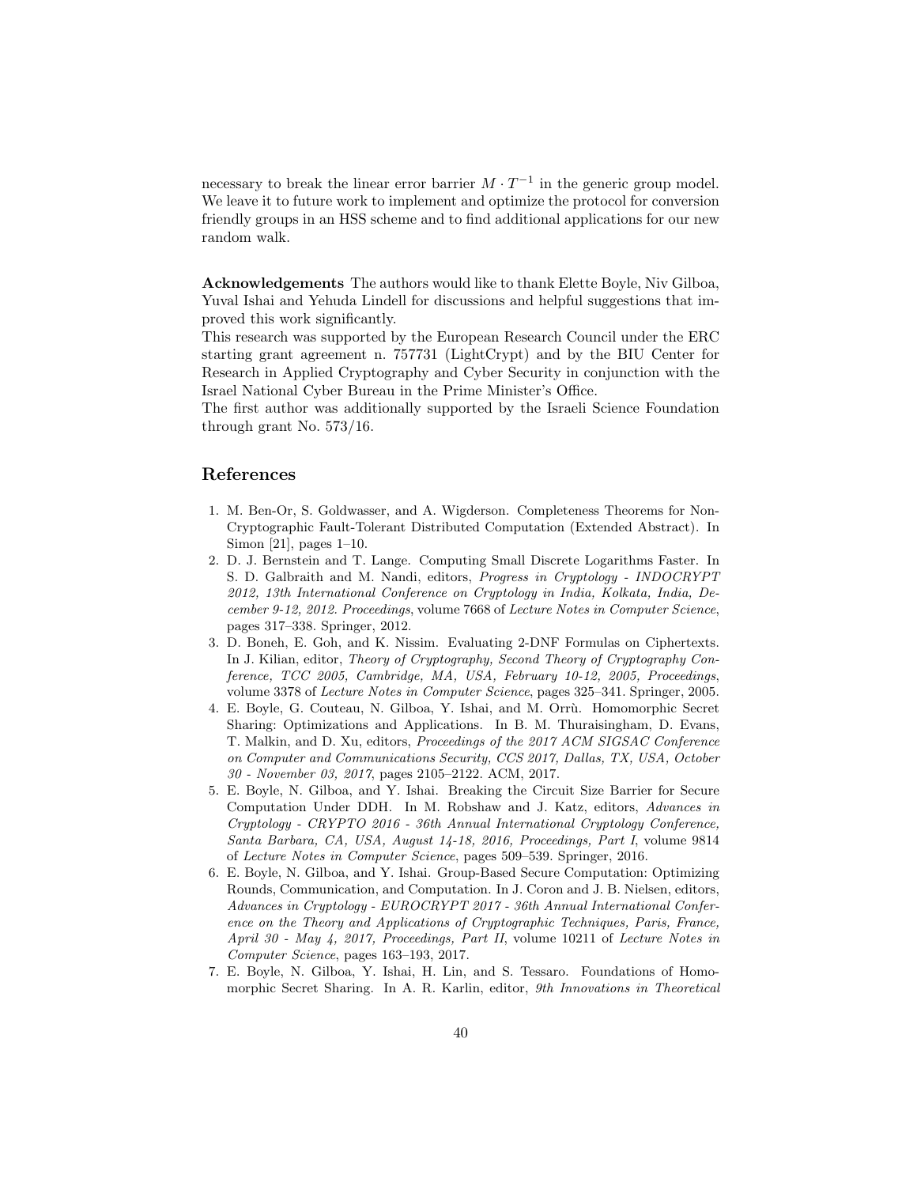necessary to break the linear error barrier $M \cdot T^{-1}$ in the generic group model. We leave it to future work to implement and optimize the protocol for conversion friendly groups in an HSS scheme and to find additional applications for our new random walk.

**Acknowledgements** The authors would like to thank Elette Boyle, Niv Gilboa, Yuval Ishai and Yehuda Lindell for discussions and helpful suggestions that improved this work significantly.
This research was supported by the European Research Council under the ERC starting grant agreement n. 757731 (LightCrypt) and by the BIU Center for Research in Applied Cryptography and Cyber Security in conjunction with the Israel National Cyber Bureau in the Prime Minister's Office.
The first author was additionally supported by the Israeli Science Foundation through grant No. 573/16.

## References

1. M. Ben-Or, S. Goldwasser, and A. Wigderson. Completeness Theorems for Non-Cryptographic Fault-Tolerant Distributed Computation (Extended Abstract). In Simon [21], pages 1–10.
2. D. J. Bernstein and T. Lange. Computing Small Discrete Logarithms Faster. In S. D. Galbraith and M. Nandi, editors, *Progress in Cryptology - INDOCRYPT 2012, 13th International Conference on Cryptology in India, Kolkata, India, December 9-12, 2012. Proceedings*, volume 7668 of *Lecture Notes in Computer Science*, pages 317–338. Springer, 2012.
3. D. Boneh, E. Goh, and K. Nissim. Evaluating 2-DNF Formulas on Ciphertexts. In J. Kilian, editor, *Theory of Cryptography, Second Theory of Cryptography Conference, TCC 2005, Cambridge, MA, USA, February 10-12, 2005, Proceedings*, volume 3378 of *Lecture Notes in Computer Science*, pages 325–341. Springer, 2005.
4. E. Boyle, G. Couteau, N. Gilboa, Y. Ishai, and M. Orrù. Homomorphic Secret Sharing: Optimizations and Applications. In B. M. Thuraisingham, D. Evans, T. Malkin, and D. Xu, editors, *Proceedings of the 2017 ACM SIGSAC Conference on Computer and Communications Security, CCS 2017, Dallas, TX, USA, October 30 - November 03, 2017*, pages 2105–2122. ACM, 2017.
5. E. Boyle, N. Gilboa, and Y. Ishai. Breaking the Circuit Size Barrier for Secure Computation Under DDH. In M. Robshaw and J. Katz, editors, *Advances in Cryptology - CRYPTO 2016 - 36th Annual International Cryptology Conference, Santa Barbara, CA, USA, August 14-18, 2016, Proceedings, Part I*, volume 9814 of *Lecture Notes in Computer Science*, pages 509–539. Springer, 2016.
6. E. Boyle, N. Gilboa, and Y. Ishai. Group-Based Secure Computation: Optimizing Rounds, Communication, and Computation. In J. Coron and J. B. Nielsen, editors, *Advances in Cryptology - EUROCRYPT 2017 - 36th Annual International Conference on the Theory and Applications of Cryptographic Techniques, Paris, France, April 30 - May 4, 2017, Proceedings, Part II*, volume 10211 of *Lecture Notes in Computer Science*, pages 163–193, 2017.
7. E. Boyle, N. Gilboa, Y. Ishai, H. Lin, and S. Tessaro. Foundations of Homomorphic Secret Sharing. In A. R. Karlin, editor, *9th Innovations in Theoretical*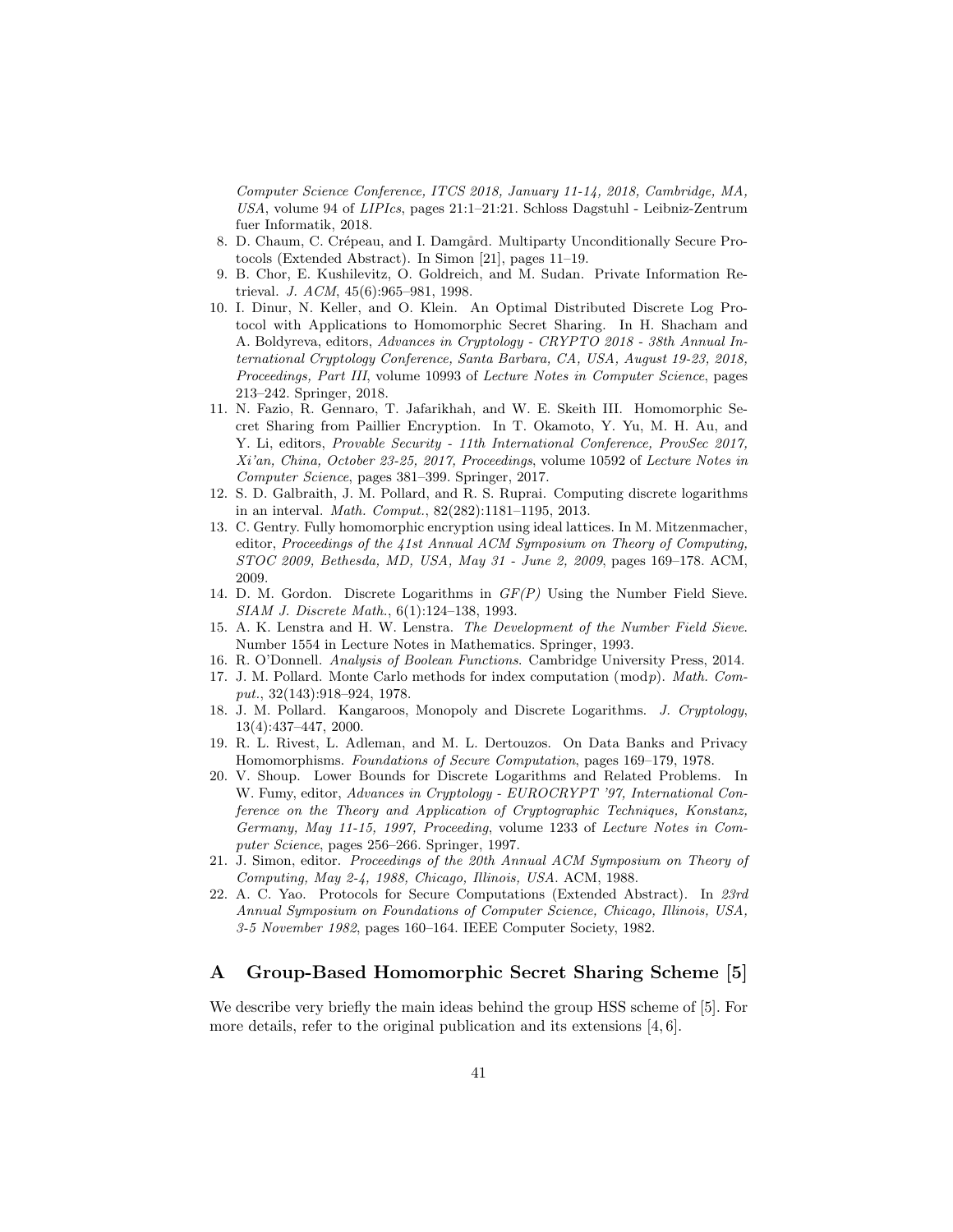*Computer Science Conference, ITCS 2018, January 11-14, 2018, Cambridge, MA, USA*, volume 94 of *LIPIcs*, pages 21:1–21:21. Schloss Dagstuhl - Leibniz-Zentrum fuer Informatik, 2018.

8. D. Chaum, C. Crépeau, and I. Damgård. Multiparty Unconditionally Secure Protocols (Extended Abstract). In Simon [21], pages 11–19.
9. B. Chor, E. Kushilevitz, O. Goldreich, and M. Sudan. Private Information Retrieval. *J. ACM*, 45(6):965–981, 1998.
10. I. Dinur, N. Keller, and O. Klein. An Optimal Distributed Discrete Log Protocol with Applications to Homomorphic Secret Sharing. In H. Shacham and A. Boldyreva, editors, *Advances in Cryptology - CRYPTO 2018 - 38th Annual International Cryptology Conference, Santa Barbara, CA, USA, August 19-23, 2018, Proceedings, Part III*, volume 10993 of *Lecture Notes in Computer Science*, pages 213–242. Springer, 2018.
11. N. Fazio, R. Gennaro, T. Jafarikhah, and W. E. Skeith III. Homomorphic Secret Sharing from Paillier Encryption. In T. Okamoto, Y. Yu, M. H. Au, and Y. Li, editors, *Provable Security - 11th International Conference, ProvSec 2017, Xi'an, China, October 23-25, 2017, Proceedings*, volume 10592 of *Lecture Notes in Computer Science*, pages 381–399. Springer, 2017.
12. S. D. Galbraith, J. M. Pollard, and R. S. Ruprai. Computing discrete logarithms in an interval. *Math. Comput.*, 82(282):1181–1195, 2013.
13. C. Gentry. Fully homomorphic encryption using ideal lattices. In M. Mitzenmacher, editor, *Proceedings of the 41st Annual ACM Symposium on Theory of Computing, STOC 2009, Bethesda, MD, USA, May 31 - June 2, 2009*, pages 169–178. ACM, 2009.
14. D. M. Gordon. Discrete Logarithms in *GF(P)* Using the Number Field Sieve. *SIAM J. Discrete Math.*, 6(1):124–138, 1993.
15. A. K. Lenstra and H. W. Lenstra. *The Development of the Number Field Sieve*. Number 1554 in Lecture Notes in Mathematics. Springer, 1993.
16. R. O'Donnell. *Analysis of Boolean Functions*. Cambridge University Press, 2014.
17. J. M. Pollard. Monte Carlo methods for index computation (mod$p$). *Math. Comput.*, 32(143):918–924, 1978.
18. J. M. Pollard. Kangaroos, Monopoly and Discrete Logarithms. *J. Cryptology*, 13(4):437–447, 2000.
19. R. L. Rivest, L. Adleman, and M. L. Dertouzos. On Data Banks and Privacy Homomorphisms. *Foundations of Secure Computation*, pages 169–179, 1978.
20. V. Shoup. Lower Bounds for Discrete Logarithms and Related Problems. In W. Fumy, editor, *Advances in Cryptology - EUROCRYPT '97, International Conference on the Theory and Application of Cryptographic Techniques, Konstanz, Germany, May 11-15, 1997, Proceeding*, volume 1233 of *Lecture Notes in Computer Science*, pages 256–266. Springer, 1997.
21. J. Simon, editor. *Proceedings of the 20th Annual ACM Symposium on Theory of Computing, May 2-4, 1988, Chicago, Illinois, USA*. ACM, 1988.
22. A. C. Yao. Protocols for Secure Computations (Extended Abstract). In *23rd Annual Symposium on Foundations of Computer Science, Chicago, Illinois, USA, 3-5 November 1982*, pages 160–164. IEEE Computer Society, 1982.

## A Group-Based Homomorphic Secret Sharing Scheme [5]

We describe very briefly the main ideas behind the group HSS scheme of [5]. For more details, refer to the original publication and its extensions [4, 6].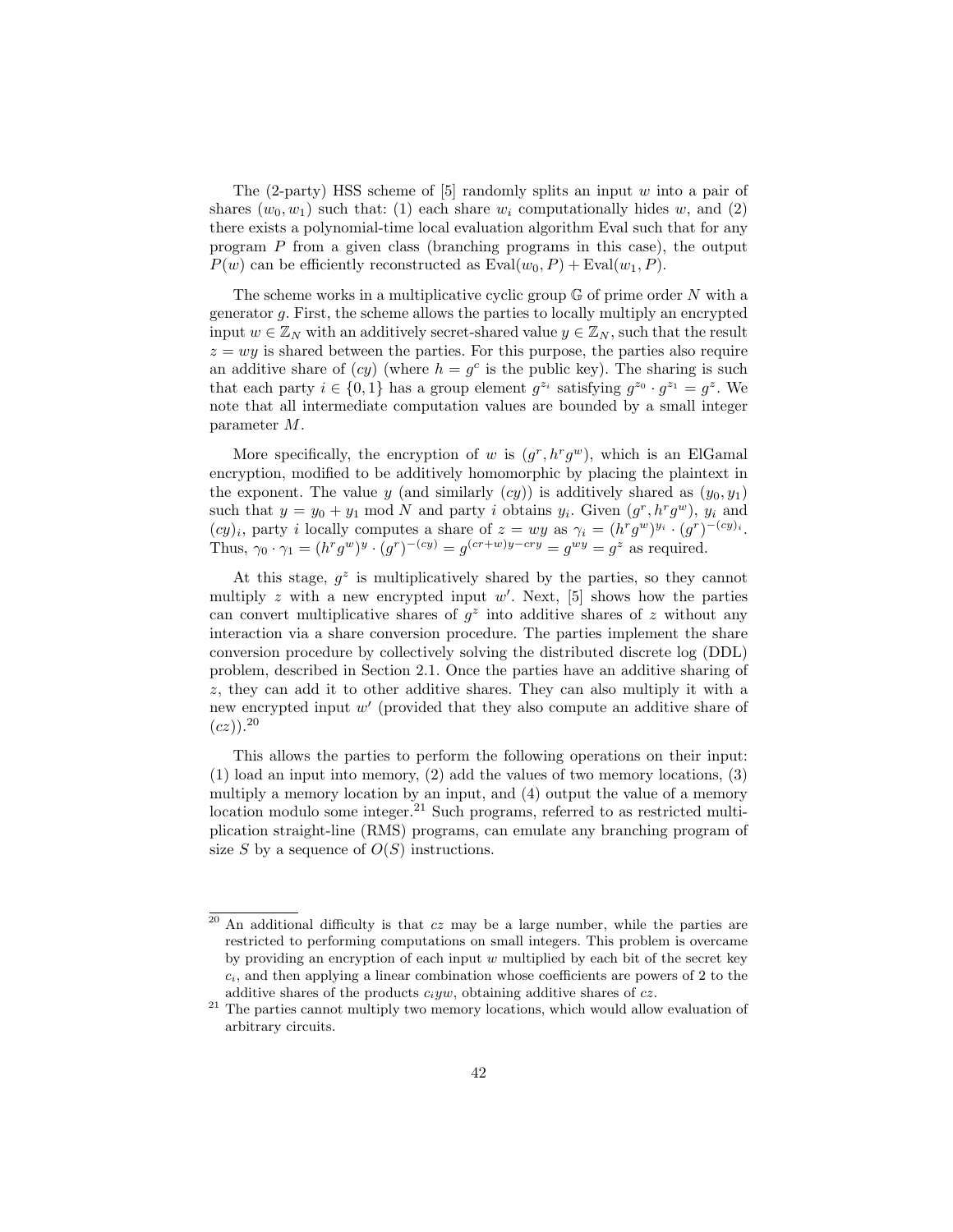The (2-party) HSS scheme of [5] randomly splits an input $w$ into a pair of shares $(w_0, w_1)$ such that: (1) each share $w_i$ computationally hides $w$, and (2) there exists a polynomial-time local evaluation algorithm Eval such that for any program $P$ from a given class (branching programs in this case), the output $P(w)$ can be efficiently reconstructed as $\text{Eval}(w_0, P) + \text{Eval}(w_1, P)$.

The scheme works in a multiplicative cyclic group $\mathbb{G}$ of prime order $N$ with a generator $g$. First, the scheme allows the parties to locally multiply an encrypted input $w \in \mathbb{Z}_N$ with an additively secret-shared value $y \in \mathbb{Z}_N$, such that the result $z = wy$ is shared between the parties. For this purpose, the parties also require an additive share of $(cy)$ (where $h = g^c$ is the public key). The sharing is such that each party $i \in \{0, 1\}$ has a group element $g^{z_i}$ satisfying $g^{z_0} \cdot g^{z_1} = g^z$. We note that all intermediate computation values are bounded by a small integer parameter $M$.

More specifically, the encryption of $w$ is $(g^r, h^r g^w)$, which is an ElGamal encryption, modified to be additively homomorphic by placing the plaintext in the exponent. The value $y$ (and similarly $(cy)$) is additively shared as $(y_0, y_1)$ such that $y = y_0 + y_1 \bmod N$ and party $i$ obtains $y_i$. Given $(g^r, h^r g^w)$, $y_i$ and $(cy)_i$, party $i$ locally computes a share of $z = wy$ as $\gamma_i = (h^r g^w)^{y_i} \cdot (g^r)^{-(cy)_i}$. Thus, $\gamma_0 \cdot \gamma_1 = (h^r g^w)^y \cdot (g^r)^{-(cy)} = g^{(cr+w)y - cry} = g^{wy} = g^z$ as required.

At this stage, $g^z$ is multiplicatively shared by the parties, so they cannot multiply $z$ with a new encrypted input $w'$. Next, [5] shows how the parties can convert multiplicative shares of $g^z$ into additive shares of $z$ without any interaction via a share conversion procedure. The parties implement the share conversion procedure by collectively solving the distributed discrete log (DDL) problem, described in Section 2.1. Once the parties have an additive sharing of $z$, they can add it to other additive shares. They can also multiply it with a new encrypted input $w'$ (provided that they also compute an additive share of $(cz)$).[20]

This allows the parties to perform the following operations on their input: (1) load an input into memory, (2) add the values of two memory locations, (3) multiply a memory location by an input, and (4) output the value of a memory location modulo some integer.[21] Such programs, referred to as restricted multiplication straight-line (RMS) programs, can emulate any branching program of size $S$ by a sequence of $O(S)$ instructions.

---

[20] An additional difficulty is that $cz$ may be a large number, while the parties are restricted to performing computations on small integers. This problem is overcame by providing an encryption of each input $w$ multiplied by each bit of the secret key $c_i$, and then applying a linear combination whose coefficients are powers of 2 to the additive shares of the products $c_i yw$, obtaining additive shares of $cz$.

[21] The parties cannot multiply two memory locations, which would allow evaluation of arbitrary circuits.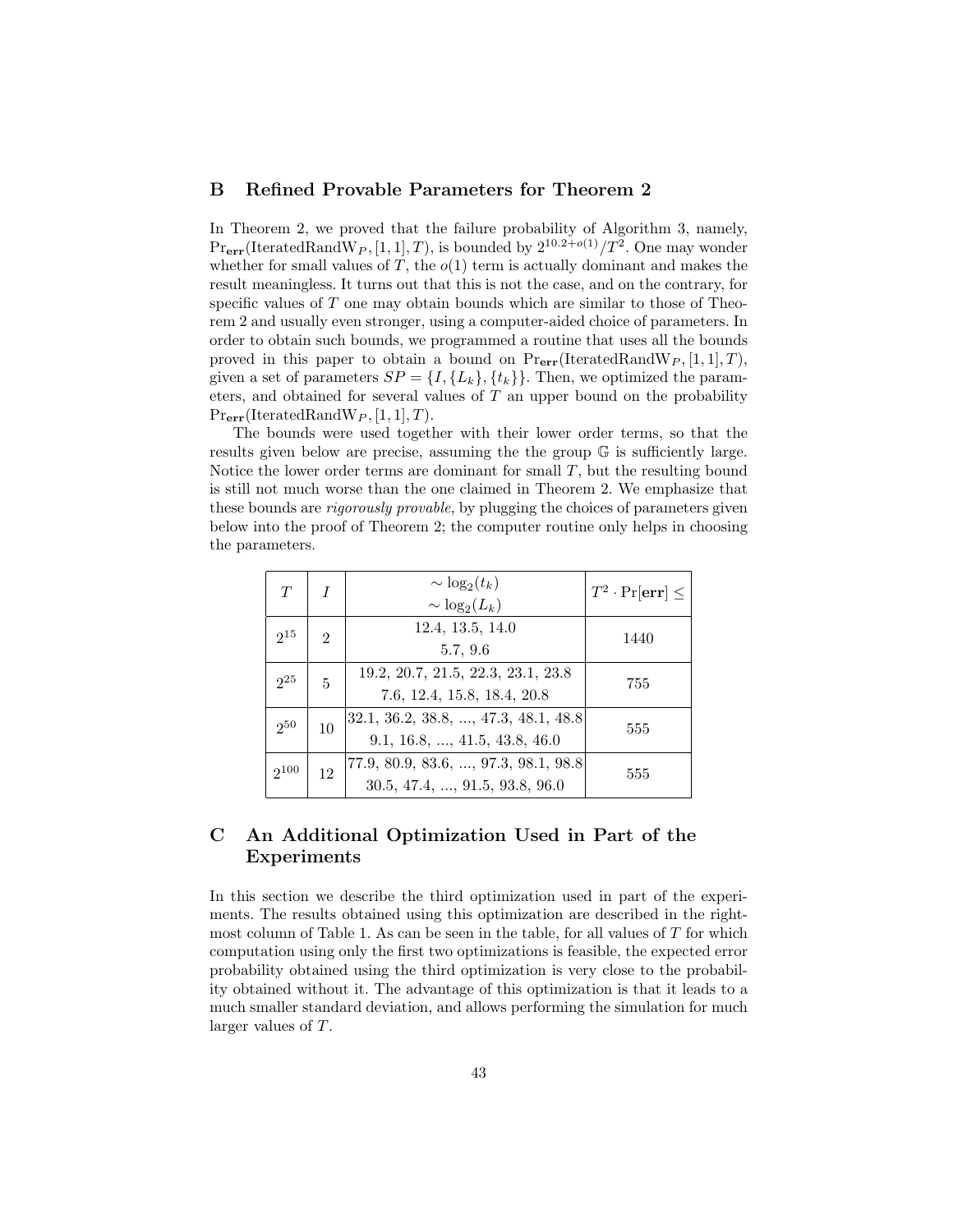## B Refined Provable Parameters for Theorem 2

In Theorem 2, we proved that the failure probability of Algorithm 3, namely, $\Pr_{\mathbf{err}}(\text{IteratedRandW}_P, [1, 1], T)$, is bounded by $2^{10.2+o(1)}/T^2$. One may wonder whether for small values of $T$, the $o(1)$ term is actually dominant and makes the result meaningless. It turns out that this is not the case, and on the contrary, for specific values of $T$ one may obtain bounds which are similar to those of Theorem 2 and usually even stronger, using a computer-aided choice of parameters. In order to obtain such bounds, we programmed a routine that uses all the bounds proved in this paper to obtain a bound on $\Pr_{\mathbf{err}}(\text{IteratedRandW}_P, [1, 1], T)$, given a set of parameters $SP = \{I, \{L_k\}, \{t_k\}\}$. Then, we optimized the parameters, and obtained for several values of $T$ an upper bound on the probability $\Pr_{\mathbf{err}}(\text{IteratedRandW}_P, [1, 1], T)$.

The bounds were used together with their lower order terms, so that the results given below are precise, assuming the the group $\mathbb{G}$ is sufficiently large. Notice the lower order terms are dominant for small $T$, but the resulting bound is still not much worse than the one claimed in Theorem 2. We emphasize that these bounds are *rigorously provable*, by plugging the choices of parameters given below into the proof of Theorem 2; the computer routine only helps in choosing the parameters.

| $T$ | $I$ | $\sim \log_2(t_k)$ <br> $\sim \log_2(L_k)$ | $T^2 \cdot \Pr[\mathbf{err}] \leq$ |
|---|---|---|---|
| $2^{15}$ | 2 | 12.4, 13.5, 14.0 <br> 5.7, 9.6 | 1440 |
| $2^{25}$ | 5 | 19.2, 20.7, 21.5, 22.3, 23.1, 23.8 <br> 7.6, 12.4, 15.8, 18.4, 20.8 | 755 |
| $2^{50}$ | 10 | 32.1, 36.2, 38.8, ..., 47.3, 48.1, 48.8 <br> 9.1, 16.8, ..., 41.5, 43.8, 46.0 | 555 |
| $2^{100}$ | 12 | 77.9, 80.9, 83.6, ..., 97.3, 98.1, 98.8 <br> 30.5, 47.4, ..., 91.5, 93.8, 96.0 | 555 |

## C An Additional Optimization Used in Part of the Experiments

In this section we describe the third optimization used in part of the experiments. The results obtained using this optimization are described in the rightmost column of Table 1. As can be seen in the table, for all values of $T$ for which computation using only the first two optimizations is feasible, the expected error probability obtained using the third optimization is very close to the probability obtained without it. The advantage of this optimization is that it leads to a much smaller standard deviation, and allows performing the simulation for much larger values of $T$.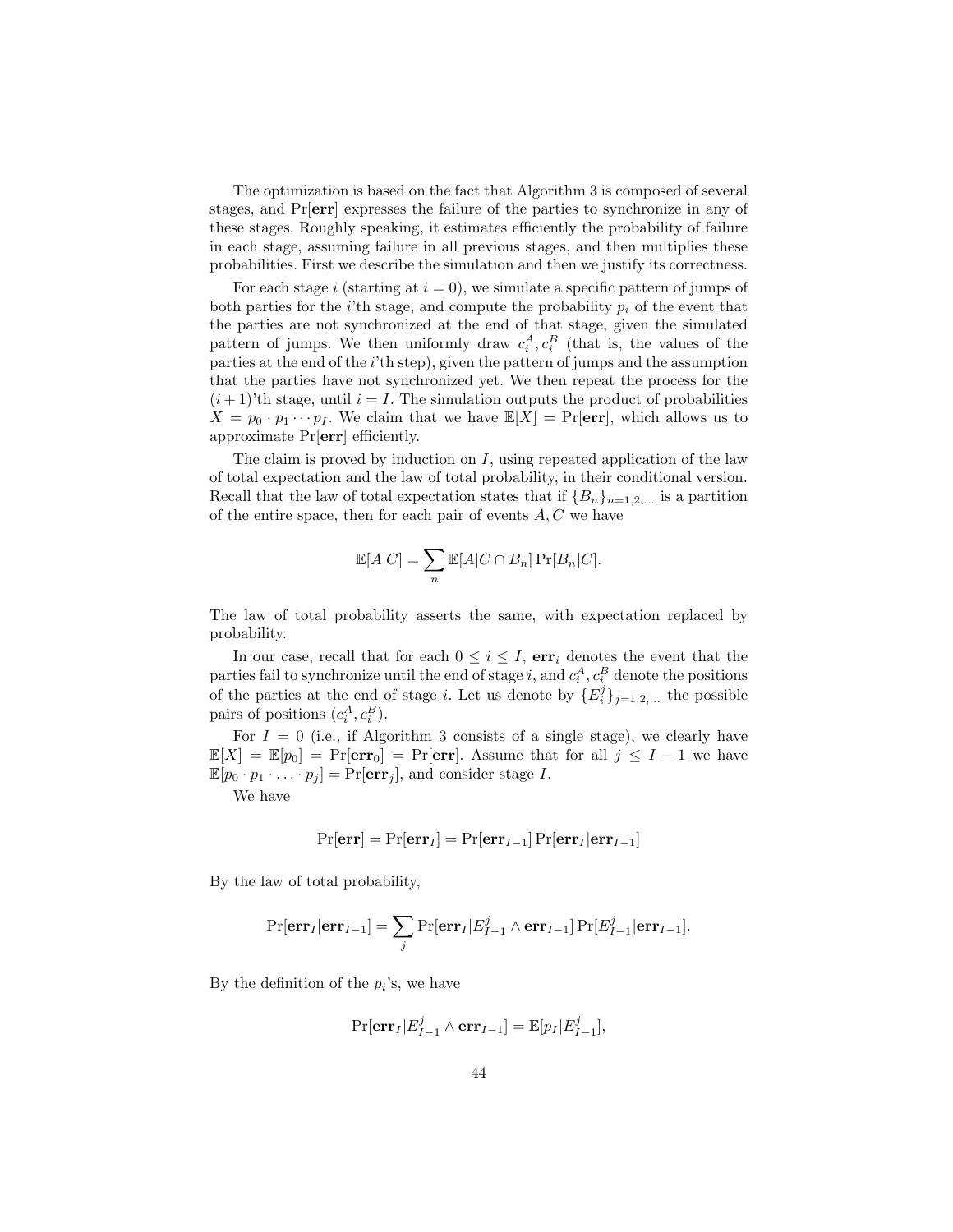The optimization is based on the fact that Algorithm 3 is composed of several stages, and $\Pr[\mathbf{err}]$ expresses the failure of the parties to synchronize in any of these stages. Roughly speaking, it estimates efficiently the probability of failure in each stage, assuming failure in all previous stages, and then multiplies these probabilities. First we describe the simulation and then we justify its correctness.

For each stage $i$ (starting at $i = 0$), we simulate a specific pattern of jumps of both parties for the $i$'th stage, and compute the probability $p_i$ of the event that the parties are not synchronized at the end of that stage, given the simulated pattern of jumps. We then uniformly draw $c_i^A, c_i^B$ (that is, the values of the parties at the end of the $i$'th step), given the pattern of jumps and the assumption that the parties have not synchronized yet. We then repeat the process for the $(i+1)$'th stage, until $i = I$. The simulation outputs the product of probabilities $X = p_0 \cdot p_1 \cdots p_I$. We claim that we have $\mathbb{E}[X] = \Pr[\mathbf{err}]$, which allows us to approximate $\Pr[\mathbf{err}]$ efficiently.

The claim is proved by induction on $I$, using repeated application of the law of total expectation and the law of total probability, in their conditional version. Recall that the law of total expectation states that if $\{B_n\}_{n=1,2,\ldots}$ is a partition of the entire space, then for each pair of events $A, C$ we have

$$\mathbb{E}[A|C] = \sum_n \mathbb{E}[A|C \cap B_n] \Pr[B_n|C].$$

The law of total probability asserts the same, with expectation replaced by probability.

In our case, recall that for each $0 \leq i \leq I$, $\mathbf{err}_i$ denotes the event that the parties fail to synchronize until the end of stage $i$, and $c_i^A, c_i^B$ denote the positions of the parties at the end of stage $i$. Let us denote by $\{E_i^j\}_{j=1,2,\ldots}$ the possible pairs of positions $(c_i^A, c_i^B)$.

For $I = 0$ (i.e., if Algorithm 3 consists of a single stage), we clearly have $\mathbb{E}[X] = \mathbb{E}[p_0] = \Pr[\mathbf{err}_0] = \Pr[\mathbf{err}]$. Assume that for all $j \leq I - 1$ we have $\mathbb{E}[p_0 \cdot p_1 \cdot \ldots \cdot p_j] = \Pr[\mathbf{err}_j]$, and consider stage $I$.

We have

$$\Pr[\mathbf{err}] = \Pr[\mathbf{err}_I] = \Pr[\mathbf{err}_{I-1}] \Pr[\mathbf{err}_I|\mathbf{err}_{I-1}]$$

By the law of total probability,

$$\Pr[\mathbf{err}_I|\mathbf{err}_{I-1}] = \sum_j \Pr[\mathbf{err}_I|E_{I-1}^j \wedge \mathbf{err}_{I-1}] \Pr[E_{I-1}^j|\mathbf{err}_{I-1}].$$

By the definition of the $p_i$'s, we have

$$\Pr[\mathbf{err}_I|E_{I-1}^j \wedge \mathbf{err}_{I-1}] = \mathbb{E}[p_I|E_{I-1}^j],$$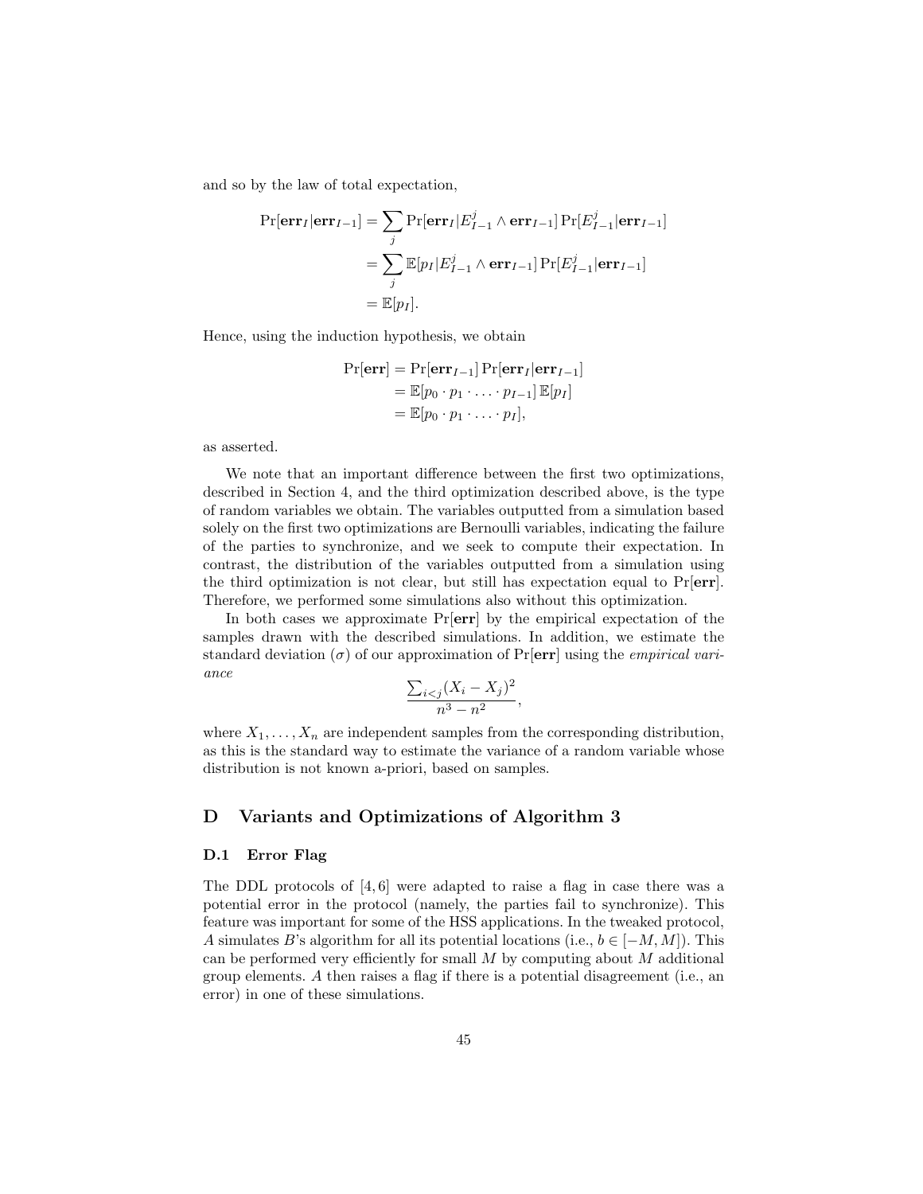and so by the law of total expectation,

$$
\begin{aligned}
\Pr[\mathbf{err}_I|\mathbf{err}_{I-1}] &= \sum_j \Pr[\mathbf{err}_I|E^j_{I-1} \wedge \mathbf{err}_{I-1}] \Pr[E^j_{I-1}|\mathbf{err}_{I-1}] \\
&= \sum_j \mathbb{E}[p_I|E^j_{I-1} \wedge \mathbf{err}_{I-1}] \Pr[E^j_{I-1}|\mathbf{err}_{I-1}] \\
&= \mathbb{E}[p_I].
\end{aligned}
$$

Hence, using the induction hypothesis, we obtain

$$
\begin{aligned}
\Pr[\mathbf{err}] &= \Pr[\mathbf{err}_{I-1}] \Pr[\mathbf{err}_I|\mathbf{err}_{I-1}] \\
&= \mathbb{E}[p_0 \cdot p_1 \cdot \ldots \cdot p_{I-1}] \, \mathbb{E}[p_I] \\
&= \mathbb{E}[p_0 \cdot p_1 \cdot \ldots \cdot p_I],
\end{aligned}
$$

as asserted.

We note that an important difference between the first two optimizations, described in Section 4, and the third optimization described above, is the type of random variables we obtain. The variables outputted from a simulation based solely on the first two optimizations are Bernoulli variables, indicating the failure of the parties to synchronize, and we seek to compute their expectation. In contrast, the distribution of the variables outputted from a simulation using the third optimization is not clear, but still has expectation equal to $\Pr[\mathbf{err}]$. Therefore, we performed some simulations also without this optimization.

In both cases we approximate $\Pr[\mathbf{err}]$ by the empirical expectation of the samples drawn with the described simulations. In addition, we estimate the standard deviation ($\sigma$) of our approximation of $\Pr[\mathbf{err}]$ using the *empirical variance*

$$
\frac{\sum_{i<j}(X_i - X_j)^2}{n^3 - n^2},
$$

where $X_1, \ldots, X_n$ are independent samples from the corresponding distribution, as this is the standard way to estimate the variance of a random variable whose distribution is not known a-priori, based on samples.

# D Variants and Optimizations of Algorithm 3

## D.1 Error Flag

The DDL protocols of [4, 6] were adapted to raise a flag in case there was a potential error in the protocol (namely, the parties fail to synchronize). This feature was important for some of the HSS applications. In the tweaked protocol, $A$ simulates $B$'s algorithm for all its potential locations (i.e., $b \in [-M, M]$). This can be performed very efficiently for small $M$ by computing about $M$ additional group elements. $A$ then raises a flag if there is a potential disagreement (i.e., an error) in one of these simulations.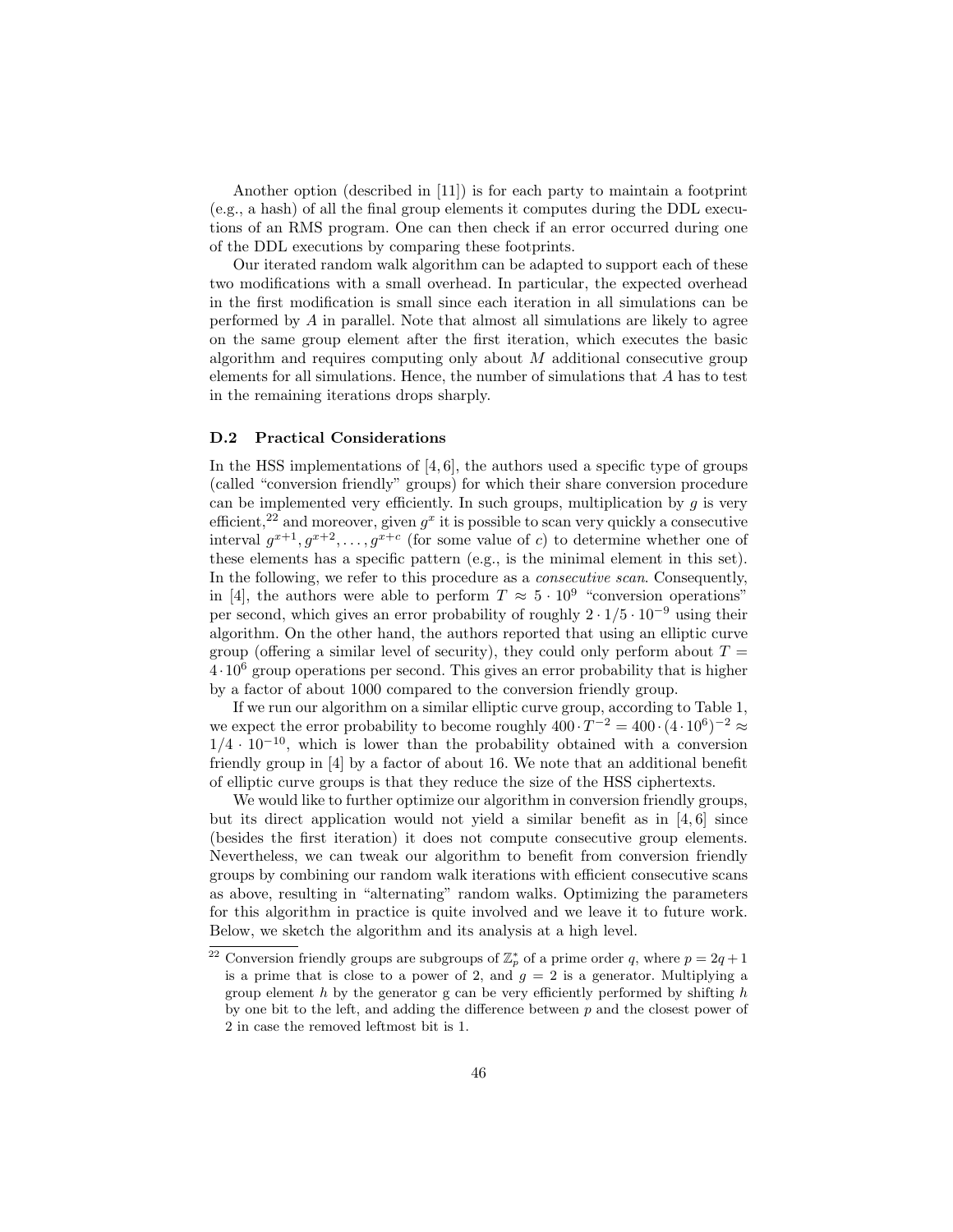Another option (described in [11]) is for each party to maintain a footprint (e.g., a hash) of all the final group elements it computes during the DDL executions of an RMS program. One can then check if an error occurred during one of the DDL executions by comparing these footprints.

Our iterated random walk algorithm can be adapted to support each of these two modifications with a small overhead. In particular, the expected overhead in the first modification is small since each iteration in all simulations can be performed by $A$ in parallel. Note that almost all simulations are likely to agree on the same group element after the first iteration, which executes the basic algorithm and requires computing only about $M$ additional consecutive group elements for all simulations. Hence, the number of simulations that $A$ has to test in the remaining iterations drops sharply.

### D.2 Practical Considerations

In the HSS implementations of [4, 6], the authors used a specific type of groups (called "conversion friendly" groups) for which their share conversion procedure can be implemented very efficiently. In such groups, multiplication by $g$ is very efficient,[22] and moreover, given $g^x$ it is possible to scan very quickly a consecutive interval $g^{x+1}, g^{x+2}, \ldots, g^{x+c}$ (for some value of $c$) to determine whether one of these elements has a specific pattern (e.g., is the minimal element in this set). In the following, we refer to this procedure as a *consecutive scan*. Consequently, in [4], the authors were able to perform $T \approx 5 \cdot 10^9$ "conversion operations" per second, which gives an error probability of roughly $2 \cdot 1/5 \cdot 10^{-9}$ using their algorithm. On the other hand, the authors reported that using an elliptic curve group (offering a similar level of security), they could only perform about $T = 4 \cdot 10^6$ group operations per second. This gives an error probability that is higher by a factor of about 1000 compared to the conversion friendly group.

If we run our algorithm on a similar elliptic curve group, according to Table 1, we expect the error probability to become roughly $400 \cdot T^{-2} = 400 \cdot (4 \cdot 10^6)^{-2} \approx 1/4 \cdot 10^{-10}$, which is lower than the probability obtained with a conversion friendly group in [4] by a factor of about 16. We note that an additional benefit of elliptic curve groups is that they reduce the size of the HSS ciphertexts.

We would like to further optimize our algorithm in conversion friendly groups, but its direct application would not yield a similar benefit as in [4, 6] since (besides the first iteration) it does not compute consecutive group elements. Nevertheless, we can tweak our algorithm to benefit from conversion friendly groups by combining our random walk iterations with efficient consecutive scans as above, resulting in "alternating" random walks. Optimizing the parameters for this algorithm in practice is quite involved and we leave it to future work. Below, we sketch the algorithm and its analysis at a high level.

[22] Conversion friendly groups are subgroups of $\mathbb{Z}_p^*$ of a prime order $q$, where $p = 2q + 1$ is a prime that is close to a power of 2, and $g = 2$ is a generator. Multiplying a group element $h$ by the generator g can be very efficiently performed by shifting $h$ by one bit to the left, and adding the difference between $p$ and the closest power of 2 in case the removed leftmost bit is 1.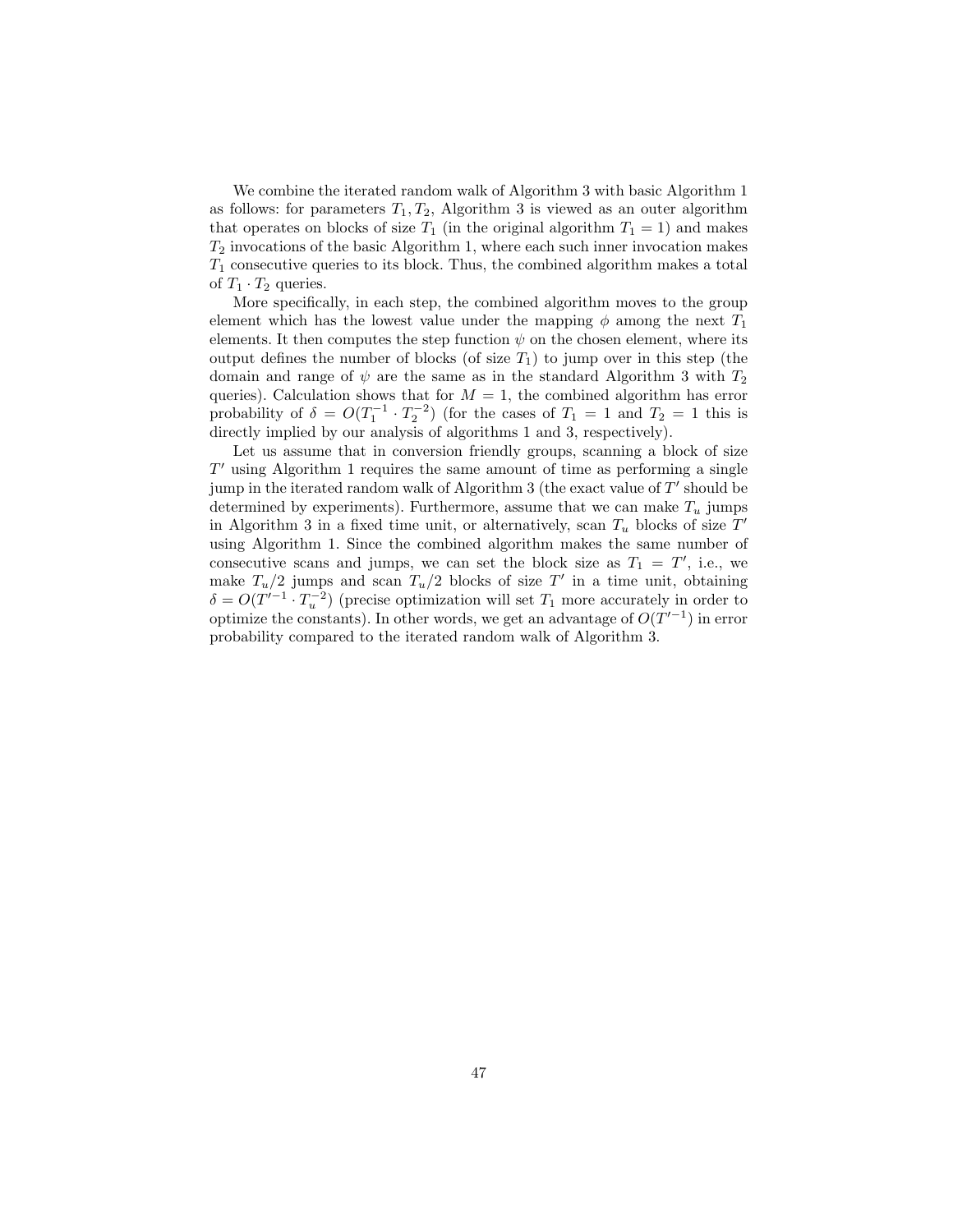We combine the iterated random walk of Algorithm 3 with basic Algorithm 1 as follows: for parameters $T_1, T_2$, Algorithm 3 is viewed as an outer algorithm that operates on blocks of size $T_1$ (in the original algorithm $T_1 = 1$) and makes $T_2$ invocations of the basic Algorithm 1, where each such inner invocation makes $T_1$ consecutive queries to its block. Thus, the combined algorithm makes a total of $T_1 \cdot T_2$ queries.

More specifically, in each step, the combined algorithm moves to the group element which has the lowest value under the mapping $\phi$ among the next $T_1$ elements. It then computes the step function $\psi$ on the chosen element, where its output defines the number of blocks (of size $T_1$) to jump over in this step (the domain and range of $\psi$ are the same as in the standard Algorithm 3 with $T_2$ queries). Calculation shows that for $M = 1$, the combined algorithm has error probability of $\delta = O(T_1^{-1} \cdot T_2^{-2})$ (for the cases of $T_1 = 1$ and $T_2 = 1$ this is directly implied by our analysis of algorithms 1 and 3, respectively).

Let us assume that in conversion friendly groups, scanning a block of size $T'$ using Algorithm 1 requires the same amount of time as performing a single jump in the iterated random walk of Algorithm 3 (the exact value of $T'$ should be determined by experiments). Furthermore, assume that we can make $T_u$ jumps in Algorithm 3 in a fixed time unit, or alternatively, scan $T_u$ blocks of size $T'$ using Algorithm 1. Since the combined algorithm makes the same number of consecutive scans and jumps, we can set the block size as $T_1 = T'$, i.e., we make $T_u/2$ jumps and scan $T_u/2$ blocks of size $T'$ in a time unit, obtaining $\delta = O(T'^{-1} \cdot T_u^{-2})$ (precise optimization will set $T_1$ more accurately in order to optimize the constants). In other words, we get an advantage of $O(T'^{-1})$ in error probability compared to the iterated random walk of Algorithm 3.